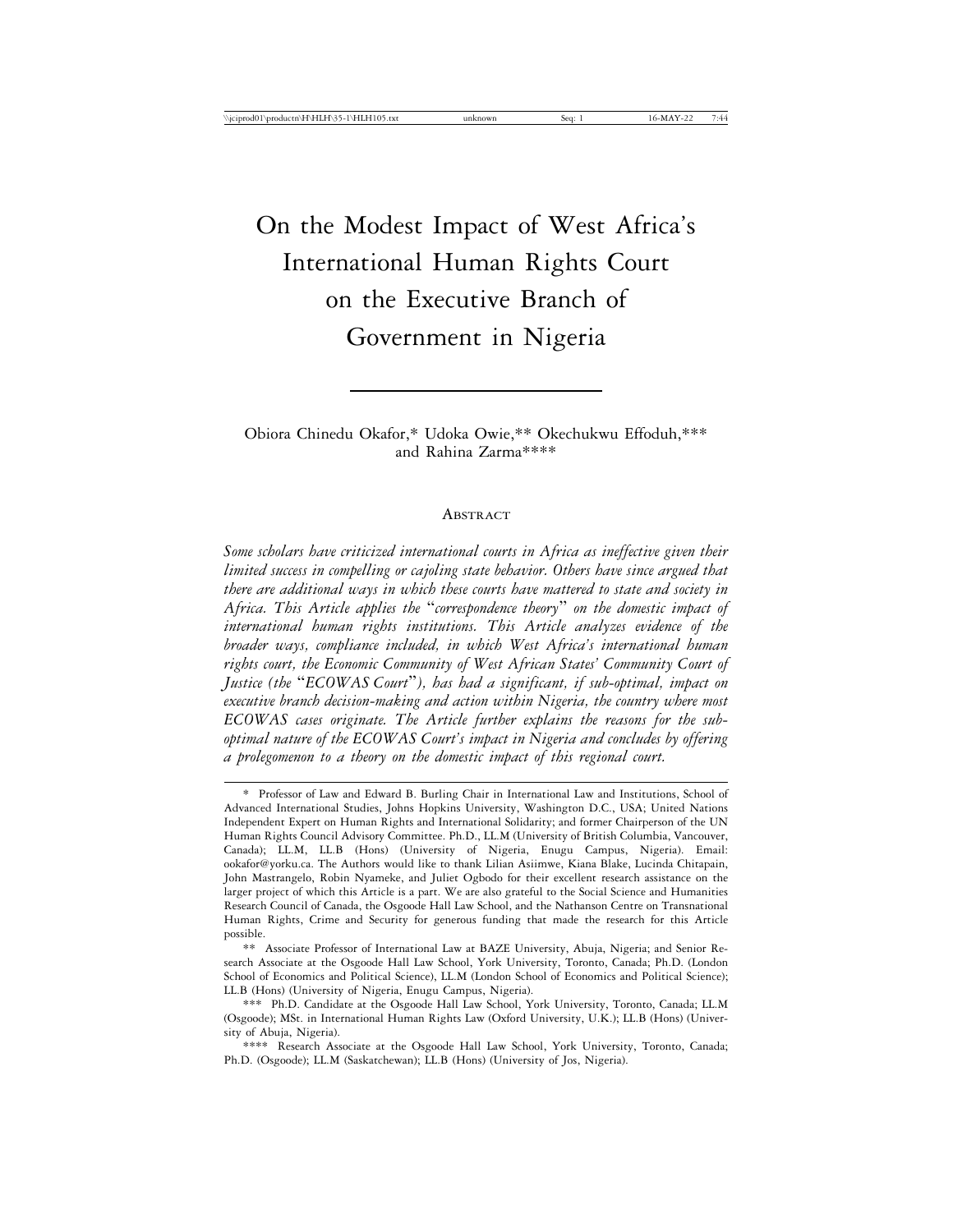# On the Modest Impact of West Africa's International Human Rights Court on the Executive Branch of Government in Nigeria

Obiora Chinedu Okafor,* Udoka Owie,** Okechukwu Effoduh,*** and Rahina Zarma****

## Abstract

*Some scholars have criticized international courts in Africa as ineffective given their limited success in compelling or cajoling state behavior. Others have since argued that there are additional ways in which these courts have mattered to state and society in Africa. This Article applies the "correspondence theory" on the domestic impact of international human rights institutions. This Article analyzes evidence of the broader ways, compliance included, in which West Africa's international human rights court, the Economic Community of West African States' Community Court of Justice (the "ECOWAS Court"), has had a significant, if sub-optimal, impact on executive branch decision-making and action within Nigeria, the country where most ECOWAS cases originate. The Article further explains the reasons for the sub-optimal nature of the ECOWAS Court's impact in Nigeria and concludes by offering a prolegomenon to a theory on the domestic impact of this regional court.*

---

\* Professor of Law and Edward B. Burling Chair in International Law and Institutions, School of Advanced International Studies, Johns Hopkins University, Washington D.C., USA; United Nations Independent Expert on Human Rights and International Solidarity; and former Chairperson of the UN Human Rights Council Advisory Committee. Ph.D., LL.M (University of British Columbia, Vancouver, Canada); LL.M, LL.B (Hons) (University of Nigeria, Enugu Campus, Nigeria). Email: ookafor@yorku.ca. The Authors would like to thank Lilian Asiimwe, Kiana Blake, Lucinda Chitapain, John Mastrangelo, Robin Nyameke, and Juliet Ogbodo for their excellent research assistance on the larger project of which this Article is a part. We are also grateful to the Social Science and Humanities Research Council of Canada, the Osgoode Hall Law School, and the Nathanson Centre on Transnational Human Rights, Crime and Security for generous funding that made the research for this Article possible.

\*\* Associate Professor of International Law at BAZE University, Abuja, Nigeria; and Senior Research Associate at the Osgoode Hall Law School, York University, Toronto, Canada; Ph.D. (London School of Economics and Political Science), LL.M (London School of Economics and Political Science); LL.B (Hons) (University of Nigeria, Enugu Campus, Nigeria).

\*\*\* Ph.D. Candidate at the Osgoode Hall Law School, York University, Toronto, Canada; LL.M (Osgoode); MSt. in International Human Rights Law (Oxford University, U.K.); LL.B (Hons) (University of Abuja, Nigeria).

\*\*\*\* Research Associate at the Osgoode Hall Law School, York University, Toronto, Canada; Ph.D. (Osgoode); LL.M (Saskatchewan); LL.B (Hons) (University of Jos, Nigeria).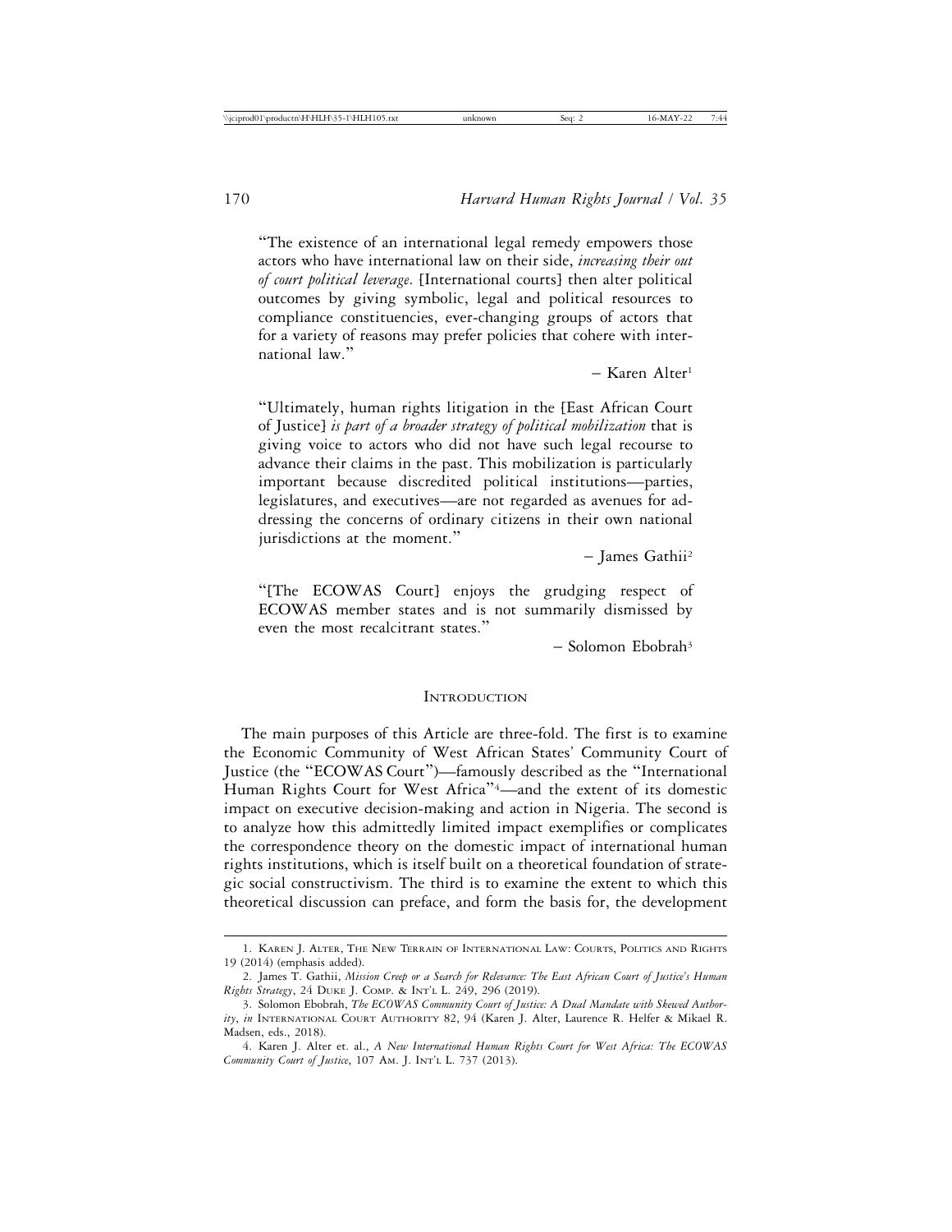"The existence of an international legal remedy empowers those actors who have international law on their side, *increasing their out of court political leverage*. [International courts] then alter political outcomes by giving symbolic, legal and political resources to compliance constituencies, ever-changing groups of actors that for a variety of reasons may prefer policies that cohere with international law."

– Karen Alter[1]

"Ultimately, human rights litigation in the [East African Court of Justice] *is part of a broader strategy of political mobilization* that is giving voice to actors who did not have such legal recourse to advance their claims in the past. This mobilization is particularly important because discredited political institutions—parties, legislatures, and executives—are not regarded as avenues for addressing the concerns of ordinary citizens in their own national jurisdictions at the moment."

– James Gathii[2]

"[The ECOWAS Court] enjoys the grudging respect of ECOWAS member states and is not summarily dismissed by even the most recalcitrant states."

– Solomon Ebobrah[3]

## Introduction

The main purposes of this Article are three-fold. The first is to examine the Economic Community of West African States' Community Court of Justice (the "ECOWAS Court")—famously described as the "International Human Rights Court for West Africa"[4]—and the extent of its domestic impact on executive decision-making and action in Nigeria. The second is to analyze how this admittedly limited impact exemplifies or complicates the correspondence theory on the domestic impact of international human rights institutions, which is itself built on a theoretical foundation of strategic social constructivism. The third is to examine the extent to which this theoretical discussion can preface, and form the basis for, the development

---

1. Karen J. Alter, The New Terrain of International Law: Courts, Politics and Rights 19 (2014) (emphasis added).

2. James T. Gathii, *Mission Creep or a Search for Relevance: The East African Court of Justice's Human Rights Strategy*, 24 Duke J. Comp. & Int'l L. 249, 296 (2019).

3. Solomon Ebobrah, *The ECOWAS Community Court of Justice: A Dual Mandate with Skewed Authority*, *in* International Court Authority 82, 94 (Karen J. Alter, Laurence R. Helfer & Mikael R. Madsen, eds., 2018).

4. Karen J. Alter et. al., *A New International Human Rights Court for West Africa: The ECOWAS Community Court of Justice*, 107 Am. J. Int'l L. 737 (2013).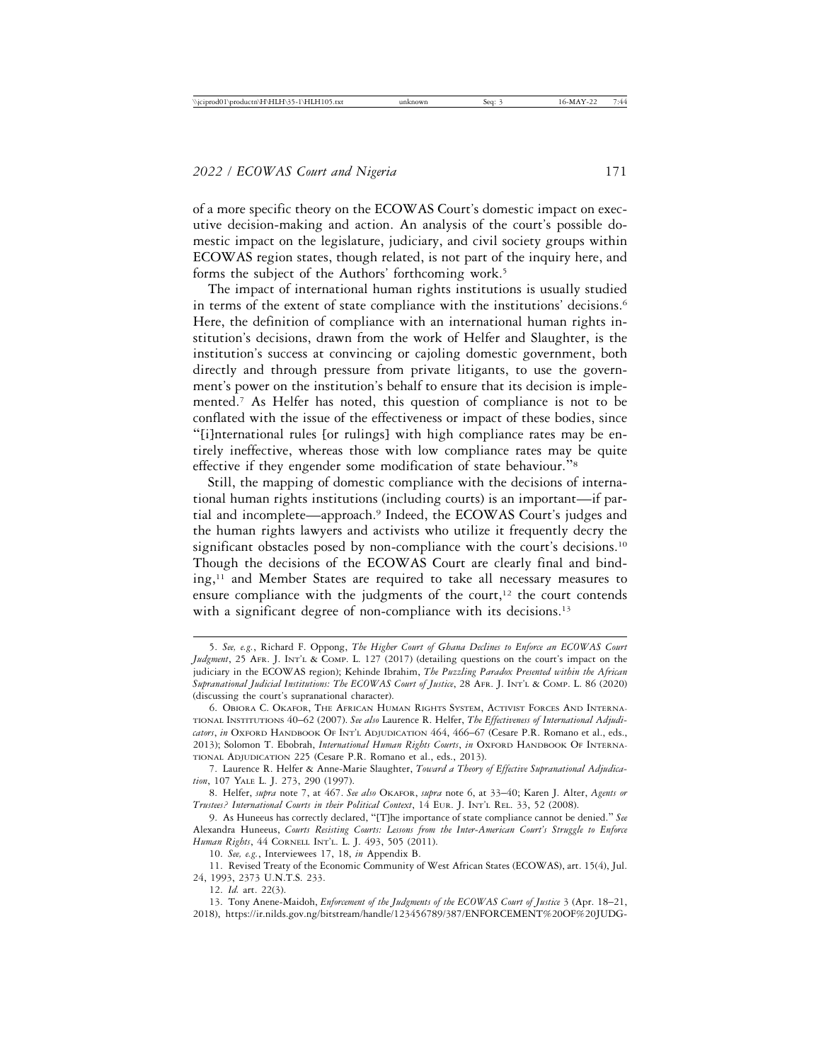of a more specific theory on the ECOWAS Court's domestic impact on executive decision-making and action. An analysis of the court's possible domestic impact on the legislature, judiciary, and civil society groups within ECOWAS region states, though related, is not part of the inquiry here, and forms the subject of the Authors' forthcoming work.[5]

The impact of international human rights institutions is usually studied in terms of the extent of state compliance with the institutions' decisions.[6] Here, the definition of compliance with an international human rights institution's decisions, drawn from the work of Helfer and Slaughter, is the institution's success at convincing or cajoling domestic government, both directly and through pressure from private litigants, to use the government's power on the institution's behalf to ensure that its decision is implemented.[7] As Helfer has noted, this question of compliance is not to be conflated with the issue of the effectiveness or impact of these bodies, since "[i]nternational rules [or rulings] with high compliance rates may be entirely ineffective, whereas those with low compliance rates may be quite effective if they engender some modification of state behaviour."[8]

Still, the mapping of domestic compliance with the decisions of international human rights institutions (including courts) is an important—if partial and incomplete—approach.[9] Indeed, the ECOWAS Court's judges and the human rights lawyers and activists who utilize it frequently decry the significant obstacles posed by non-compliance with the court's decisions.[10] Though the decisions of the ECOWAS Court are clearly final and binding,[11] and Member States are required to take all necessary measures to ensure compliance with the judgments of the court,[12] the court contends with a significant degree of non-compliance with its decisions.[13]

---

5. *See, e.g.*, Richard F. Oppong, *The Higher Court of Ghana Declines to Enforce an ECOWAS Court Judgment*, 25 Afr. J. Int'l & Comp. L. 127 (2017) (detailing questions on the court's impact on the judiciary in the ECOWAS region); Kehinde Ibrahim, *The Puzzling Paradox Presented within the African Supranational Judicial Institutions: The ECOWAS Court of Justice*, 28 Afr. J. Int'l & Comp. L. 86 (2020) (discussing the court's supranational character).

6. Obiora C. Okafor, The African Human Rights System, Activist Forces And International Institutions 40–62 (2007). *See also* Laurence R. Helfer, *The Effectiveness of International Adjudicators*, *in* Oxford Handbook Of Int'l Adjudication 464, 466–67 (Cesare P.R. Romano et al., eds., 2013); Solomon T. Ebobrah, *International Human Rights Courts*, *in* Oxford Handbook Of International Adjudication 225 (Cesare P.R. Romano et al., eds., 2013).

7. Laurence R. Helfer & Anne-Marie Slaughter, *Toward a Theory of Effective Supranational Adjudication*, 107 Yale L. J. 273, 290 (1997).

8. Helfer, *supra* note 7, at 467. *See also* Okafor, *supra* note 6, at 33–40; Karen J. Alter, *Agents or Trustees? International Courts in their Political Context*, 14 Eur. J. Int'l Rel. 33, 52 (2008).

9. As Huneeus has correctly declared, "[T]he importance of state compliance cannot be denied." *See* Alexandra Huneeus, *Courts Resisting Courts: Lessons from the Inter-American Court's Struggle to Enforce Human Rights*, 44 Cornell Int'l. L. J. 493, 505 (2011).

10. *See, e.g.*, Interviewees 17, 18, *in* Appendix B.

11. Revised Treaty of the Economic Community of West African States (ECOWAS), art. 15(4), Jul. 24, 1993, 2373 U.N.T.S. 233.

12. *Id.* art. 22(3).

13. Tony Anene-Maidoh, *Enforcement of the Judgments of the ECOWAS Court of Justice* 3 (Apr. 18–21, 2018), https://ir.nilds.gov.ng/bitstream/handle/123456789/387/ENFORCEMENT%20OF%20JUDG-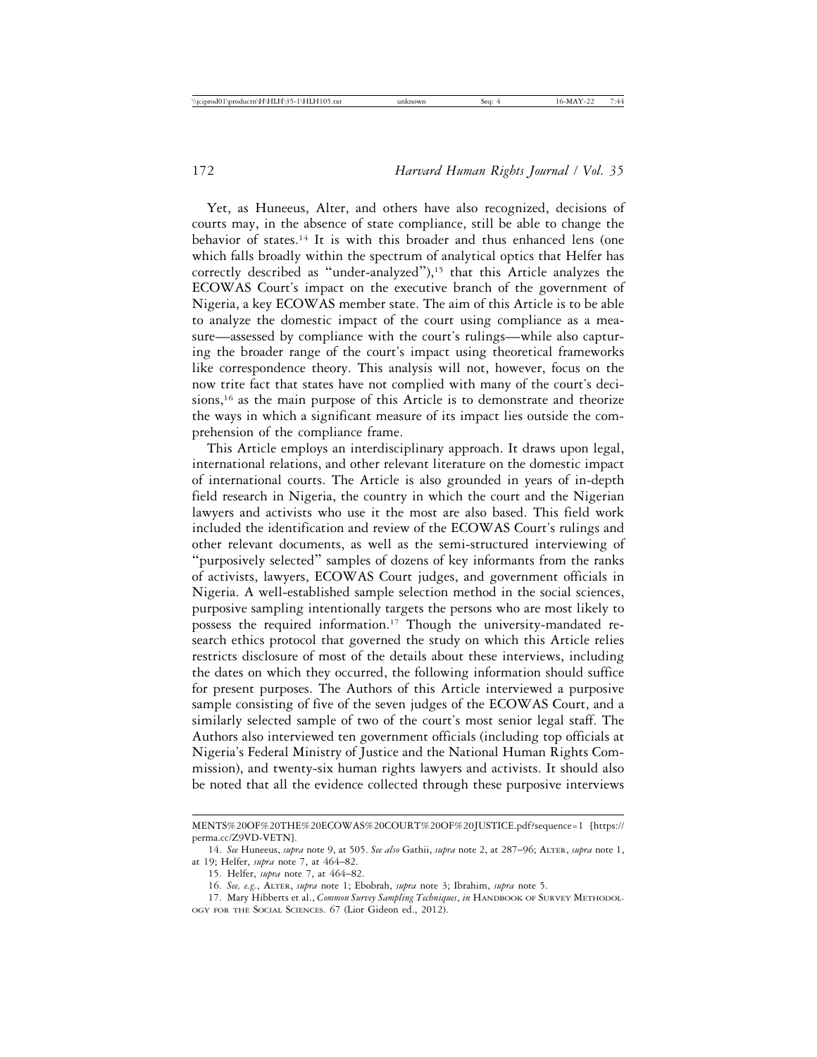Yet, as Huneeus, Alter, and others have also recognized, decisions of courts may, in the absence of state compliance, still be able to change the behavior of states.[14] It is with this broader and thus enhanced lens (one which falls broadly within the spectrum of analytical optics that Helfer has correctly described as "under-analyzed"),[15] that this Article analyzes the ECOWAS Court's impact on the executive branch of the government of Nigeria, a key ECOWAS member state. The aim of this Article is to be able to analyze the domestic impact of the court using compliance as a measure—assessed by compliance with the court's rulings—while also capturing the broader range of the court's impact using theoretical frameworks like correspondence theory. This analysis will not, however, focus on the now trite fact that states have not complied with many of the court's decisions,[16] as the main purpose of this Article is to demonstrate and theorize the ways in which a significant measure of its impact lies outside the comprehension of the compliance frame.

This Article employs an interdisciplinary approach. It draws upon legal, international relations, and other relevant literature on the domestic impact of international courts. The Article is also grounded in years of in-depth field research in Nigeria, the country in which the court and the Nigerian lawyers and activists who use it the most are also based. This field work included the identification and review of the ECOWAS Court's rulings and other relevant documents, as well as the semi-structured interviewing of "purposively selected" samples of dozens of key informants from the ranks of activists, lawyers, ECOWAS Court judges, and government officials in Nigeria. A well-established sample selection method in the social sciences, purposive sampling intentionally targets the persons who are most likely to possess the required information.[17] Though the university-mandated research ethics protocol that governed the study on which this Article relies restricts disclosure of most of the details about these interviews, including the dates on which they occurred, the following information should suffice for present purposes. The Authors of this Article interviewed a purposive sample consisting of five of the seven judges of the ECOWAS Court, and a similarly selected sample of two of the court's most senior legal staff. The Authors also interviewed ten government officials (including top officials at Nigeria's Federal Ministry of Justice and the National Human Rights Commission), and twenty-six human rights lawyers and activists. It should also be noted that all the evidence collected through these purposive interviews

---

MENTS%20OF%20THE%20ECOWAS%20COURT%20OF%20JUSTICE.pdf?sequence=1 [https://perma.cc/Z9VD-VETN].

14. *See* Huneeus, *supra* note 9, at 505. *See also* Gathii, *supra* note 2, at 287–96; ALTER, *supra* note 1, at 19; Helfer, *supra* note 7, at 464–82.

15. Helfer, *supra* note 7, at 464–82.

16. *See, e.g.*, ALTER, *supra* note 1; Ebobrah, *supra* note 3; Ibrahim, *supra* note 5.

17. Mary Hibberts et al., *Common Survey Sampling Techniques*, *in* HANDBOOK OF SURVEY METHODOLOGY FOR THE SOCIAL SCIENCES. 67 (Lior Gideon ed., 2012).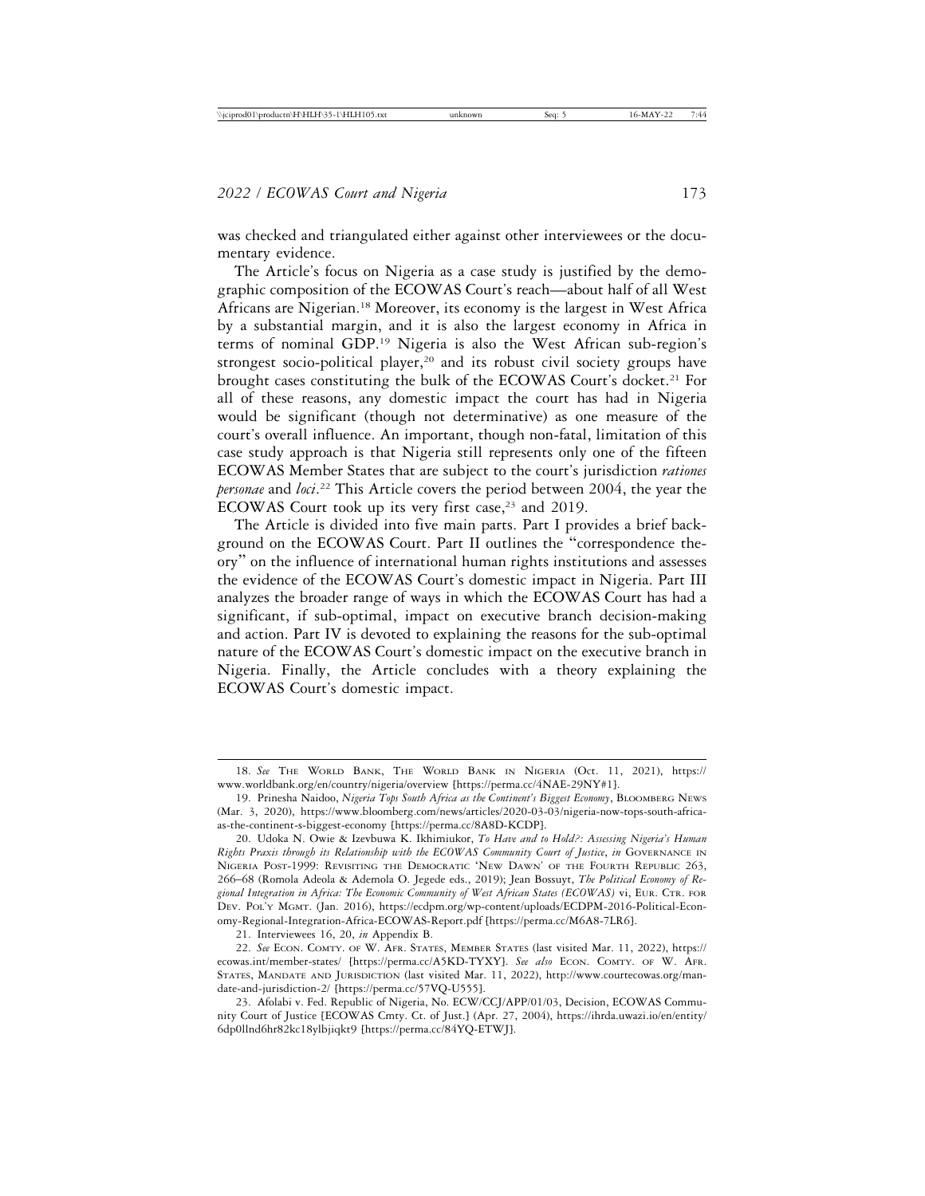was checked and triangulated either against other interviewees or the documentary evidence.

The Article's focus on Nigeria as a case study is justified by the demographic composition of the ECOWAS Court's reach—about half of all West Africans are Nigerian.[18] Moreover, its economy is the largest in West Africa by a substantial margin, and it is also the largest economy in Africa in terms of nominal GDP.[19] Nigeria is also the West African sub-region's strongest socio-political player,[20] and its robust civil society groups have brought cases constituting the bulk of the ECOWAS Court's docket.[21] For all of these reasons, any domestic impact the court has had in Nigeria would be significant (though not determinative) as one measure of the court's overall influence. An important, though non-fatal, limitation of this case study approach is that Nigeria still represents only one of the fifteen ECOWAS Member States that are subject to the court's jurisdiction *rationes personae* and *loci*.[22] This Article covers the period between 2004, the year the ECOWAS Court took up its very first case,[23] and 2019.

The Article is divided into five main parts. Part I provides a brief background on the ECOWAS Court. Part II outlines the "correspondence theory" on the influence of international human rights institutions and assesses the evidence of the ECOWAS Court's domestic impact in Nigeria. Part III analyzes the broader range of ways in which the ECOWAS Court has had a significant, if sub-optimal, impact on executive branch decision-making and action. Part IV is devoted to explaining the reasons for the sub-optimal nature of the ECOWAS Court's domestic impact on the executive branch in Nigeria. Finally, the Article concludes with a theory explaining the ECOWAS Court's domestic impact.

---

18. *See* The World Bank, The World Bank in Nigeria (Oct. 11, 2021), https://www.worldbank.org/en/country/nigeria/overview [https://perma.cc/4NAE-29NY#1].

19. Prinesha Naidoo, *Nigeria Tops South Africa as the Continent's Biggest Economy*, Bloomberg News (Mar. 3, 2020), https://www.bloomberg.com/news/articles/2020-03-03/nigeria-now-tops-south-africa-as-the-continent-s-biggest-economy [https://perma.cc/8A8D-KCDP].

20. Udoka N. Owie & Izevbuwa K. Ikhimiukor, *To Have and to Hold?: Assessing Nigeria's Human Rights Praxis through its Relationship with the ECOWAS Community Court of Justice*, *in* Governance in Nigeria Post-1999: Revisiting the Democratic 'New Dawn' of the Fourth Republic 263, 266–68 (Romola Adeola & Ademola O. Jegede eds., 2019); Jean Bossuyt, *The Political Economy of Regional Integration in Africa: The Economic Community of West African States (ECOWAS)* vi, Eur. Ctr. for Dev. Pol'y Mgmt. (Jan. 2016), https://ecdpm.org/wp-content/uploads/ECDPM-2016-Political-Economy-Regional-Integration-Africa-ECOWAS-Report.pdf [https://perma.cc/M6A8-7LR6].

21. Interviewees 16, 20, *in* Appendix B.

22. *See* Econ. Comty. of W. Afr. States, Member States (last visited Mar. 11, 2022), https://ecowas.int/member-states/ [https://perma.cc/A5KD-TYXY]. *See also* Econ. Comty. of W. Afr. States, Mandate and Jurisdiction (last visited Mar. 11, 2022), http://www.courtecowas.org/mandate-and-jurisdiction-2/ [https://perma.cc/57VQ-U555].

23. Afolabi v. Fed. Republic of Nigeria, No. ECW/CCJ/APP/01/03, Decision, ECOWAS Community Court of Justice [ECOWAS Cmty. Ct. of Just.] (Apr. 27, 2004), https://ihrda.uwazi.io/en/entity/6dp0llnd6hr82kc18ylbjiqkt9 [https://perma.cc/84YQ-ETWJ].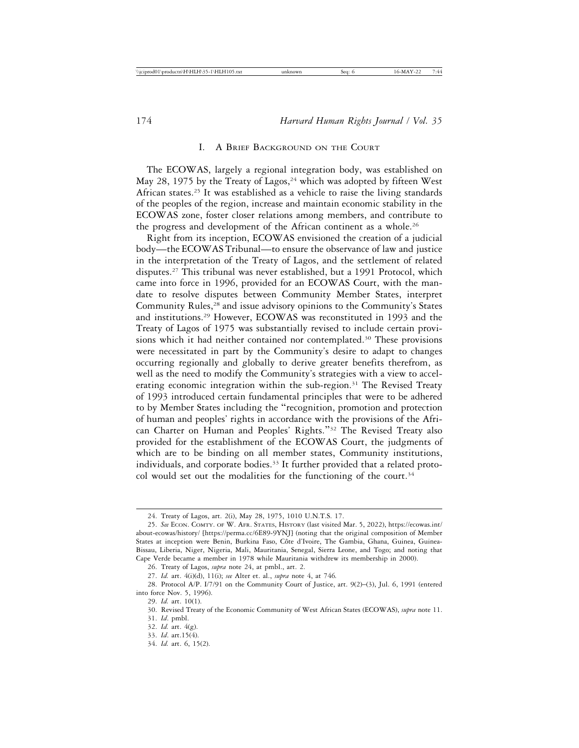## I. A Brief Background on the Court

The ECOWAS, largely a regional integration body, was established on May 28, 1975 by the Treaty of Lagos,[24] which was adopted by fifteen West African states.[25] It was established as a vehicle to raise the living standards of the peoples of the region, increase and maintain economic stability in the ECOWAS zone, foster closer relations among members, and contribute to the progress and development of the African continent as a whole.[26]

Right from its inception, ECOWAS envisioned the creation of a judicial body—the ECOWAS Tribunal—to ensure the observance of law and justice in the interpretation of the Treaty of Lagos, and the settlement of related disputes.[27] This tribunal was never established, but a 1991 Protocol, which came into force in 1996, provided for an ECOWAS Court, with the mandate to resolve disputes between Community Member States, interpret Community Rules,[28] and issue advisory opinions to the Community's States and institutions.[29] However, ECOWAS was reconstituted in 1993 and the Treaty of Lagos of 1975 was substantially revised to include certain provisions which it had neither contained nor contemplated.[30] These provisions were necessitated in part by the Community's desire to adapt to changes occurring regionally and globally to derive greater benefits therefrom, as well as the need to modify the Community's strategies with a view to accelerating economic integration within the sub-region.[31] The Revised Treaty of 1993 introduced certain fundamental principles that were to be adhered to by Member States including the "recognition, promotion and protection of human and peoples' rights in accordance with the provisions of the African Charter on Human and Peoples' Rights."[32] The Revised Treaty also provided for the establishment of the ECOWAS Court, the judgments of which are to be binding on all member states, Community institutions, individuals, and corporate bodies.[33] It further provided that a related protocol would set out the modalities for the functioning of the court.[34]

---

24. Treaty of Lagos, art. 2(i), May 28, 1975, 1010 U.N.T.S. 17.

25. *See* Econ. Comty. of W. Afr. States, History (last visited Mar. 5, 2022), https://ecowas.int/about-ecowas/history/ [https://perma.cc/6E89-9YNJ] (noting that the original composition of Member States at inception were Benin, Burkina Faso, Côte d'Ivoire, The Gambia, Ghana, Guinea, Guinea-Bissau, Liberia, Niger, Nigeria, Mali, Mauritania, Senegal, Sierra Leone, and Togo; and noting that Cape Verde became a member in 1978 while Mauritania withdrew its membership in 2000).

26. Treaty of Lagos, *supra* note 24, at pmbl., art. 2.

27. *Id.* art. 4(i)(d), 11(i); *see* Alter et. al., *supra* note 4, at 746.

28. Protocol A/P. I/7/91 on the Community Court of Justice, art. 9(2)–(3), Jul. 6, 1991 (entered into force Nov. 5, 1996).

29. *Id.* art. 10(1).

30. Revised Treaty of the Economic Community of West African States (ECOWAS), *supra* note 11.

31. *Id*. pmbl.

32. *Id.* art. 4(g).

33. *Id*. art.15(4).

34. *Id.* art. 6, 15(2).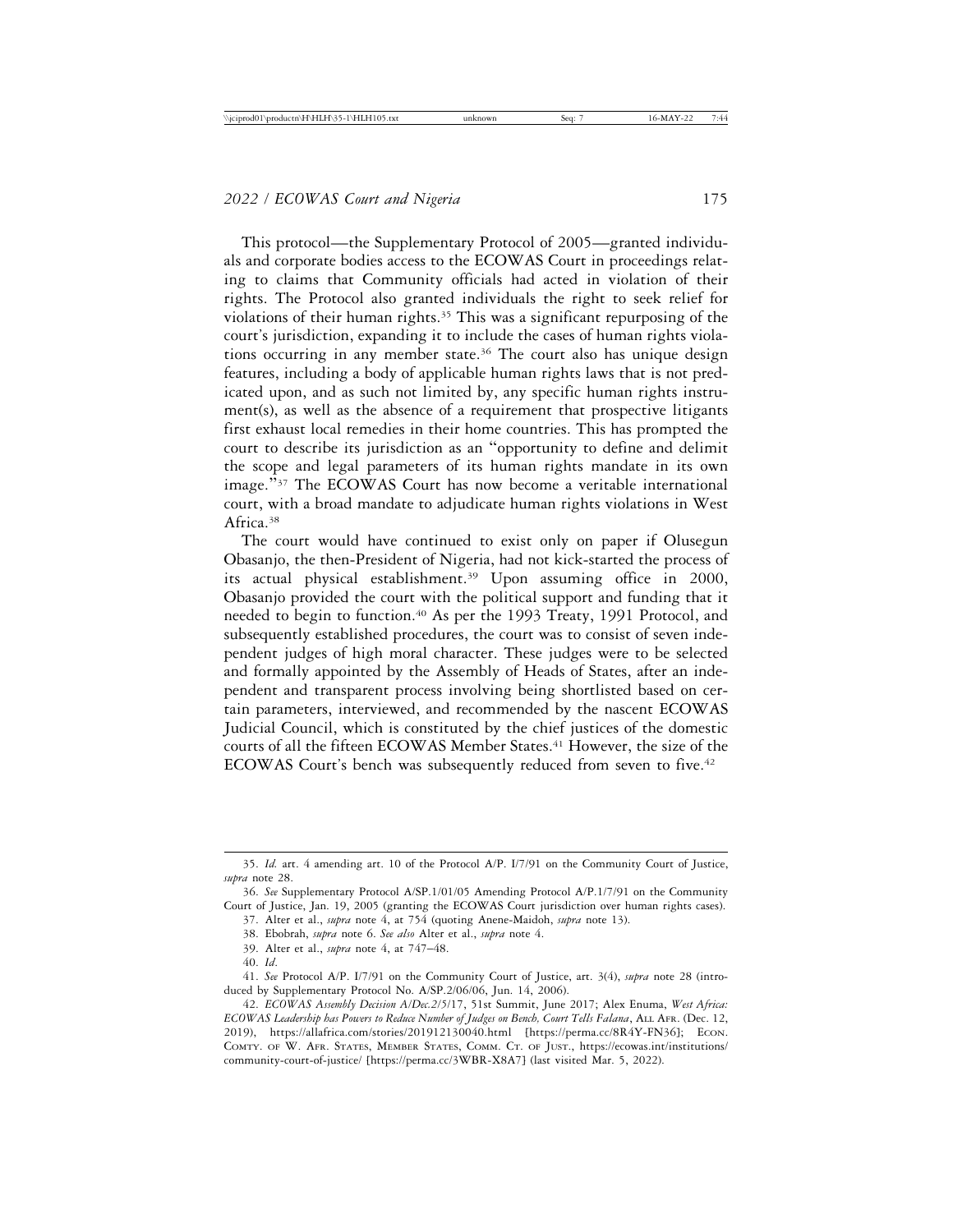This protocol—the Supplementary Protocol of 2005—granted individuals and corporate bodies access to the ECOWAS Court in proceedings relating to claims that Community officials had acted in violation of their rights. The Protocol also granted individuals the right to seek relief for violations of their human rights.[35] This was a significant repurposing of the court's jurisdiction, expanding it to include the cases of human rights violations occurring in any member state.[36] The court also has unique design features, including a body of applicable human rights laws that is not predicated upon, and as such not limited by, any specific human rights instrument(s), as well as the absence of a requirement that prospective litigants first exhaust local remedies in their home countries. This has prompted the court to describe its jurisdiction as an "opportunity to define and delimit the scope and legal parameters of its human rights mandate in its own image."[37] The ECOWAS Court has now become a veritable international court, with a broad mandate to adjudicate human rights violations in West Africa.[38]

The court would have continued to exist only on paper if Olusegun Obasanjo, the then-President of Nigeria, had not kick-started the process of its actual physical establishment.[39] Upon assuming office in 2000, Obasanjo provided the court with the political support and funding that it needed to begin to function.[40] As per the 1993 Treaty, 1991 Protocol, and subsequently established procedures, the court was to consist of seven independent judges of high moral character. These judges were to be selected and formally appointed by the Assembly of Heads of States, after an independent and transparent process involving being shortlisted based on certain parameters, interviewed, and recommended by the nascent ECOWAS Judicial Council, which is constituted by the chief justices of the domestic courts of all the fifteen ECOWAS Member States.[41] However, the size of the ECOWAS Court's bench was subsequently reduced from seven to five.[42]

---

35. *Id.* art. 4 amending art. 10 of the Protocol A/P. I/7/91 on the Community Court of Justice, *supra* note 28.

36. *See* Supplementary Protocol A/SP.1/01/05 Amending Protocol A/P.1/7/91 on the Community Court of Justice, Jan. 19, 2005 (granting the ECOWAS Court jurisdiction over human rights cases).

37. Alter et al., *supra* note 4, at 754 (quoting Anene-Maidoh, *supra* note 13).

38. Ebobrah, *supra* note 6. *See also* Alter et al., *supra* note 4.

39. Alter et al., *supra* note 4, at 747–48.

40. *Id*.

41. *See* Protocol A/P. I/7/91 on the Community Court of Justice, art. 3(4), *supra* note 28 (introduced by Supplementary Protocol No. A/SP.2/06/06, Jun. 14, 2006).

42. *ECOWAS Assembly Decision A/Dec.2/5/17*, 51st Summit, June 2017; Alex Enuma, *West Africa: ECOWAS Leadership has Powers to Reduce Number of Judges on Bench, Court Tells Falana*, All Afr. (Dec. 12, 2019), https://allafrica.com/stories/201912130040.html [https://perma.cc/8R4Y-FN36]; Econ. Comty. of W. Afr. States, Member States, Comm. Ct. of Just., https://ecowas.int/institutions/community-court-of-justice/ [https://perma.cc/3WBR-X8A7] (last visited Mar. 5, 2022).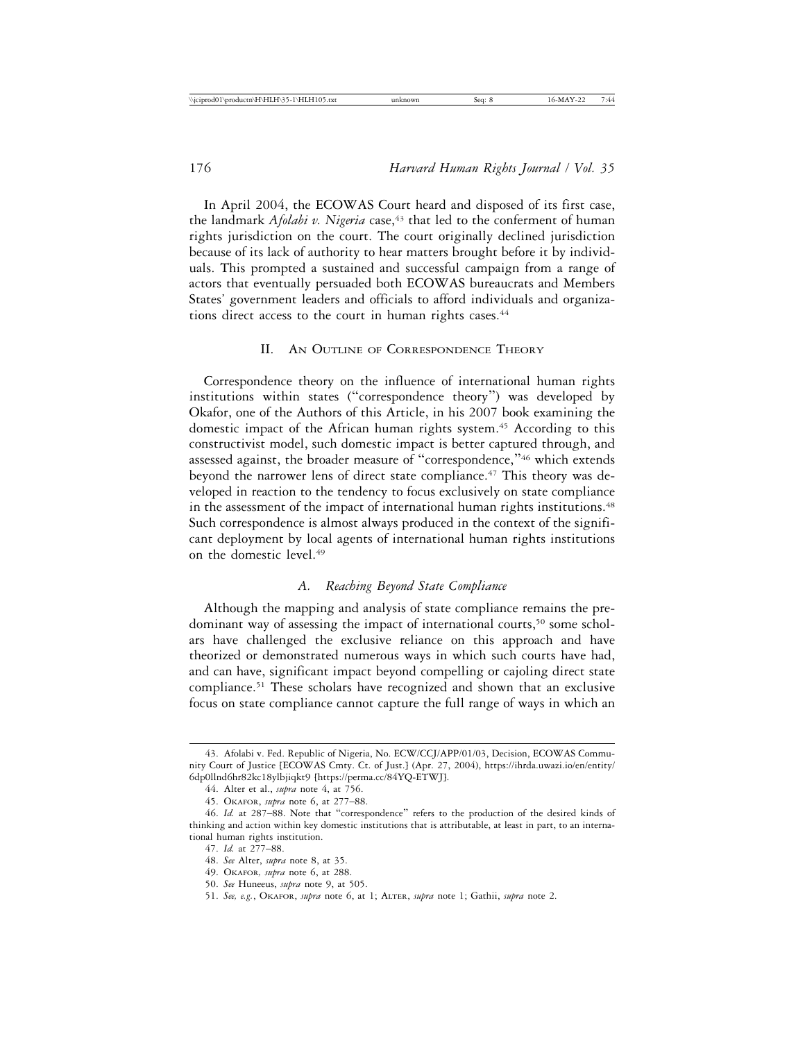In April 2004, the ECOWAS Court heard and disposed of its first case, the landmark *Afolabi v. Nigeria* case,[43] that led to the conferment of human rights jurisdiction on the court. The court originally declined jurisdiction because of its lack of authority to hear matters brought before it by individuals. This prompted a sustained and successful campaign from a range of actors that eventually persuaded both ECOWAS bureaucrats and Members States' government leaders and officials to afford individuals and organizations direct access to the court in human rights cases.[44]

## II. An Outline of Correspondence Theory

Correspondence theory on the influence of international human rights institutions within states ("correspondence theory") was developed by Okafor, one of the Authors of this Article, in his 2007 book examining the domestic impact of the African human rights system.[45] According to this constructivist model, such domestic impact is better captured through, and assessed against, the broader measure of "correspondence,"[46] which extends beyond the narrower lens of direct state compliance.[47] This theory was developed in reaction to the tendency to focus exclusively on state compliance in the assessment of the impact of international human rights institutions.[48] Such correspondence is almost always produced in the context of the significant deployment by local agents of international human rights institutions on the domestic level.[49]

### A. *Reaching Beyond State Compliance*

Although the mapping and analysis of state compliance remains the predominant way of assessing the impact of international courts,[50] some scholars have challenged the exclusive reliance on this approach and have theorized or demonstrated numerous ways in which such courts have had, and can have, significant impact beyond compelling or cajoling direct state compliance.[51] These scholars have recognized and shown that an exclusive focus on state compliance cannot capture the full range of ways in which an

---

43. Afolabi v. Fed. Republic of Nigeria, No. ECW/CCJ/APP/01/03, Decision, ECOWAS Community Court of Justice [ECOWAS Cmty. Ct. of Just.] (Apr. 27, 2004), https://ihrda.uwazi.io/en/entity/6dp0llnd6hr82kc18ylbjiqkt9 [https://perma.cc/84YQ-ETWJ].

44. Alter et al., *supra* note 4, at 756.

45. Okafor, *supra* note 6, at 277–88.

46. *Id.* at 287–88. Note that "correspondence" refers to the production of the desired kinds of thinking and action within key domestic institutions that is attributable, at least in part, to an international human rights institution.

47. *Id.* at 277–88.

48. *See* Alter, *supra* note 8, at 35.

49. Okafor, *supra* note 6, at 288.

50. *See* Huneeus, *supra* note 9, at 505.

51. *See, e.g.*, Okafor, *supra* note 6, at 1; Alter, *supra* note 1; Gathii, *supra* note 2.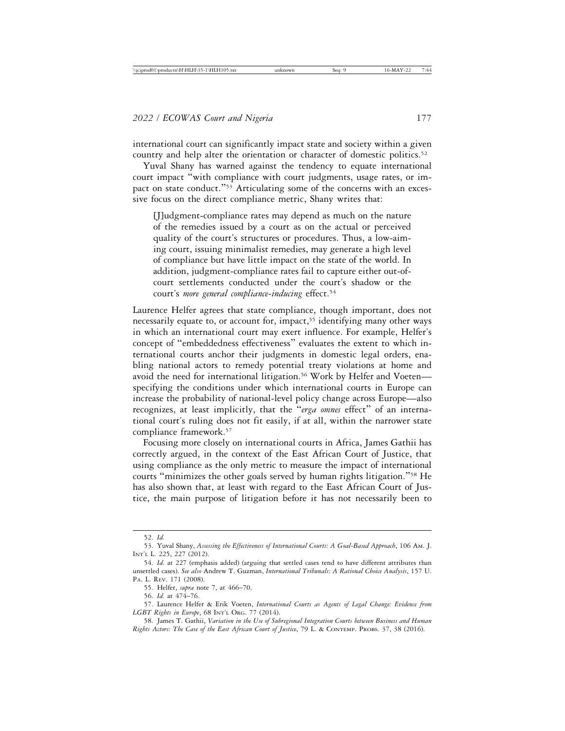international court can significantly impact state and society within a given country and help alter the orientation or character of domestic politics.[52]

Yuval Shany has warned against the tendency to equate international court impact "with compliance with court judgments, usage rates, or impact on state conduct."[53] Articulating some of the concerns with an excessive focus on the direct compliance metric, Shany writes that:

> [J]udgment-compliance rates may depend as much on the nature of the remedies issued by a court as on the actual or perceived quality of the court's structures or procedures. Thus, a low-aiming court, issuing minimalist remedies, may generate a high level of compliance but have little impact on the state of the world. In addition, judgment-compliance rates fail to capture either out-of-court settlements conducted under the court's shadow or the court's *more general compliance-inducing* effect.[54]

Laurence Helfer agrees that state compliance, though important, does not necessarily equate to, or account for, impact,[55] identifying many other ways in which an international court may exert influence. For example, Helfer's concept of "embeddedness effectiveness" evaluates the extent to which international courts anchor their judgments in domestic legal orders, enabling national actors to remedy potential treaty violations at home and avoid the need for international litigation.[56] Work by Helfer and Voeten—specifying the conditions under which international courts in Europe can increase the probability of national-level policy change across Europe—also recognizes, at least implicitly, that the "*erga omnes* effect" of an international court's ruling does not fit easily, if at all, within the narrower state compliance framework.[57]

Focusing more closely on international courts in Africa, James Gathii has correctly argued, in the context of the East African Court of Justice, that using compliance as the only metric to measure the impact of international courts "minimizes the other goals served by human rights litigation."[58] He has also shown that, at least with regard to the East African Court of Justice, the main purpose of litigation before it has not necessarily been to

---

52. *Id.*

53. Yuval Shany, *Assessing the Effectiveness of International Courts: A Goal-Based Approach*, 106 Am. J. Int'l L. 225, 227 (2012).

54. *Id.* at 227 (emphasis added) (arguing that settled cases tend to have different attributes than unsettled cases). *See also* Andrew T. Guzman, *International Tribunals: A Rational Choice Analysis*, 157 U. Pa. L. Rev. 171 (2008).

55. Helfer, *supra* note 7, at 466–70.

56. *Id.* at 474–76.

57. Laurence Helfer & Erik Voeten, *International Courts as Agents of Legal Change: Evidence from LGBT Rights in Europe*, 68 Int'l Org. 77 (2014).

58. James T. Gathii, *Variation in the Use of Subregional Integration Courts between Business and Human Rights Actors: The Case of the East African Court of Justice*, 79 L. & Contemp. Probs. 37, 38 (2016).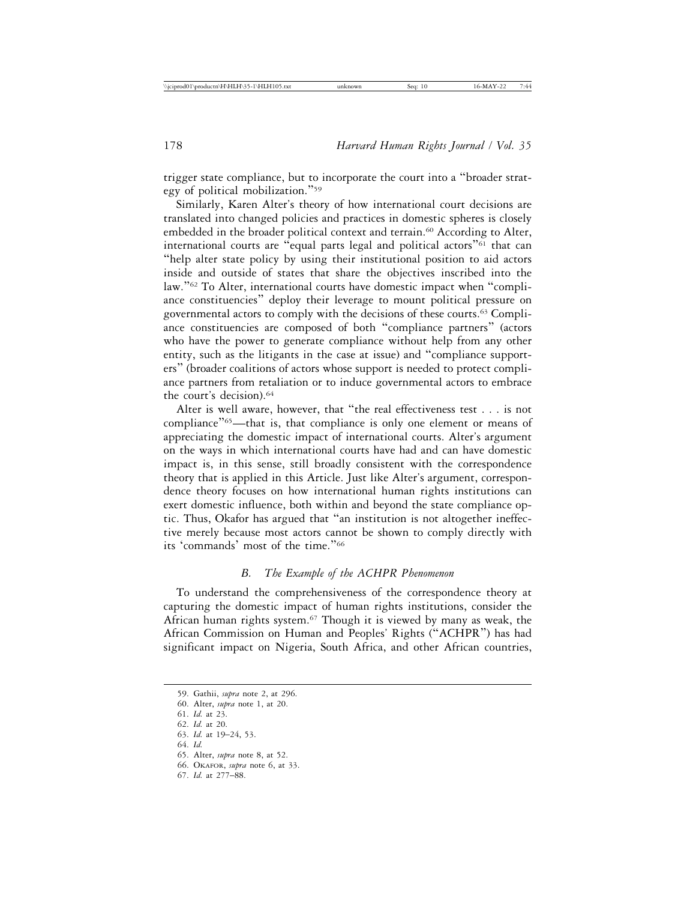trigger state compliance, but to incorporate the court into a "broader strategy of political mobilization."[59]

Similarly, Karen Alter's theory of how international court decisions are translated into changed policies and practices in domestic spheres is closely embedded in the broader political context and terrain.[60] According to Alter, international courts are "equal parts legal and political actors"[61] that can "help alter state policy by using their institutional position to aid actors inside and outside of states that share the objectives inscribed into the law."[62] To Alter, international courts have domestic impact when "compliance constituencies" deploy their leverage to mount political pressure on governmental actors to comply with the decisions of these courts.[63] Compliance constituencies are composed of both "compliance partners" (actors who have the power to generate compliance without help from any other entity, such as the litigants in the case at issue) and "compliance supporters" (broader coalitions of actors whose support is needed to protect compliance partners from retaliation or to induce governmental actors to embrace the court's decision).[64]

Alter is well aware, however, that "the real effectiveness test . . . is not compliance"[65]—that is, that compliance is only one element or means of appreciating the domestic impact of international courts. Alter's argument on the ways in which international courts have had and can have domestic impact is, in this sense, still broadly consistent with the correspondence theory that is applied in this Article. Just like Alter's argument, correspondence theory focuses on how international human rights institutions can exert domestic influence, both within and beyond the state compliance optic. Thus, Okafor has argued that "an institution is not altogether ineffective merely because most actors cannot be shown to comply directly with its 'commands' most of the time."[66]

### *B. The Example of the ACHPR Phenomenon*

To understand the comprehensiveness of the correspondence theory at capturing the domestic impact of human rights institutions, consider the African human rights system.[67] Though it is viewed by many as weak, the African Commission on Human and Peoples' Rights ("ACHPR") has had significant impact on Nigeria, South Africa, and other African countries,

---

59. Gathii, *supra* note 2, at 296.
60. Alter, *supra* note 1, at 20.
61. *Id.* at 23.
62. *Id.* at 20.
63. *Id.* at 19–24, 53.
64. *Id.*
65. Alter, *supra* note 8, at 52.
66. Okafor, *supra* note 6, at 33.
67. *Id.* at 277–88.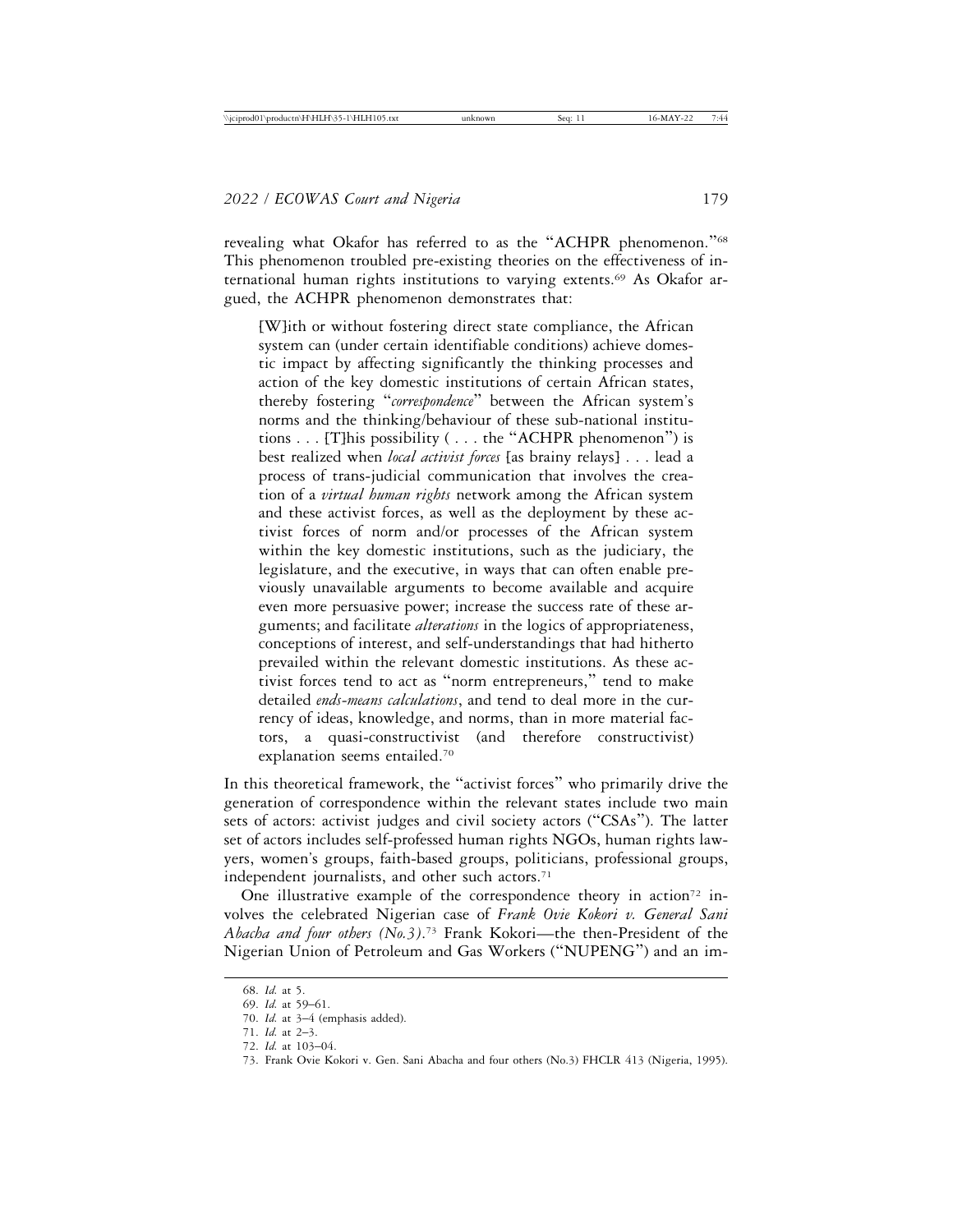revealing what Okafor has referred to as the "ACHPR phenomenon."[68] This phenomenon troubled pre-existing theories on the effectiveness of international human rights institutions to varying extents.[69] As Okafor argued, the ACHPR phenomenon demonstrates that:

> [W]ith or without fostering direct state compliance, the African system can (under certain identifiable conditions) achieve domestic impact by affecting significantly the thinking processes and action of the key domestic institutions of certain African states, thereby fostering "*correspondence*" between the African system's norms and the thinking/behaviour of these sub-national institutions . . . [T]his possibility ( . . . the "ACHPR phenomenon") is best realized when *local activist forces* [as brainy relays] . . . lead a process of trans-judicial communication that involves the creation of a *virtual human rights* network among the African system and these activist forces, as well as the deployment by these activist forces of norm and/or processes of the African system within the key domestic institutions, such as the judiciary, the legislature, and the executive, in ways that can often enable previously unavailable arguments to become available and acquire even more persuasive power; increase the success rate of these arguments; and facilitate *alterations* in the logics of appropriateness, conceptions of interest, and self-understandings that had hitherto prevailed within the relevant domestic institutions. As these activist forces tend to act as "norm entrepreneurs," tend to make detailed *ends-means calculations*, and tend to deal more in the currency of ideas, knowledge, and norms, than in more material factors, a quasi-constructivist (and therefore constructivist) explanation seems entailed.[70]

In this theoretical framework, the "activist forces" who primarily drive the generation of correspondence within the relevant states include two main sets of actors: activist judges and civil society actors ("CSAs"). The latter set of actors includes self-professed human rights NGOs, human rights lawyers, women's groups, faith-based groups, politicians, professional groups, independent journalists, and other such actors.[71]

One illustrative example of the correspondence theory in action[72] involves the celebrated Nigerian case of *Frank Ovie Kokori v. General Sani Abacha and four others (No.3)*.[73] Frank Kokori—the then-President of the Nigerian Union of Petroleum and Gas Workers ("NUPENG") and an im-

---

68. *Id.* at 5.

69. *Id.* at 59–61.

70. *Id.* at 3–4 (emphasis added).

71. *Id.* at 2–3.

72. *Id.* at 103–04.

73. Frank Ovie Kokori v. Gen. Sani Abacha and four others (No.3) FHCLR 413 (Nigeria, 1995).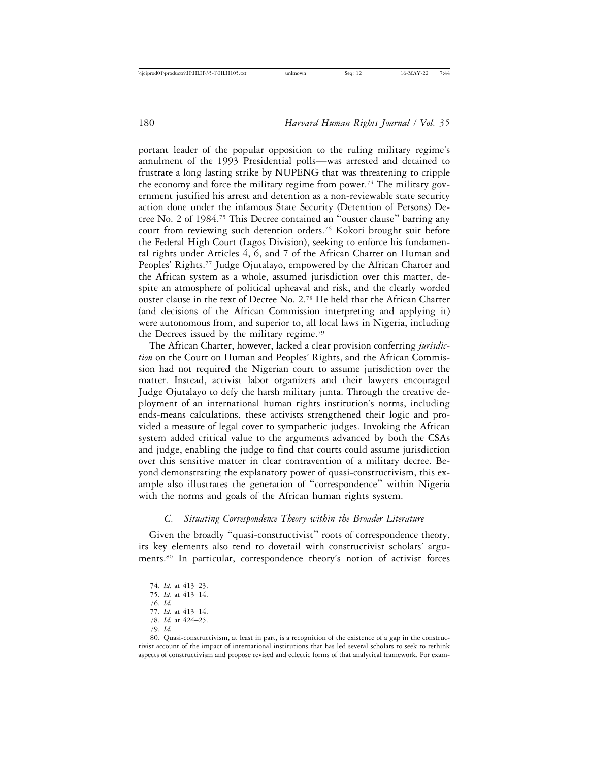portant leader of the popular opposition to the ruling military regime's annulment of the 1993 Presidential polls—was arrested and detained to frustrate a long lasting strike by NUPENG that was threatening to cripple the economy and force the military regime from power.[74] The military government justified his arrest and detention as a non-reviewable state security action done under the infamous State Security (Detention of Persons) Decree No. 2 of 1984.[75] This Decree contained an "ouster clause" barring any court from reviewing such detention orders.[76] Kokori brought suit before the Federal High Court (Lagos Division), seeking to enforce his fundamental rights under Articles 4, 6, and 7 of the African Charter on Human and Peoples' Rights.[77] Judge Ojutalayo, empowered by the African Charter and the African system as a whole, assumed jurisdiction over this matter, despite an atmosphere of political upheaval and risk, and the clearly worded ouster clause in the text of Decree No. 2.[78] He held that the African Charter (and decisions of the African Commission interpreting and applying it) were autonomous from, and superior to, all local laws in Nigeria, including the Decrees issued by the military regime.[79]

The African Charter, however, lacked a clear provision conferring *jurisdiction* on the Court on Human and Peoples' Rights, and the African Commission had not required the Nigerian court to assume jurisdiction over the matter. Instead, activist labor organizers and their lawyers encouraged Judge Ojutalayo to defy the harsh military junta. Through the creative deployment of an international human rights institution's norms, including ends-means calculations, these activists strengthened their logic and provided a measure of legal cover to sympathetic judges. Invoking the African system added critical value to the arguments advanced by both the CSAs and judge, enabling the judge to find that courts could assume jurisdiction over this sensitive matter in clear contravention of a military decree. Beyond demonstrating the explanatory power of quasi-constructivism, this example also illustrates the generation of "correspondence" within Nigeria with the norms and goals of the African human rights system.

### *C. Situating Correspondence Theory within the Broader Literature*

Given the broadly "quasi-constructivist" roots of correspondence theory, its key elements also tend to dovetail with constructivist scholars' arguments.[80] In particular, correspondence theory's notion of activist forces

---

74. *Id.* at 413–23.

75. *Id*. at 413–14.

76. *Id.*

77. *Id.* at 413–14.

78. *Id.* at 424–25.

79. *Id.*

80. Quasi-constructivism, at least in part, is a recognition of the existence of a gap in the constructivist account of the impact of international institutions that has led several scholars to seek to rethink aspects of constructivism and propose revised and eclectic forms of that analytical framework. For exam-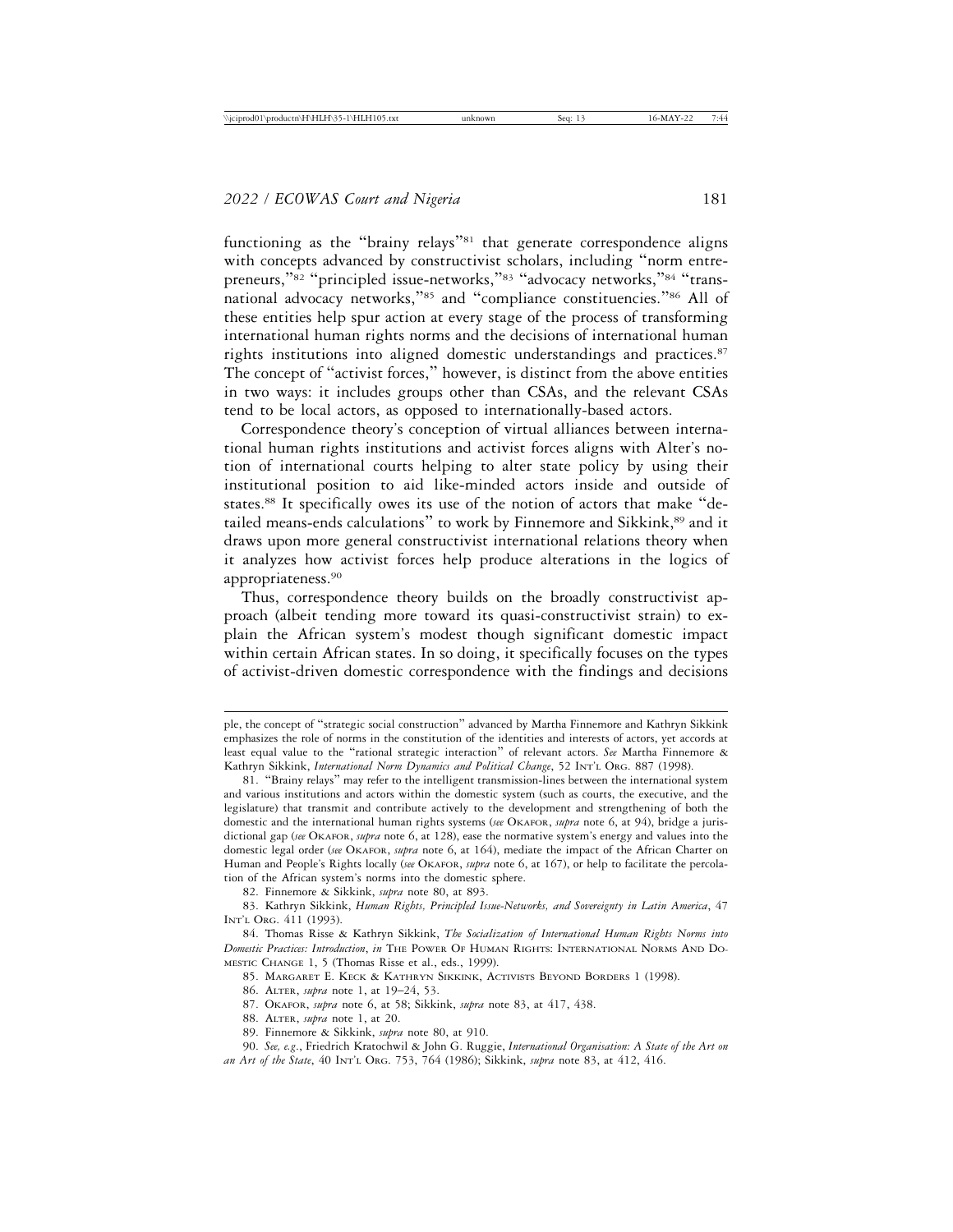functioning as the "brainy relays"[81] that generate correspondence aligns with concepts advanced by constructivist scholars, including "norm entrepreneurs,"[82] "principled issue-networks,"[83] "advocacy networks,"[84] "transnational advocacy networks,"[85] and "compliance constituencies."[86] All of these entities help spur action at every stage of the process of transforming international human rights norms and the decisions of international human rights institutions into aligned domestic understandings and practices.[87] The concept of "activist forces," however, is distinct from the above entities in two ways: it includes groups other than CSAs, and the relevant CSAs tend to be local actors, as opposed to internationally-based actors.

Correspondence theory's conception of virtual alliances between international human rights institutions and activist forces aligns with Alter's notion of international courts helping to alter state policy by using their institutional position to aid like-minded actors inside and outside of states.[88] It specifically owes its use of the notion of actors that make "detailed means-ends calculations" to work by Finnemore and Sikkink,[89] and it draws upon more general constructivist international relations theory when it analyzes how activist forces help produce alterations in the logics of appropriateness.[90]

Thus, correspondence theory builds on the broadly constructivist approach (albeit tending more toward its quasi-constructivist strain) to explain the African system's modest though significant domestic impact within certain African states. In so doing, it specifically focuses on the types of activist-driven domestic correspondence with the findings and decisions

---

ple, the concept of "strategic social construction" advanced by Martha Finnemore and Kathryn Sikkink emphasizes the role of norms in the constitution of the identities and interests of actors, yet accords at least equal value to the "rational strategic interaction" of relevant actors. *See* Martha Finnemore & Kathryn Sikkink, *International Norm Dynamics and Political Change*, 52 INT'L ORG. 887 (1998).

81. "Brainy relays" may refer to the intelligent transmission-lines between the international system and various institutions and actors within the domestic system (such as courts, the executive, and the legislature) that transmit and contribute actively to the development and strengthening of both the domestic and the international human rights systems (*see* OKAFOR, *supra* note 6, at 94), bridge a jurisdictional gap (*see* OKAFOR, *supra* note 6, at 128), ease the normative system's energy and values into the domestic legal order (*see* OKAFOR, *supra* note 6, at 164), mediate the impact of the African Charter on Human and People's Rights locally (*see* OKAFOR, *supra* note 6, at 167), or help to facilitate the percolation of the African system's norms into the domestic sphere.

82. Finnemore & Sikkink, *supra* note 80, at 893.

83. Kathryn Sikkink, *Human Rights, Principled Issue-Networks, and Sovereignty in Latin America*, 47 INT'L ORG. 411 (1993).

84. Thomas Risse & Kathryn Sikkink, *The Socialization of International Human Rights Norms into Domestic Practices: Introduction*, *in* THE POWER OF HUMAN RIGHTS: INTERNATIONAL NORMS AND DOMESTIC CHANGE 1, 5 (Thomas Risse et al., eds., 1999).

85. MARGARET E. KECK & KATHRYN SIKKINK, ACTIVISTS BEYOND BORDERS 1 (1998).

86. ALTER, *supra* note 1, at 19–24, 53.

87. OKAFOR, *supra* note 6, at 58; Sikkink, *supra* note 83, at 417, 438.

88. ALTER, *supra* note 1, at 20.

89. Finnemore & Sikkink, *supra* note 80, at 910.

90. *See, e.g.*, Friedrich Kratochwil & John G. Ruggie, *International Organisation: A State of the Art on an Art of the State*, 40 INT'L ORG. 753, 764 (1986); Sikkink, *supra* note 83, at 412, 416.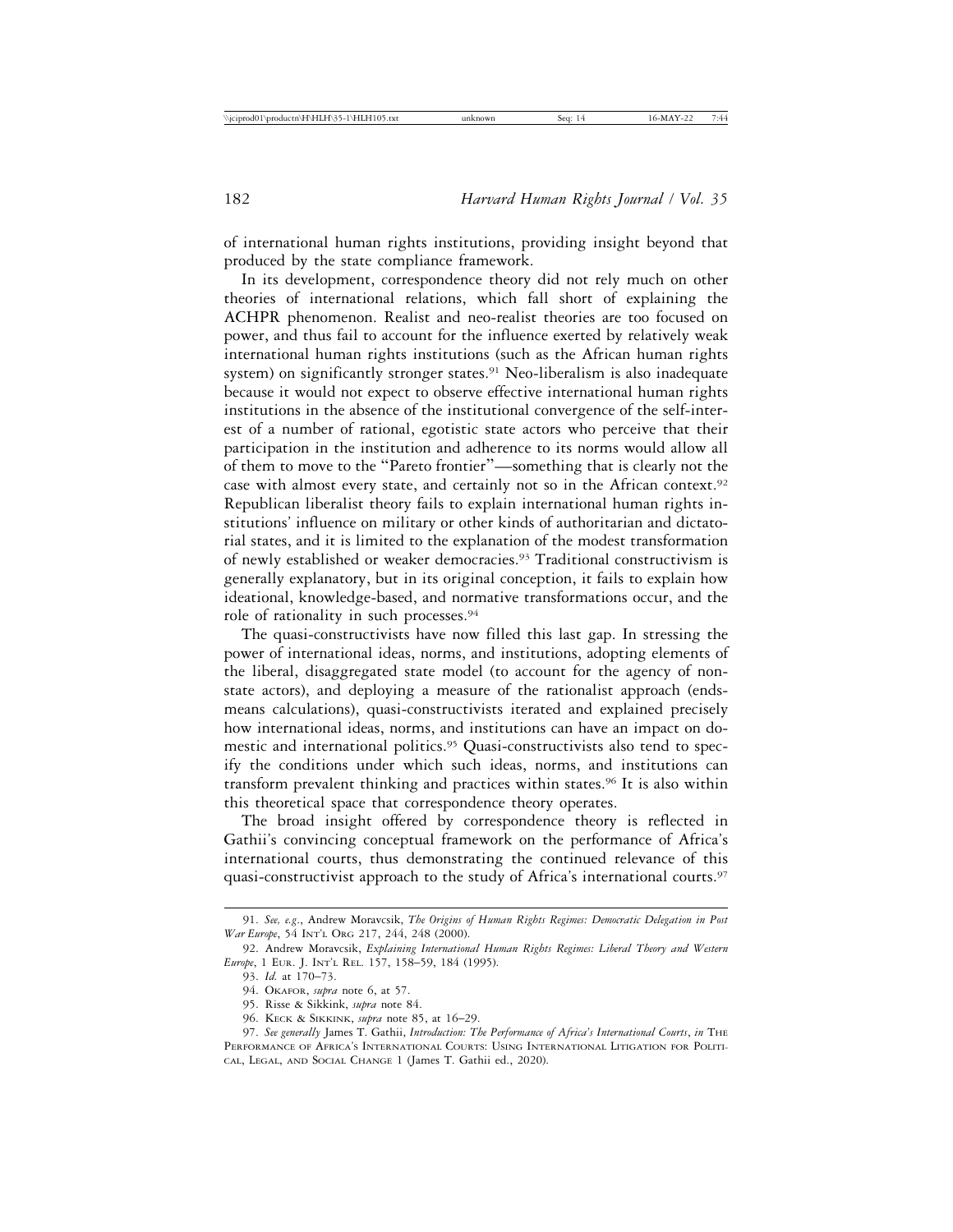of international human rights institutions, providing insight beyond that produced by the state compliance framework.

In its development, correspondence theory did not rely much on other theories of international relations, which fall short of explaining the ACHPR phenomenon. Realist and neo-realist theories are too focused on power, and thus fail to account for the influence exerted by relatively weak international human rights institutions (such as the African human rights system) on significantly stronger states.[91] Neo-liberalism is also inadequate because it would not expect to observe effective international human rights institutions in the absence of the institutional convergence of the self-interest of a number of rational, egotistic state actors who perceive that their participation in the institution and adherence to its norms would allow all of them to move to the "Pareto frontier"—something that is clearly not the case with almost every state, and certainly not so in the African context.[92] Republican liberalist theory fails to explain international human rights institutions' influence on military or other kinds of authoritarian and dictatorial states, and it is limited to the explanation of the modest transformation of newly established or weaker democracies.[93] Traditional constructivism is generally explanatory, but in its original conception, it fails to explain how ideational, knowledge-based, and normative transformations occur, and the role of rationality in such processes.[94]

The quasi-constructivists have now filled this last gap. In stressing the power of international ideas, norms, and institutions, adopting elements of the liberal, disaggregated state model (to account for the agency of non-state actors), and deploying a measure of the rationalist approach (ends-means calculations), quasi-constructivists iterated and explained precisely how international ideas, norms, and institutions can have an impact on domestic and international politics.[95] Quasi-constructivists also tend to specify the conditions under which such ideas, norms, and institutions can transform prevalent thinking and practices within states.[96] It is also within this theoretical space that correspondence theory operates.

The broad insight offered by correspondence theory is reflected in Gathii's convincing conceptual framework on the performance of Africa's international courts, thus demonstrating the continued relevance of this quasi-constructivist approach to the study of Africa's international courts.[97]

---

91. *See, e.g.*, Andrew Moravcsik, *The Origins of Human Rights Regimes: Democratic Delegation in Post War Europe*, 54 Int'l Org 217, 244, 248 (2000).

92. Andrew Moravcsik, *Explaining International Human Rights Regimes: Liberal Theory and Western Europe*, 1 Eur. J. Int'l Rel. 157, 158–59, 184 (1995).

93. *Id.* at 170–73.

94. Okafor, *supra* note 6, at 57.

95. Risse & Sikkink, *supra* note 84.

96. Keck & Sikkink, *supra* note 85, at 16–29.

97. *See generally* James T. Gathii, *Introduction: The Performance of Africa's International Courts*, *in* The Performance of Africa's International Courts: Using International Litigation for Political, Legal, and Social Change 1 (James T. Gathii ed., 2020).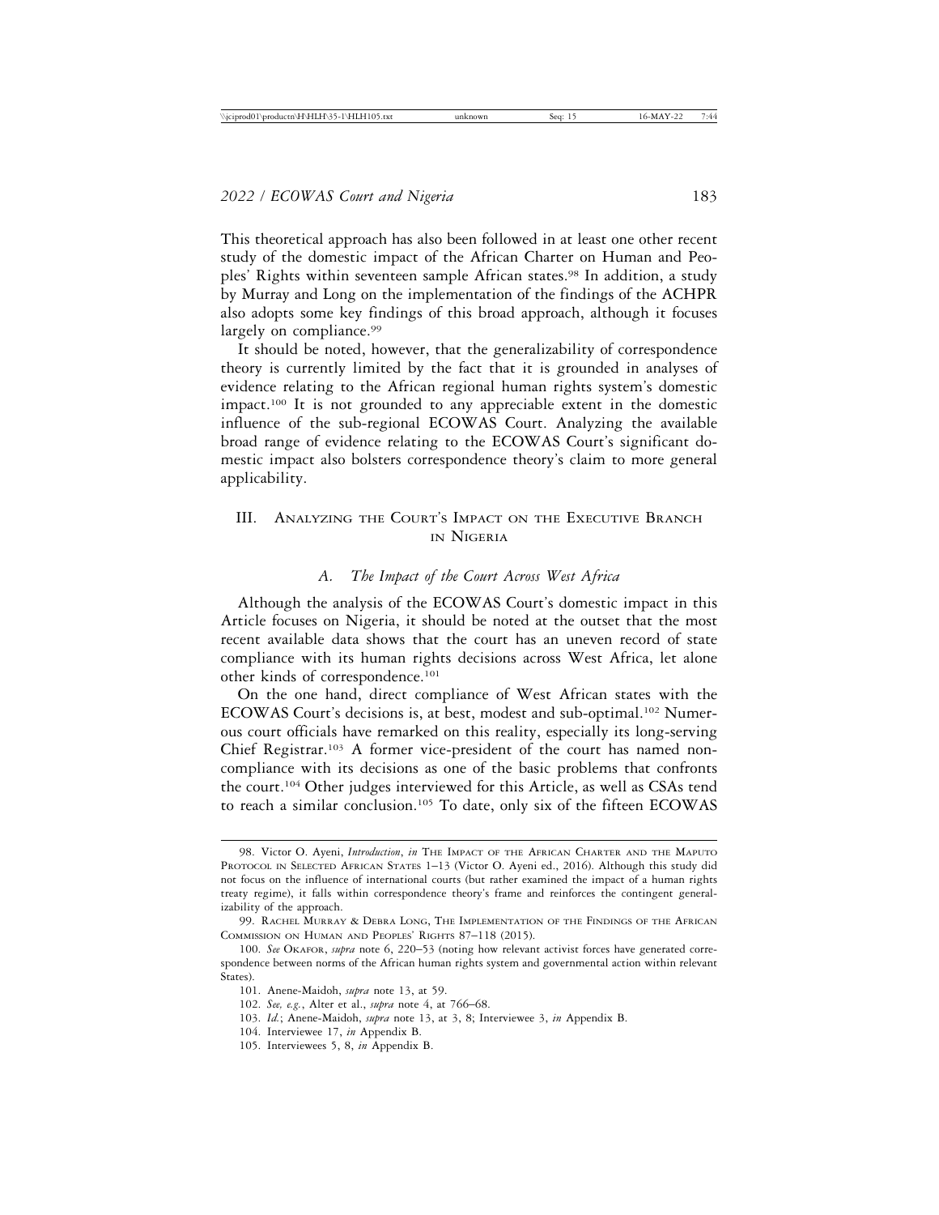This theoretical approach has also been followed in at least one other recent study of the domestic impact of the African Charter on Human and Peoples' Rights within seventeen sample African states.[98] In addition, a study by Murray and Long on the implementation of the findings of the ACHPR also adopts some key findings of this broad approach, although it focuses largely on compliance.[99]

It should be noted, however, that the generalizability of correspondence theory is currently limited by the fact that it is grounded in analyses of evidence relating to the African regional human rights system's domestic impact.[100] It is not grounded to any appreciable extent in the domestic influence of the sub-regional ECOWAS Court. Analyzing the available broad range of evidence relating to the ECOWAS Court's significant domestic impact also bolsters correspondence theory's claim to more general applicability.

## III. Analyzing the Court's Impact on the Executive Branch in Nigeria

### A. *The Impact of the Court Across West Africa*

Although the analysis of the ECOWAS Court's domestic impact in this Article focuses on Nigeria, it should be noted at the outset that the most recent available data shows that the court has an uneven record of state compliance with its human rights decisions across West Africa, let alone other kinds of correspondence.[101]

On the one hand, direct compliance of West African states with the ECOWAS Court's decisions is, at best, modest and sub-optimal.[102] Numerous court officials have remarked on this reality, especially its long-serving Chief Registrar.[103] A former vice-president of the court has named non-compliance with its decisions as one of the basic problems that confronts the court.[104] Other judges interviewed for this Article, as well as CSAs tend to reach a similar conclusion.[105] To date, only six of the fifteen ECOWAS

---

98. Victor O. Ayeni, *Introduction*, *in* The Impact of the African Charter and the Maputo Protocol in Selected African States 1–13 (Victor O. Ayeni ed., 2016). Although this study did not focus on the influence of international courts (but rather examined the impact of a human rights treaty regime), it falls within correspondence theory's frame and reinforces the contingent generalizability of the approach.

99. Rachel Murray & Debra Long, The Implementation of the Findings of the African Commission on Human and Peoples' Rights 87–118 (2015).

100. *See* Okafor, *supra* note 6, 220–53 (noting how relevant activist forces have generated correspondence between norms of the African human rights system and governmental action within relevant States).

101. Anene-Maidoh, *supra* note 13, at 59.

102. *See, e.g.*, Alter et al., *supra* note 4, at 766–68.

103. *Id.*; Anene-Maidoh, *supra* note 13, at 3, 8; Interviewee 3, *in* Appendix B.

104. Interviewee 17, *in* Appendix B.

105. Interviewees 5, 8, *in* Appendix B.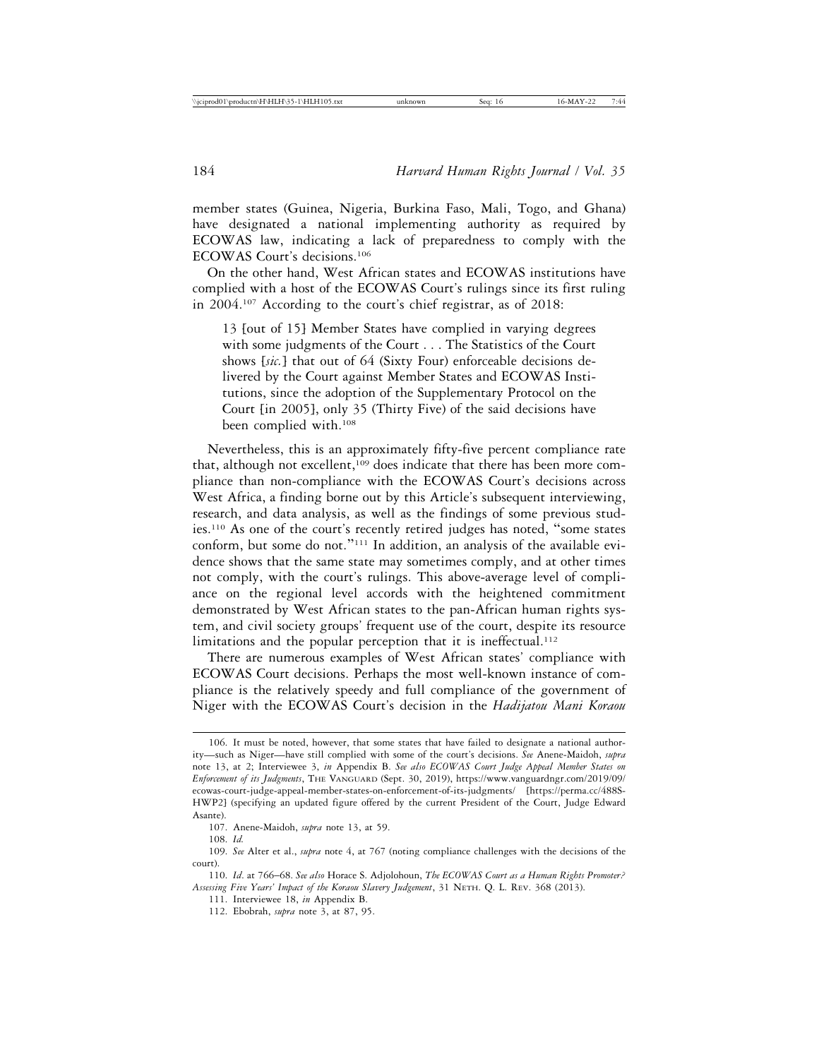member states (Guinea, Nigeria, Burkina Faso, Mali, Togo, and Ghana) have designated a national implementing authority as required by ECOWAS law, indicating a lack of preparedness to comply with the ECOWAS Court's decisions.[106]

On the other hand, West African states and ECOWAS institutions have complied with a host of the ECOWAS Court's rulings since its first ruling in 2004.[107] According to the court's chief registrar, as of 2018:

> 13 [out of 15] Member States have complied in varying degrees with some judgments of the Court . . . The Statistics of the Court shows [*sic.*] that out of 64 (Sixty Four) enforceable decisions delivered by the Court against Member States and ECOWAS Institutions, since the adoption of the Supplementary Protocol on the Court [in 2005], only 35 (Thirty Five) of the said decisions have been complied with.[108]

Nevertheless, this is an approximately fifty-five percent compliance rate that, although not excellent,[109] does indicate that there has been more compliance than non-compliance with the ECOWAS Court's decisions across West Africa, a finding borne out by this Article's subsequent interviewing, research, and data analysis, as well as the findings of some previous studies.[110] As one of the court's recently retired judges has noted, "some states conform, but some do not."[111] In addition, an analysis of the available evidence shows that the same state may sometimes comply, and at other times not comply, with the court's rulings. This above-average level of compliance on the regional level accords with the heightened commitment demonstrated by West African states to the pan-African human rights system, and civil society groups' frequent use of the court, despite its resource limitations and the popular perception that it is ineffectual.[112]

There are numerous examples of West African states' compliance with ECOWAS Court decisions. Perhaps the most well-known instance of compliance is the relatively speedy and full compliance of the government of Niger with the ECOWAS Court's decision in the *Hadijatou Mani Koraou*

---

106. It must be noted, however, that some states that have failed to designate a national authority—such as Niger—have still complied with some of the court's decisions. *See* Anene-Maidoh, *supra* note 13, at 2; Interviewee 3, *in* Appendix B. *See also ECOWAS Court Judge Appeal Member States on Enforcement of its Judgments*, THE VANGUARD (Sept. 30, 2019), https://www.vanguardngr.com/2019/09/ecowas-court-judge-appeal-member-states-on-enforcement-of-its-judgments/ [https://perma.cc/488S-HWP2] (specifying an updated figure offered by the current President of the Court, Judge Edward Asante).

107. Anene-Maidoh, *supra* note 13, at 59.

108. *Id.*

109. *See* Alter et al., *supra* note 4, at 767 (noting compliance challenges with the decisions of the court).

110. *Id.* at 766–68. *See also* Horace S. Adjolohoun, *The ECOWAS Court as a Human Rights Promoter? Assessing Five Years' Impact of the Koraou Slavery Judgement*, 31 NETH. Q. L. REV. 368 (2013).

111. Interviewee 18, *in* Appendix B.

112. Ebobrah, *supra* note 3, at 87, 95.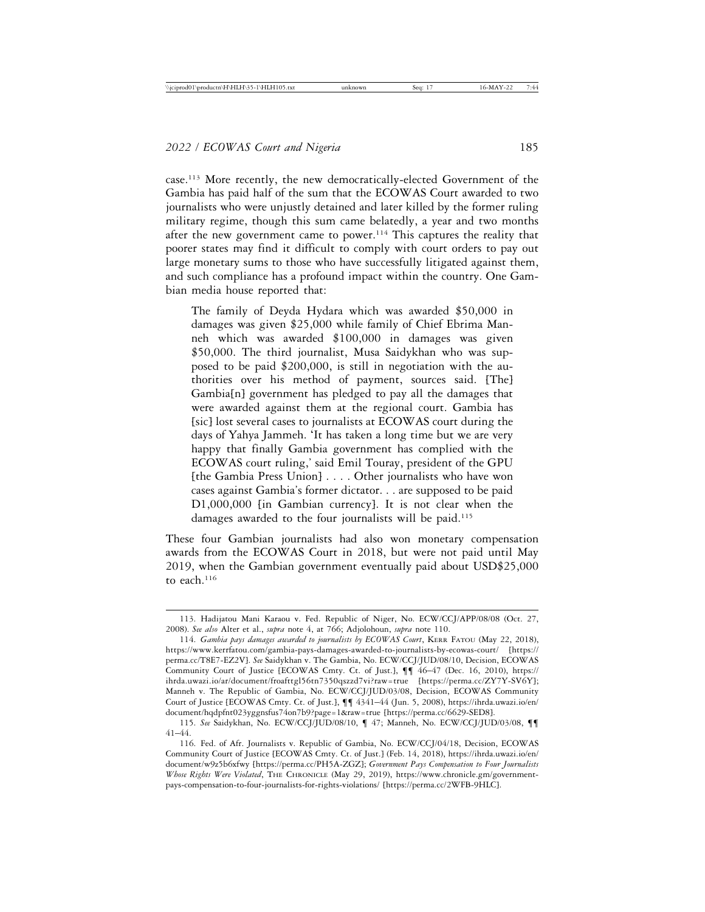case.[113] More recently, the new democratically-elected Government of the Gambia has paid half of the sum that the ECOWAS Court awarded to two journalists who were unjustly detained and later killed by the former ruling military regime, though this sum came belatedly, a year and two months after the new government came to power.[114] This captures the reality that poorer states may find it difficult to comply with court orders to pay out large monetary sums to those who have successfully litigated against them, and such compliance has a profound impact within the country. One Gambian media house reported that:

> The family of Deyda Hydara which was awarded $50,000 in damages was given $25,000 while family of Chief Ebrima Manneh which was awarded $100,000 in damages was given $50,000. The third journalist, Musa Saidykhan who was supposed to be paid $200,000, is still in negotiation with the authorities over his method of payment, sources said. [The] Gambia[n] government has pledged to pay all the damages that were awarded against them at the regional court. Gambia has [sic] lost several cases to journalists at ECOWAS court during the days of Yahya Jammeh. 'It has taken a long time but we are very happy that finally Gambia government has complied with the ECOWAS court ruling,' said Emil Touray, president of the GPU [the Gambia Press Union] . . . . Other journalists who have won cases against Gambia's former dictator. . . are supposed to be paid D1,000,000 [in Gambian currency]. It is not clear when the damages awarded to the four journalists will be paid.[115]

These four Gambian journalists had also won monetary compensation awards from the ECOWAS Court in 2018, but were not paid until May 2019, when the Gambian government eventually paid about USD$25,000 to each.[116]

---

113. Hadijatou Mani Karaou v. Fed. Republic of Niger, No. ECW/CCJ/APP/08/08 (Oct. 27, 2008). *See also* Alter et al., *supra* note 4, at 766; Adjolohoun, *supra* note 110.

114. *Gambia pays damages awarded to journalists by ECOWAS Court*, Kerr Fatou (May 22, 2018), https://www.kerrfatou.com/gambia-pays-damages-awarded-to-journalists-by-ecowas-court/ [https://perma.cc/T8E7-EZ2V]. *See* Saidykhan v. The Gambia, No. ECW/CCJ/JUD/08/10, Decision, ECOWAS Community Court of Justice [ECOWAS Cmty. Ct. of Just.], ¶¶ 46–47 (Dec. 16, 2010), https://ihrda.uwazi.io/ar/document/froafttgl56tn7350qszzd7vi?raw=true [https://perma.cc/ZY7Y-SV6Y]; Manneh v. The Republic of Gambia, No. ECW/CCJ/JUD/03/08, Decision, ECOWAS Community Court of Justice [ECOWAS Cmty. Ct. of Just.], ¶¶ 4341–44 (Jun. 5, 2008), https://ihrda.uwazi.io/en/document/hqdpfnt023yggnsfus74on7b9?page=1&raw=true [https://perma.cc/6629-SED8].

115. *See* Saidykhan, No. ECW/CCJ/JUD/08/10, ¶ 47; Manneh, No. ECW/CCJ/JUD/03/08, ¶¶ 41–44.

116. Fed. of Afr. Journalists v. Republic of Gambia, No. ECW/CCJ/04/18, Decision, ECOWAS Community Court of Justice [ECOWAS Cmty. Ct. of Just.] (Feb. 14, 2018), https://ihrda.uwazi.io/en/document/w9z5b6xfwy [https://perma.cc/PH5A-ZGZ]; *Government Pays Compensation to Four Journalists Whose Rights Were Violated*, The Chronicle (May 29, 2019), https://www.chronicle.gm/government-pays-compensation-to-four-journalists-for-rights-violations/ [https://perma.cc/2WFB-9HLC].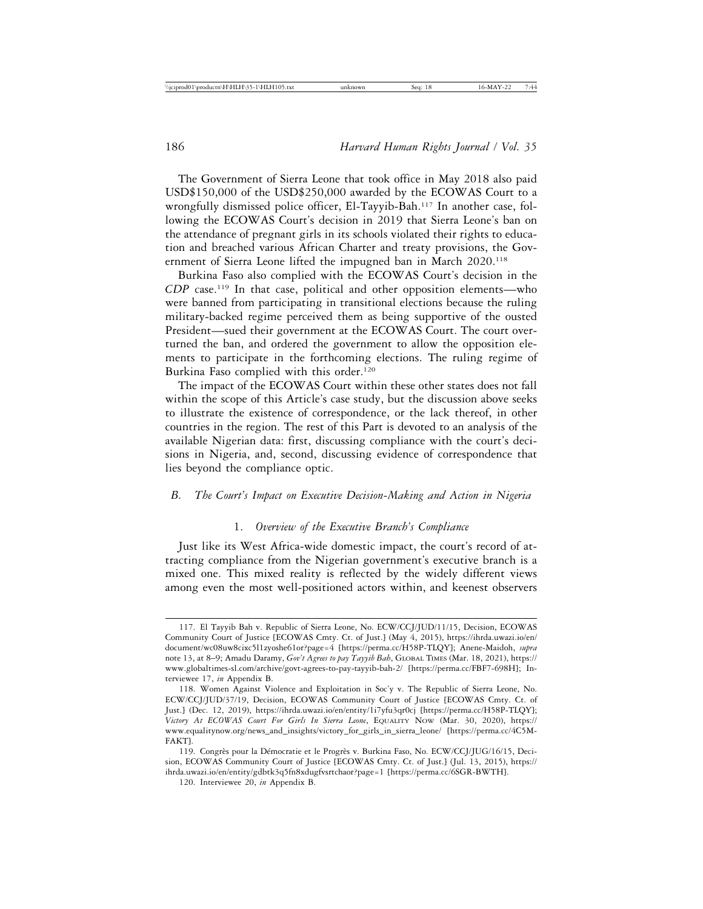The Government of Sierra Leone that took office in May 2018 also paid USD$150,000 of the USD$250,000 awarded by the ECOWAS Court to a wrongfully dismissed police officer, El-Tayyib-Bah.[117] In another case, following the ECOWAS Court's decision in 2019 that Sierra Leone's ban on the attendance of pregnant girls in its schools violated their rights to education and breached various African Charter and treaty provisions, the Government of Sierra Leone lifted the impugned ban in March 2020.[118]

Burkina Faso also complied with the ECOWAS Court's decision in the *CDP* case.[119] In that case, political and other opposition elements—who were banned from participating in transitional elections because the ruling military-backed regime perceived them as being supportive of the ousted President—sued their government at the ECOWAS Court. The court overturned the ban, and ordered the government to allow the opposition elements to participate in the forthcoming elections. The ruling regime of Burkina Faso complied with this order.[120]

The impact of the ECOWAS Court within these other states does not fall within the scope of this Article's case study, but the discussion above seeks to illustrate the existence of correspondence, or the lack thereof, in other countries in the region. The rest of this Part is devoted to an analysis of the available Nigerian data: first, discussing compliance with the court's decisions in Nigeria, and, second, discussing evidence of correspondence that lies beyond the compliance optic.

## *B. The Court's Impact on Executive Decision-Making and Action in Nigeria*

### 1. *Overview of the Executive Branch's Compliance*

Just like its West Africa-wide domestic impact, the court's record of attracting compliance from the Nigerian government's executive branch is a mixed one. This mixed reality is reflected by the widely different views among even the most well-positioned actors within, and keenest observers

---

117. El Tayyib Bah v. Republic of Sierra Leone, No. ECW/CCJ/JUD/11/15, Decision, ECOWAS Community Court of Justice [ECOWAS Cmty. Ct. of Just.] (May 4, 2015), https://ihrda.uwazi.io/en/document/wc08uw8cixc5l1zyoshe61or?page=4 [https://perma.cc/H58P-TLQY]; Anene-Maidoh, *supra* note 13, at 8–9; Amadu Daramy, *Gov't Agrees to pay Tayyib Bah*, Global Times (Mar. 18, 2021), https://www.globaltimes-sl.com/archive/govt-agrees-to-pay-tayyib-bah-2/ [https://perma.cc/FBF7-698H]; Interviewee 17, *in* Appendix B.

118. Women Against Violence and Exploitation in Soc'y v. The Republic of Sierra Leone, No. ECW/CCJ/JUD/37/19, Decision, ECOWAS Community Court of Justice [ECOWAS Cmty. Ct. of Just.] (Dec. 12, 2019), https://ihrda.uwazi.io/en/entity/1i7yfu3qr0cj [https://perma.cc/H58P-TLQY]; *Victory At ECOWAS Court For Girls In Sierra Leone*, Equality Now (Mar. 30, 2020), https://www.equalitynow.org/news_and_insights/victory_for_girls_in_sierra_leone/ [https://perma.cc/4C5M-FAKT].

119. Congrès pour la Démocratie et le Progrès v. Burkina Faso, No. ECW/CCJ/JUG/16/15, Decision, ECOWAS Community Court of Justice [ECOWAS Cmty. Ct. of Just.] (Jul. 13, 2015), https://ihrda.uwazi.io/en/entity/gdbtk3q5fn8xdugfvsrtchaor?page=1 [https://perma.cc/6SGR-BWTH].

120. Interviewee 20, *in* Appendix B.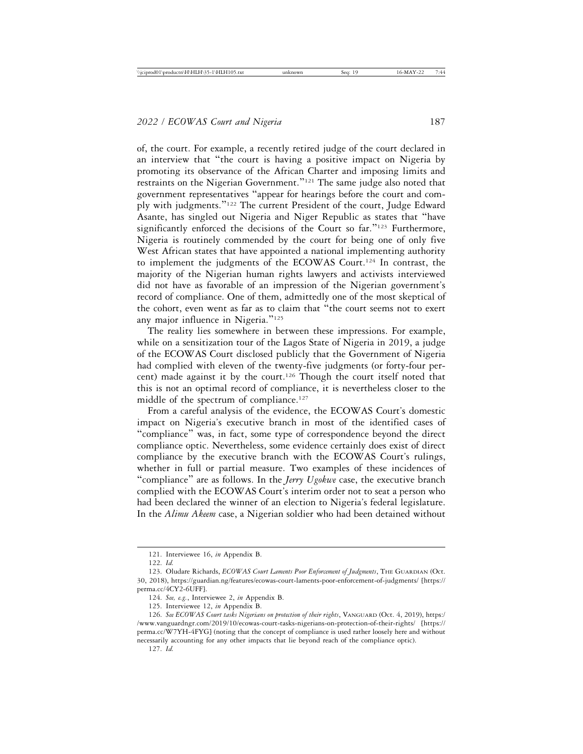of, the court. For example, a recently retired judge of the court declared in an interview that "the court is having a positive impact on Nigeria by promoting its observance of the African Charter and imposing limits and restraints on the Nigerian Government."[121] The same judge also noted that government representatives "appear for hearings before the court and comply with judgments."[122] The current President of the court, Judge Edward Asante, has singled out Nigeria and Niger Republic as states that "have significantly enforced the decisions of the Court so far."[123] Furthermore, Nigeria is routinely commended by the court for being one of only five West African states that have appointed a national implementing authority to implement the judgments of the ECOWAS Court.[124] In contrast, the majority of the Nigerian human rights lawyers and activists interviewed did not have as favorable of an impression of the Nigerian government's record of compliance. One of them, admittedly one of the most skeptical of the cohort, even went as far as to claim that "the court seems not to exert any major influence in Nigeria."[125]

The reality lies somewhere in between these impressions. For example, while on a sensitization tour of the Lagos State of Nigeria in 2019, a judge of the ECOWAS Court disclosed publicly that the Government of Nigeria had complied with eleven of the twenty-five judgments (or forty-four percent) made against it by the court.[126] Though the court itself noted that this is not an optimal record of compliance, it is nevertheless closer to the middle of the spectrum of compliance.[127]

From a careful analysis of the evidence, the ECOWAS Court's domestic impact on Nigeria's executive branch in most of the identified cases of "compliance" was, in fact, some type of correspondence beyond the direct compliance optic. Nevertheless, some evidence certainly does exist of direct compliance by the executive branch with the ECOWAS Court's rulings, whether in full or partial measure. Two examples of these incidences of "compliance" are as follows. In the *Jerry Ugokwe* case, the executive branch complied with the ECOWAS Court's interim order not to seat a person who had been declared the winner of an election to Nigeria's federal legislature. In the *Alimu Akeem* case, a Nigerian soldier who had been detained without

---

121. Interviewee 16, *in* Appendix B.

122. *Id.*

123. Oludare Richards, *ECOWAS Court Laments Poor Enforcement of Judgments*, The Guardian (Oct. 30, 2018), https://guardian.ng/features/ecowas-court-laments-poor-enforcement-of-judgments/ [https://perma.cc/4CY2-6UFF].

124. *See, e.g.*, Interviewee 2, *in* Appendix B.

125. Interviewee 12, *in* Appendix B.

126. *See ECOWAS Court tasks Nigerians on protection of their rights*, Vanguard (Oct. 4, 2019), https://www.vanguardngr.com/2019/10/ecowas-court-tasks-nigerians-on-protection-of-their-rights/ [https://perma.cc/W7YH-4FYG] (noting that the concept of compliance is used rather loosely here and without necessarily accounting for any other impacts that lie beyond reach of the compliance optic).

127. *Id.*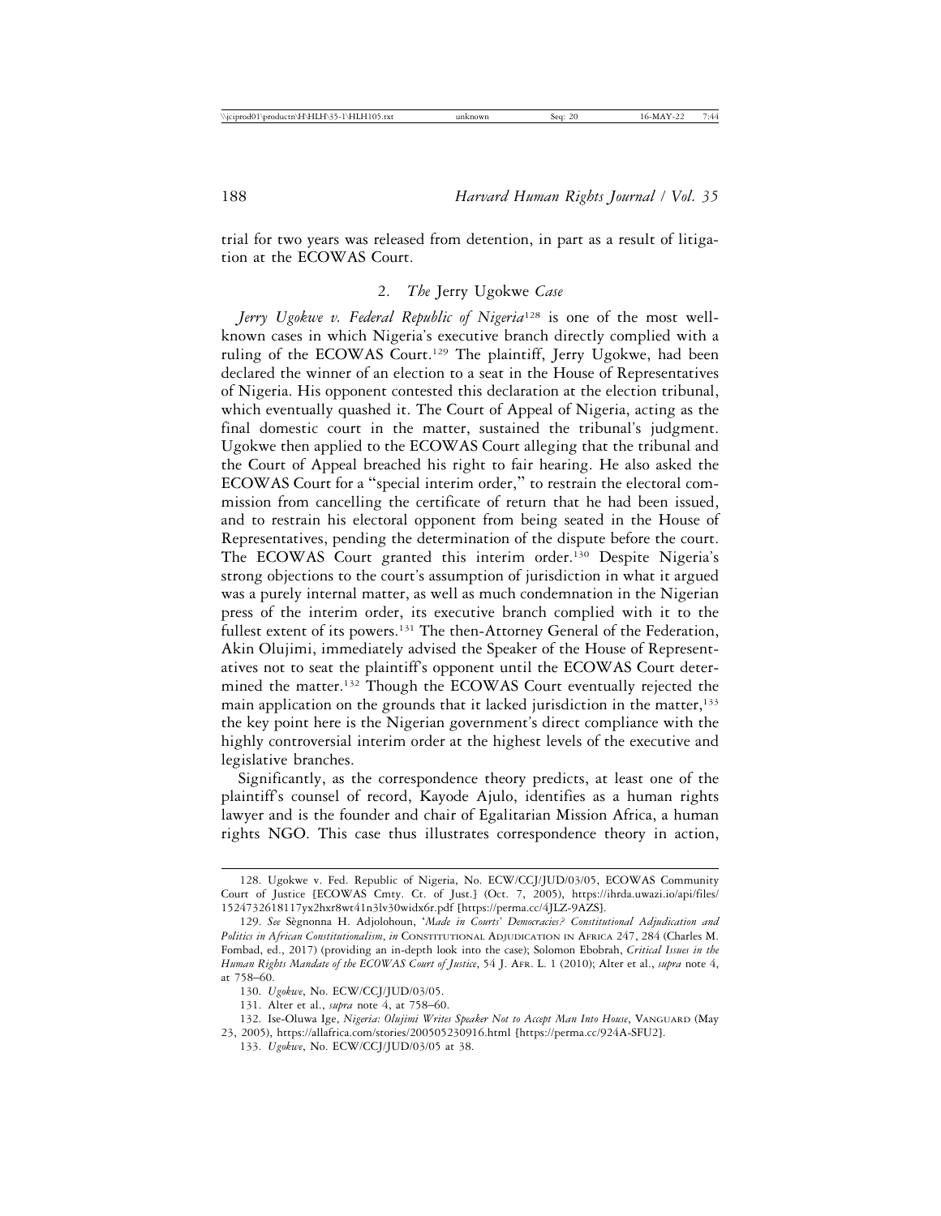trial for two years was released from detention, in part as a result of litigation at the ECOWAS Court.

### 2. *The* Jerry Ugokwe *Case*

*Jerry Ugokwe v. Federal Republic of Nigeria*[128] is one of the most well-known cases in which Nigeria's executive branch directly complied with a ruling of the ECOWAS Court.[129] The plaintiff, Jerry Ugokwe, had been declared the winner of an election to a seat in the House of Representatives of Nigeria. His opponent contested this declaration at the election tribunal, which eventually quashed it. The Court of Appeal of Nigeria, acting as the final domestic court in the matter, sustained the tribunal's judgment. Ugokwe then applied to the ECOWAS Court alleging that the tribunal and the Court of Appeal breached his right to fair hearing. He also asked the ECOWAS Court for a "special interim order," to restrain the electoral commission from cancelling the certificate of return that he had been issued, and to restrain his electoral opponent from being seated in the House of Representatives, pending the determination of the dispute before the court. The ECOWAS Court granted this interim order.[130] Despite Nigeria's strong objections to the court's assumption of jurisdiction in what it argued was a purely internal matter, as well as much condemnation in the Nigerian press of the interim order, its executive branch complied with it to the fullest extent of its powers.[131] The then-Attorney General of the Federation, Akin Olujimi, immediately advised the Speaker of the House of Representatives not to seat the plaintiff's opponent until the ECOWAS Court determined the matter.[132] Though the ECOWAS Court eventually rejected the main application on the grounds that it lacked jurisdiction in the matter,[133] the key point here is the Nigerian government's direct compliance with the highly controversial interim order at the highest levels of the executive and legislative branches.

Significantly, as the correspondence theory predicts, at least one of the plaintiff's counsel of record, Kayode Ajulo, identifies as a human rights lawyer and is the founder and chair of Egalitarian Mission Africa, a human rights NGO. This case thus illustrates correspondence theory in action,

---

128. Ugokwe v. Fed. Republic of Nigeria, No. ECW/CCJ/JUD/03/05, ECOWAS Community Court of Justice [ECOWAS Cmty. Ct. of Just.] (Oct. 7, 2005), https://ihrda.uwazi.io/api/files/1524732618117yx2hxr8wt41n3lv30widx6r.pdf [https://perma.cc/4JLZ-9AZS].

129. *See* Sègnonna H. Adjolohoun, '*Made in Courts' Democracies? Constitutional Adjudication and Politics in African Constitutionalism*, *in* CONSTITUTIONAL ADJUDICATION IN AFRICA 247, 284 (Charles M. Fombad, ed., 2017) (providing an in-depth look into the case); Solomon Ebobrah, *Critical Issues in the Human Rights Mandate of the ECOWAS Court of Justice*, 54 J. AFR. L. 1 (2010); Alter et al., *supra* note 4, at 758–60.

130. *Ugokwe*, No. ECW/CCJ/JUD/03/05.

131. Alter et al., *supra* note 4, at 758–60.

132. Ise-Oluwa Ige, *Nigeria: Olujimi Writes Speaker Not to Accept Man Into House*, VANGUARD (May 23, 2005), https://allafrica.com/stories/200505230916.html [https://perma.cc/924A-SFU2].

133. *Ugokwe*, No. ECW/CCJ/JUD/03/05 at 38.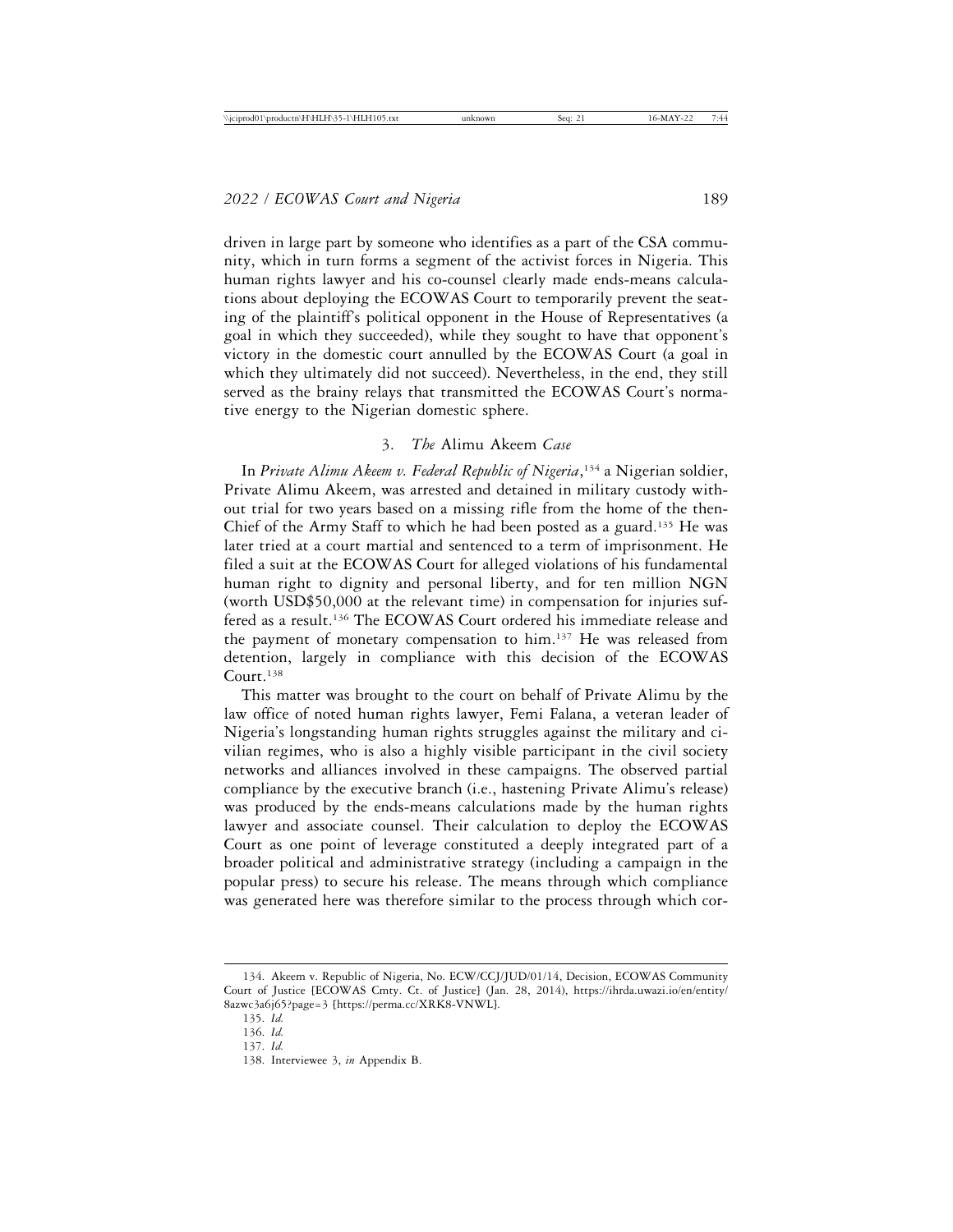driven in large part by someone who identifies as a part of the CSA community, which in turn forms a segment of the activist forces in Nigeria. This human rights lawyer and his co-counsel clearly made ends-means calculations about deploying the ECOWAS Court to temporarily prevent the seating of the plaintiff's political opponent in the House of Representatives (a goal in which they succeeded), while they sought to have that opponent's victory in the domestic court annulled by the ECOWAS Court (a goal in which they ultimately did not succeed). Nevertheless, in the end, they still served as the brainy relays that transmitted the ECOWAS Court's normative energy to the Nigerian domestic sphere.

### 3. *The* Alimu Akeem *Case*

In *Private Alimu Akeem v. Federal Republic of Nigeria*,[134] a Nigerian soldier, Private Alimu Akeem, was arrested and detained in military custody without trial for two years based on a missing rifle from the home of the then-Chief of the Army Staff to which he had been posted as a guard.[135] He was later tried at a court martial and sentenced to a term of imprisonment. He filed a suit at the ECOWAS Court for alleged violations of his fundamental human right to dignity and personal liberty, and for ten million NGN (worth USD$50,000 at the relevant time) in compensation for injuries suffered as a result.[136] The ECOWAS Court ordered his immediate release and the payment of monetary compensation to him.[137] He was released from detention, largely in compliance with this decision of the ECOWAS Court.[138]

This matter was brought to the court on behalf of Private Alimu by the law office of noted human rights lawyer, Femi Falana, a veteran leader of Nigeria's longstanding human rights struggles against the military and civilian regimes, who is also a highly visible participant in the civil society networks and alliances involved in these campaigns. The observed partial compliance by the executive branch (i.e., hastening Private Alimu's release) was produced by the ends-means calculations made by the human rights lawyer and associate counsel. Their calculation to deploy the ECOWAS Court as one point of leverage constituted a deeply integrated part of a broader political and administrative strategy (including a campaign in the popular press) to secure his release. The means through which compliance was generated here was therefore similar to the process through which cor-

---

134. Akeem v. Republic of Nigeria, No. ECW/CCJ/JUD/01/14, Decision, ECOWAS Community Court of Justice [ECOWAS Cmty. Ct. of Justice] (Jan. 28, 2014), https://ihrda.uwazi.io/en/entity/8azwc3a6j65?page=3 [https://perma.cc/XRK8-VNWL].

135. *Id.*

136. *Id.*

137. *Id.*

138. Interviewee 3, *in* Appendix B.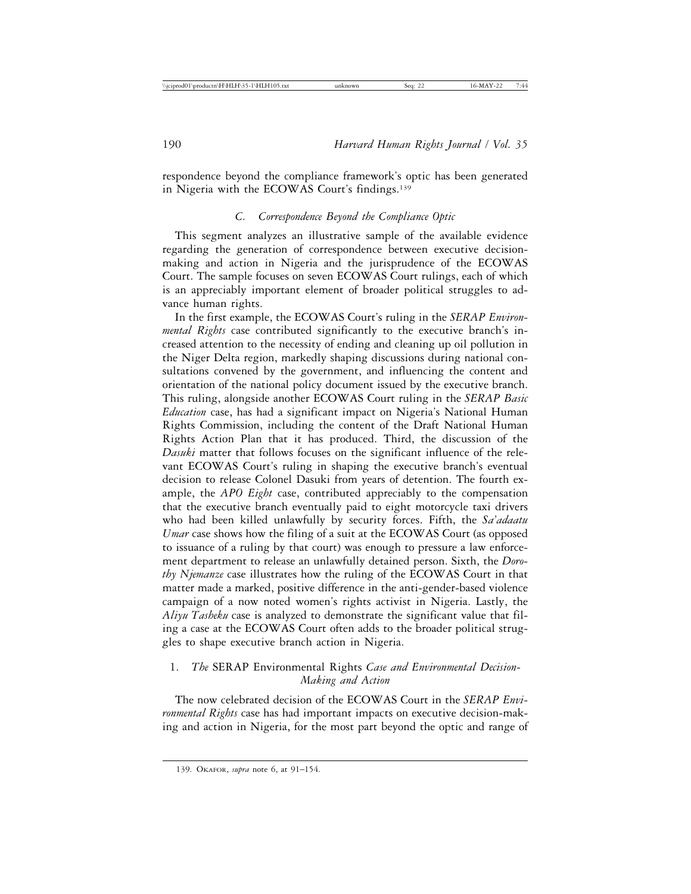respondence beyond the compliance framework's optic has been generated in Nigeria with the ECOWAS Court's findings.[139]

### *C. Correspondence Beyond the Compliance Optic*

This segment analyzes an illustrative sample of the available evidence regarding the generation of correspondence between executive decision-making and action in Nigeria and the jurisprudence of the ECOWAS Court. The sample focuses on seven ECOWAS Court rulings, each of which is an appreciably important element of broader political struggles to advance human rights.

In the first example, the ECOWAS Court's ruling in the *SERAP Environmental Rights* case contributed significantly to the executive branch's increased attention to the necessity of ending and cleaning up oil pollution in the Niger Delta region, markedly shaping discussions during national consultations convened by the government, and influencing the content and orientation of the national policy document issued by the executive branch. This ruling, alongside another ECOWAS Court ruling in the *SERAP Basic Education* case, has had a significant impact on Nigeria's National Human Rights Commission, including the content of the Draft National Human Rights Action Plan that it has produced. Third, the discussion of the *Dasuki* matter that follows focuses on the significant influence of the relevant ECOWAS Court's ruling in shaping the executive branch's eventual decision to release Colonel Dasuki from years of detention. The fourth example, the *APO Eight* case, contributed appreciably to the compensation that the executive branch eventually paid to eight motorcycle taxi drivers who had been killed unlawfully by security forces. Fifth, the *Sa'adaatu Umar* case shows how the filing of a suit at the ECOWAS Court (as opposed to issuance of a ruling by that court) was enough to pressure a law enforcement department to release an unlawfully detained person. Sixth, the *Dorothy Njemanze* case illustrates how the ruling of the ECOWAS Court in that matter made a marked, positive difference in the anti-gender-based violence campaign of a now noted women's rights activist in Nigeria. Lastly, the *Aliyu Tasheku* case is analyzed to demonstrate the significant value that filing a case at the ECOWAS Court often adds to the broader political struggles to shape executive branch action in Nigeria.

#### 1. *The* SERAP Environmental Rights *Case and Environmental Decision-Making and Action*

The now celebrated decision of the ECOWAS Court in the *SERAP Environmental Rights* case has had important impacts on executive decision-making and action in Nigeria, for the most part beyond the optic and range of

139. Okafor, *supra* note 6, at 91–154.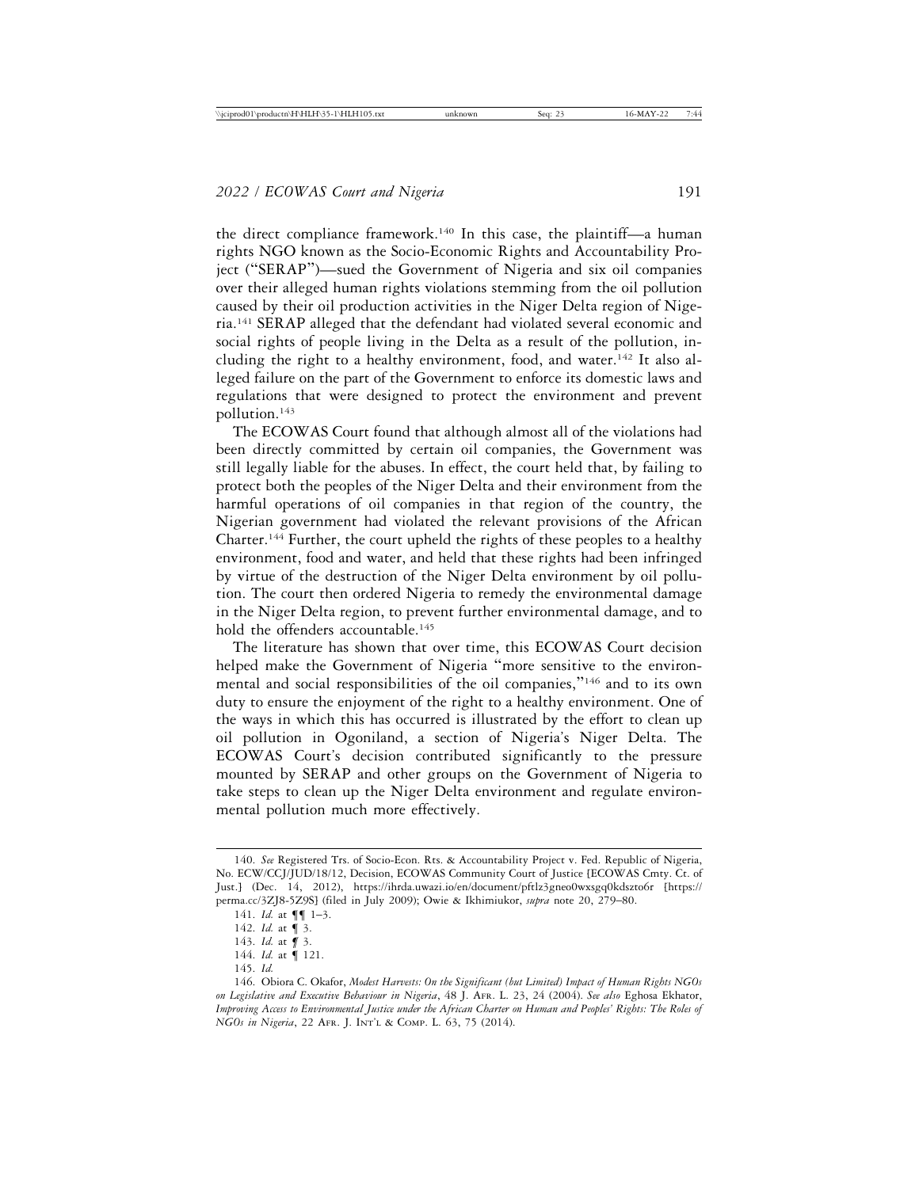the direct compliance framework.[140] In this case, the plaintiff—a human rights NGO known as the Socio-Economic Rights and Accountability Project ("SERAP")—sued the Government of Nigeria and six oil companies over their alleged human rights violations stemming from the oil pollution caused by their oil production activities in the Niger Delta region of Nigeria.[141] SERAP alleged that the defendant had violated several economic and social rights of people living in the Delta as a result of the pollution, including the right to a healthy environment, food, and water.[142] It also alleged failure on the part of the Government to enforce its domestic laws and regulations that were designed to protect the environment and prevent pollution.[143]

The ECOWAS Court found that although almost all of the violations had been directly committed by certain oil companies, the Government was still legally liable for the abuses. In effect, the court held that, by failing to protect both the peoples of the Niger Delta and their environment from the harmful operations of oil companies in that region of the country, the Nigerian government had violated the relevant provisions of the African Charter.[144] Further, the court upheld the rights of these peoples to a healthy environment, food and water, and held that these rights had been infringed by virtue of the destruction of the Niger Delta environment by oil pollution. The court then ordered Nigeria to remedy the environmental damage in the Niger Delta region, to prevent further environmental damage, and to hold the offenders accountable.[145]

The literature has shown that over time, this ECOWAS Court decision helped make the Government of Nigeria "more sensitive to the environmental and social responsibilities of the oil companies,"[146] and to its own duty to ensure the enjoyment of the right to a healthy environment. One of the ways in which this has occurred is illustrated by the effort to clean up oil pollution in Ogoniland, a section of Nigeria's Niger Delta. The ECOWAS Court's decision contributed significantly to the pressure mounted by SERAP and other groups on the Government of Nigeria to take steps to clean up the Niger Delta environment and regulate environmental pollution much more effectively.

---

140. *See* Registered Trs. of Socio-Econ. Rts. & Accountability Project v. Fed. Republic of Nigeria, No. ECW/CCJ/JUD/18/12, Decision, ECOWAS Community Court of Justice [ECOWAS Cmty. Ct. of Just.] (Dec. 14, 2012), https://ihrda.uwazi.io/en/document/pftlz3gneo0wxsgq0kdszto6r [https://perma.cc/3ZJ8-5Z9S] (filed in July 2009); Owie & Ikhimiukor, *supra* note 20, 279–80.

141. *Id.* at ¶¶ 1–3.

142. *Id.* at ¶ 3.

143. *Id.* at ¶ 3.

144. *Id.* at ¶ 121.

145. *Id.*

146. Obiora C. Okafor, *Modest Harvests: On the Significant (but Limited) Impact of Human Rights NGOs on Legislative and Executive Behaviour in Nigeria*, 48 J. Afr. L. 23, 24 (2004). *See also* Eghosa Ekhator, *Improving Access to Environmental Justice under the African Charter on Human and Peoples' Rights: The Roles of NGOs in Nigeria*, 22 Afr. J. Int'l & Comp. L. 63, 75 (2014).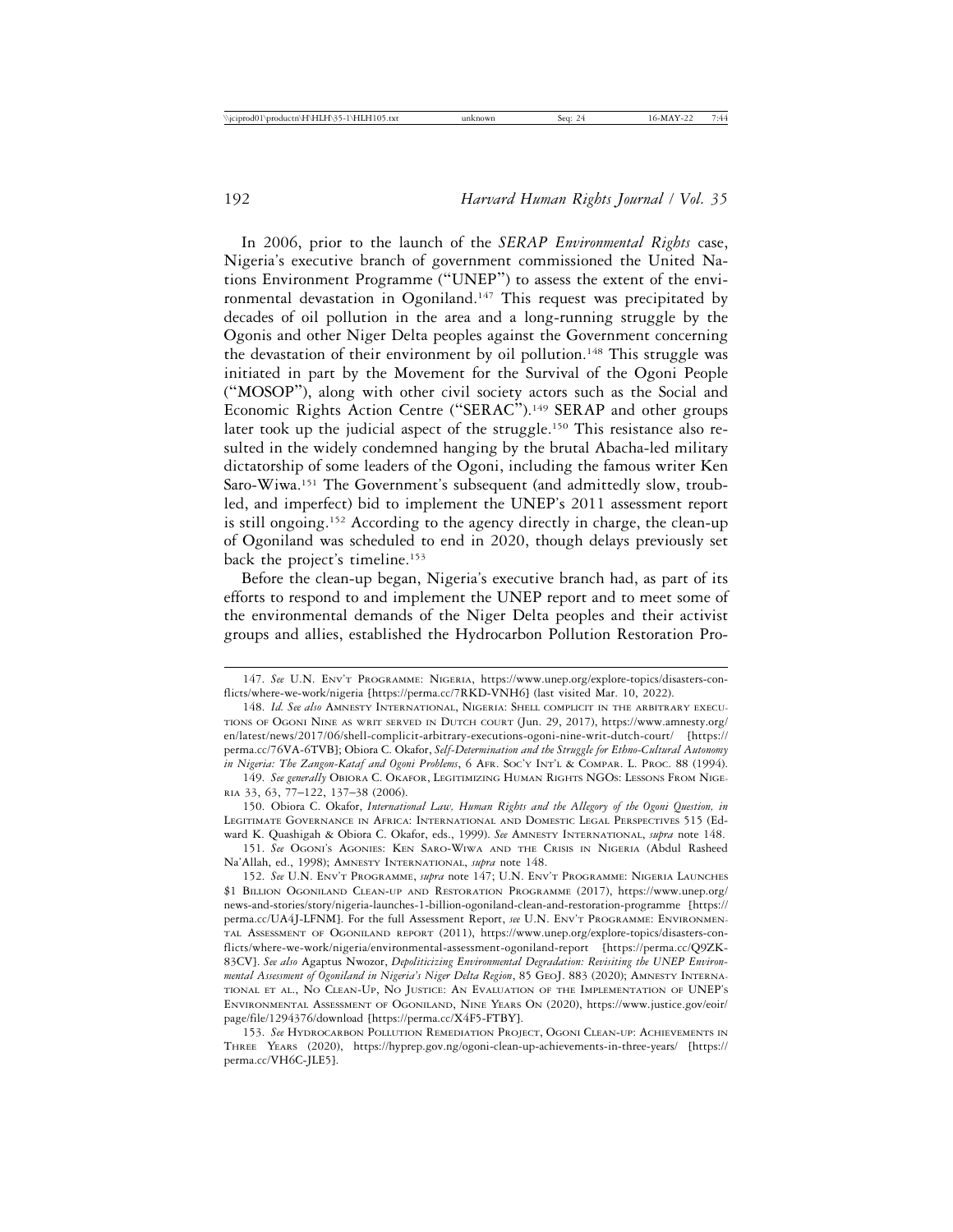In 2006, prior to the launch of the *SERAP Environmental Rights* case, Nigeria's executive branch of government commissioned the United Nations Environment Programme ("UNEP") to assess the extent of the environmental devastation in Ogoniland.[147] This request was precipitated by decades of oil pollution in the area and a long-running struggle by the Ogonis and other Niger Delta peoples against the Government concerning the devastation of their environment by oil pollution.[148] This struggle was initiated in part by the Movement for the Survival of the Ogoni People ("MOSOP"), along with other civil society actors such as the Social and Economic Rights Action Centre ("SERAC").[149] SERAP and other groups later took up the judicial aspect of the struggle.[150] This resistance also resulted in the widely condemned hanging by the brutal Abacha-led military dictatorship of some leaders of the Ogoni, including the famous writer Ken Saro-Wiwa.[151] The Government's subsequent (and admittedly slow, troubled, and imperfect) bid to implement the UNEP's 2011 assessment report is still ongoing.[152] According to the agency directly in charge, the clean-up of Ogoniland was scheduled to end in 2020, though delays previously set back the project's timeline.[153]

Before the clean-up began, Nigeria's executive branch had, as part of its efforts to respond to and implement the UNEP report and to meet some of the environmental demands of the Niger Delta peoples and their activist groups and allies, established the Hydrocarbon Pollution Restoration Pro-

---

147. *See* U.N. Env't Programme: Nigeria, https://www.unep.org/explore-topics/disasters-conflicts/where-we-work/nigeria [https://perma.cc/7RKD-VNH6] (last visited Mar. 10, 2022).

148. *Id. See also* Amnesty International, Nigeria: Shell complicit in the arbitrary executions of Ogoni Nine as writ served in Dutch court (Jun. 29, 2017), https://www.amnesty.org/en/latest/news/2017/06/shell-complicit-arbitrary-executions-ogoni-nine-writ-dutch-court/ [https://perma.cc/76VA-6TVB]; Obiora C. Okafor, *Self-Determination and the Struggle for Ethno-Cultural Autonomy in Nigeria: The Zangon-Kataf and Ogoni Problems*, 6 Afr. Soc'y Int'l & Compar. L. Proc. 88 (1994).

149. *See generally* Obiora C. Okafor, Legitimizing Human Rights NGOs: Lessons From Nigeria 33, 63, 77–122, 137–38 (2006).

150. Obiora C. Okafor, *International Law, Human Rights and the Allegory of the Ogoni Question, in* Legitimate Governance in Africa: International and Domestic Legal Perspectives 515 (Edward K. Quashigah & Obiora C. Okafor, eds., 1999). *See* Amnesty International, *supra* note 148.

151. *See* Ogoni's Agonies: Ken Saro-Wiwa and the Crisis in Nigeria (Abdul Rasheed Na'Allah, ed., 1998); Amnesty International, *supra* note 148.

152. *See* U.N. Env't Programme, *supra* note 147; U.N. Env't Programme: Nigeria Launches $1 Billion Ogoniland Clean-up and Restoration Programme (2017), https://www.unep.org/news-and-stories/story/nigeria-launches-1-billion-ogoniland-clean-and-restoration-programme [https://perma.cc/UA4J-LFNM]. For the full Assessment Report, *see* U.N. Env't Programme: Environmental Assessment of Ogoniland report (2011), https://www.unep.org/explore-topics/disasters-conflicts/where-we-work/nigeria/environmental-assessment-ogoniland-report [https://perma.cc/Q9ZK-83CV]. *See also* Agaptus Nwozor, *Depoliticizing Environmental Degradation: Revisiting the UNEP Environmental Assessment of Ogoniland in Nigeria's Niger Delta Region*, 85 GeoJ. 883 (2020); Amnesty International et al., No Clean-Up, No Justice: An Evaluation of the Implementation of UNEP's Environmental Assessment of Ogoniland, Nine Years On (2020), https://www.justice.gov/eoir/page/file/1294376/download [https://perma.cc/X4F5-FTBY].

153. *See* Hydrocarbon Pollution Remediation Project, Ogoni Clean-up: Achievements in Three Years (2020), https://hyprep.gov.ng/ogoni-clean-up-achievements-in-three-years/ [https://perma.cc/VH6C-JLE5].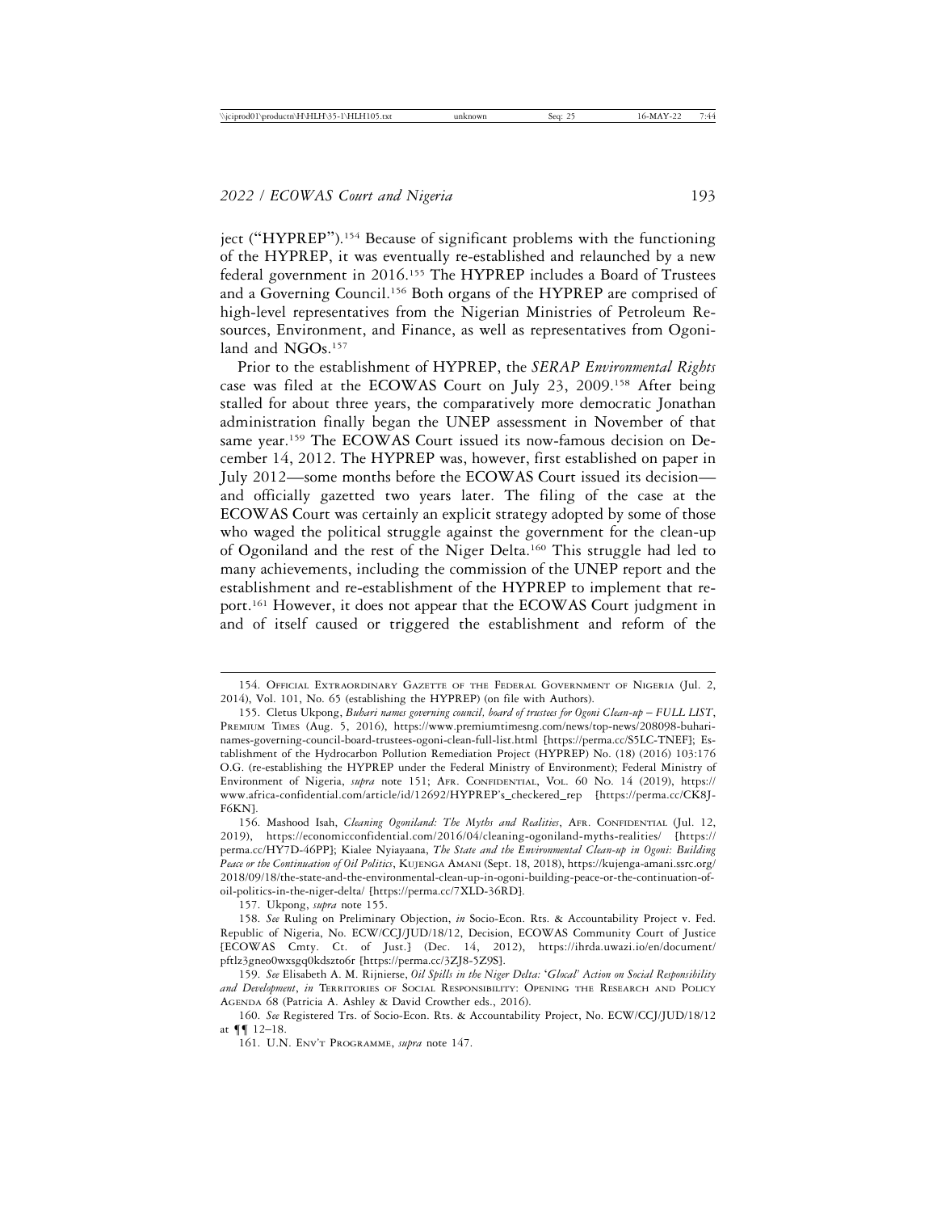ject ("HYPREP").[154] Because of significant problems with the functioning of the HYPREP, it was eventually re-established and relaunched by a new federal government in 2016.[155] The HYPREP includes a Board of Trustees and a Governing Council.[156] Both organs of the HYPREP are comprised of high-level representatives from the Nigerian Ministries of Petroleum Resources, Environment, and Finance, as well as representatives from Ogoniland and NGOs.[157]

Prior to the establishment of HYPREP, the *SERAP Environmental Rights* case was filed at the ECOWAS Court on July 23, 2009.[158] After being stalled for about three years, the comparatively more democratic Jonathan administration finally began the UNEP assessment in November of that same year.[159] The ECOWAS Court issued its now-famous decision on December 14, 2012. The HYPREP was, however, first established on paper in July 2012—some months before the ECOWAS Court issued its decision—and officially gazetted two years later. The filing of the case at the ECOWAS Court was certainly an explicit strategy adopted by some of those who waged the political struggle against the government for the clean-up of Ogoniland and the rest of the Niger Delta.[160] This struggle had led to many achievements, including the commission of the UNEP report and the establishment and re-establishment of the HYPREP to implement that report.[161] However, it does not appear that the ECOWAS Court judgment in and of itself caused or triggered the establishment and reform of the

---

154. Official Extraordinary Gazette of the Federal Government of Nigeria (Jul. 2, 2014), Vol. 101, No. 65 (establishing the HYPREP) (on file with Authors).

155. Cletus Ukpong, *Buhari names governing council, board of trustees for Ogoni Clean-up – FULL LIST*, Premium Times (Aug. 5, 2016), https://www.premiumtimesng.com/news/top-news/208098-buhari-names-governing-council-board-trustees-ogoni-clean-full-list.html [https://perma.cc/S5LC-TNEF]; Establishment of the Hydrocarbon Pollution Remediation Project (HYPREP) No. (18) (2016) 103:176 O.G. (re-establishing the HYPREP under the Federal Ministry of Environment); Federal Ministry of Environment of Nigeria, *supra* note 151; Afr. Confidential, Vol. 60 No. 14 (2019), https://www.africa-confidential.com/article/id/12692/HYPREP's_checkered_rep [https://perma.cc/CK8J-F6KN].

156. Mashood Isah, *Cleaning Ogoniland: The Myths and Realities*, Afr. Confidential (Jul. 12, 2019), https://economicconfidential.com/2016/04/cleaning-ogoniland-myths-realities/ [https://perma.cc/HY7D-46PP]; Kialee Nyiayaana, *The State and the Environmental Clean-up in Ogoni: Building Peace or the Continuation of Oil Politics*, Kujenga Amani (Sept. 18, 2018), https://kujenga-amani.ssrc.org/2018/09/18/the-state-and-the-environmental-clean-up-in-ogoni-building-peace-or-the-continuation-of-oil-politics-in-the-niger-delta/ [https://perma.cc/7XLD-36RD].

157. Ukpong, *supra* note 155.

158. *See* Ruling on Preliminary Objection, *in* Socio-Econ. Rts. & Accountability Project v. Fed. Republic of Nigeria, No. ECW/CCJ/JUD/18/12, Decision, ECOWAS Community Court of Justice [ECOWAS Cmty. Ct. of Just.] (Dec. 14, 2012), https://ihrda.uwazi.io/en/document/pftlz3gneo0wxsgq0kdszto6r [https://perma.cc/3ZJ8-5Z9S].

159. *See* Elisabeth A. M. Rijnierse, *Oil Spills in the Niger Delta: 'Glocal' Action on Social Responsibility and Development*, *in* Territories of Social Responsibility: Opening the Research and Policy Agenda 68 (Patricia A. Ashley & David Crowther eds., 2016).

160. *See* Registered Trs. of Socio-Econ. Rts. & Accountability Project, No. ECW/CCJ/JUD/18/12 at ¶¶ 12–18.

161. U.N. Env't Programme, *supra* note 147.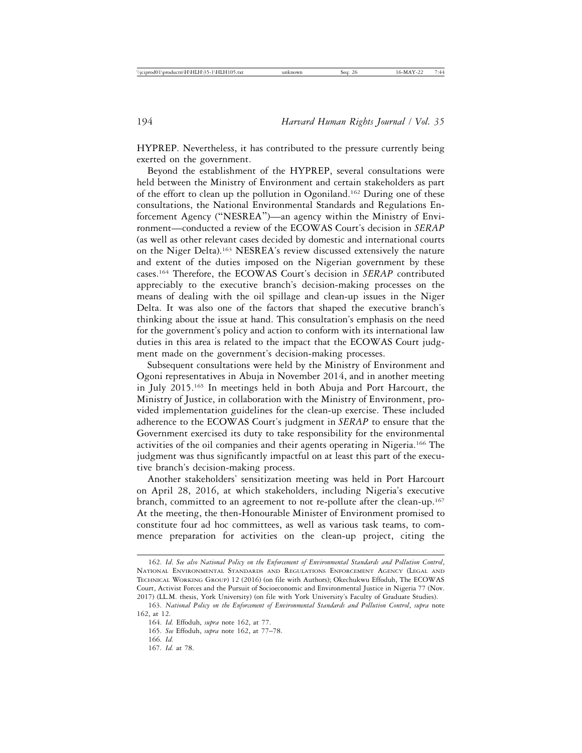HYPREP. Nevertheless, it has contributed to the pressure currently being exerted on the government.

Beyond the establishment of the HYPREP, several consultations were held between the Ministry of Environment and certain stakeholders as part of the effort to clean up the pollution in Ogoniland.[162] During one of these consultations, the National Environmental Standards and Regulations Enforcement Agency ("NESREA")—an agency within the Ministry of Environment—conducted a review of the ECOWAS Court's decision in *SERAP* (as well as other relevant cases decided by domestic and international courts on the Niger Delta).[163] NESREA's review discussed extensively the nature and extent of the duties imposed on the Nigerian government by these cases.[164] Therefore, the ECOWAS Court's decision in *SERAP* contributed appreciably to the executive branch's decision-making processes on the means of dealing with the oil spillage and clean-up issues in the Niger Delta. It was also one of the factors that shaped the executive branch's thinking about the issue at hand. This consultation's emphasis on the need for the government's policy and action to conform with its international law duties in this area is related to the impact that the ECOWAS Court judgment made on the government's decision-making processes.

Subsequent consultations were held by the Ministry of Environment and Ogoni representatives in Abuja in November 2014, and in another meeting in July 2015.[165] In meetings held in both Abuja and Port Harcourt, the Ministry of Justice, in collaboration with the Ministry of Environment, provided implementation guidelines for the clean-up exercise. These included adherence to the ECOWAS Court's judgment in *SERAP* to ensure that the Government exercised its duty to take responsibility for the environmental activities of the oil companies and their agents operating in Nigeria.[166] The judgment was thus significantly impactful on at least this part of the executive branch's decision-making process.

Another stakeholders' sensitization meeting was held in Port Harcourt on April 28, 2016, at which stakeholders, including Nigeria's executive branch, committed to an agreement to not re-pollute after the clean-up.[167] At the meeting, the then-Honourable Minister of Environment promised to constitute four ad hoc committees, as well as various task teams, to commence preparation for activities on the clean-up project, citing the

---

162. *Id*. *See also National Policy on the Enforcement of Environmental Standards and Pollution Control*, National Environmental Standards and Regulations Enforcement Agency (Legal and Technical Working Group) 12 (2016) (on file with Authors); Okechukwu Effoduh, The ECOWAS Court, Activist Forces and the Pursuit of Socioeconomic and Environmental Justice in Nigeria 77 (Nov. 2017) (LL.M. thesis, York University) (on file with York University's Faculty of Graduate Studies).

163. *National Policy on the Enforcement of Environmental Standards and Pollution Control*, *supra* note 162, at 12.

164. *Id.* Effoduh, *supra* note 162, at 77.

165. *See* Effoduh, *supra* note 162, at 77–78.

166. *Id.*

167. *Id.* at 78.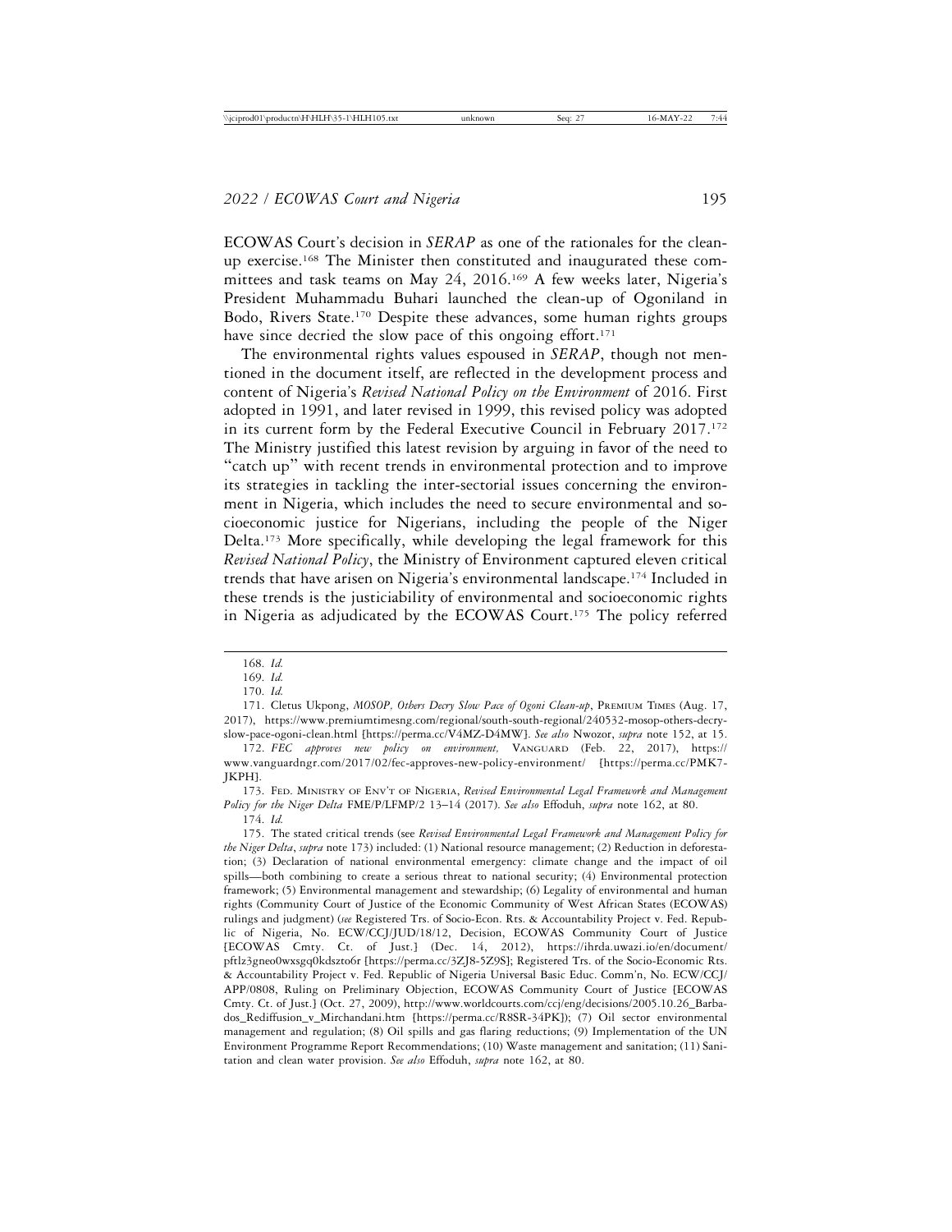ECOWAS Court's decision in *SERAP* as one of the rationales for the clean-up exercise.[168] The Minister then constituted and inaugurated these committees and task teams on May 24, 2016.[169] A few weeks later, Nigeria's President Muhammadu Buhari launched the clean-up of Ogoniland in Bodo, Rivers State.[170] Despite these advances, some human rights groups have since decried the slow pace of this ongoing effort.[171]

The environmental rights values espoused in *SERAP*, though not mentioned in the document itself, are reflected in the development process and content of Nigeria's *Revised National Policy on the Environment* of 2016. First adopted in 1991, and later revised in 1999, this revised policy was adopted in its current form by the Federal Executive Council in February 2017.[172] The Ministry justified this latest revision by arguing in favor of the need to "catch up" with recent trends in environmental protection and to improve its strategies in tackling the inter-sectorial issues concerning the environment in Nigeria, which includes the need to secure environmental and socioeconomic justice for Nigerians, including the people of the Niger Delta.[173] More specifically, while developing the legal framework for this *Revised National Policy*, the Ministry of Environment captured eleven critical trends that have arisen on Nigeria's environmental landscape.[174] Included in these trends is the justiciability of environmental and socioeconomic rights in Nigeria as adjudicated by the ECOWAS Court.[175] The policy referred

---

168. *Id.*

169. *Id.*

170. *Id.*

171. Cletus Ukpong, *MOSOP, Others Decry Slow Pace of Ogoni Clean-up*, PREMIUM TIMES (Aug. 17, 2017), https://www.premiumtimesng.com/regional/south-south-regional/240532-mosop-others-decry-slow-pace-ogoni-clean.html [https://perma.cc/V4MZ-D4MW]. *See also* Nwozor, *supra* note 152, at 15.

172. *FEC approves new policy on environment,* VANGUARD (Feb. 22, 2017), https://www.vanguardngr.com/2017/02/fec-approves-new-policy-environment/ [https://perma.cc/PMK7-JKPH].

173. FED. MINISTRY OF ENV'T OF NIGERIA, *Revised Environmental Legal Framework and Management Policy for the Niger Delta* FME/P/LFMP/2 13–14 (2017). *See also* Effoduh, *supra* note 162, at 80.

174. *Id.*

175. The stated critical trends (see *Revised Environmental Legal Framework and Management Policy for the Niger Delta*, *supra* note 173) included: (1) National resource management; (2) Reduction in deforestation; (3) Declaration of national environmental emergency: climate change and the impact of oil spills—both combining to create a serious threat to national security; (4) Environmental protection framework; (5) Environmental management and stewardship; (6) Legality of environmental and human rights (Community Court of Justice of the Economic Community of West African States (ECOWAS) rulings and judgment) (*see* Registered Trs. of Socio-Econ. Rts. & Accountability Project v. Fed. Republic of Nigeria, No. ECW/CCJ/JUD/18/12, Decision, ECOWAS Community Court of Justice [ECOWAS Cmty. Ct. of Just.] (Dec. 14, 2012), https://ihrda.uwazi.io/en/document/pftlz3gneo0wxsgq0kdszto6r [https://perma.cc/3ZJ8-5Z9S]; Registered Trs. of the Socio-Economic Rts. & Accountability Project v. Fed. Republic of Nigeria Universal Basic Educ. Comm'n, No. ECW/CCJ/APP/0808, Ruling on Preliminary Objection, ECOWAS Community Court of Justice [ECOWAS Cmty. Ct. of Just.] (Oct. 27, 2009), http://www.worldcourts.com/ccj/eng/decisions/2005.10.26_Barbados_Rediffusion_v_Mirchandani.htm [https://perma.cc/R8SR-34PK]); (7) Oil sector environmental management and regulation; (8) Oil spills and gas flaring reductions; (9) Implementation of the UN Environment Programme Report Recommendations; (10) Waste management and sanitation; (11) Sanitation and clean water provision. *See also* Effoduh, *supra* note 162, at 80.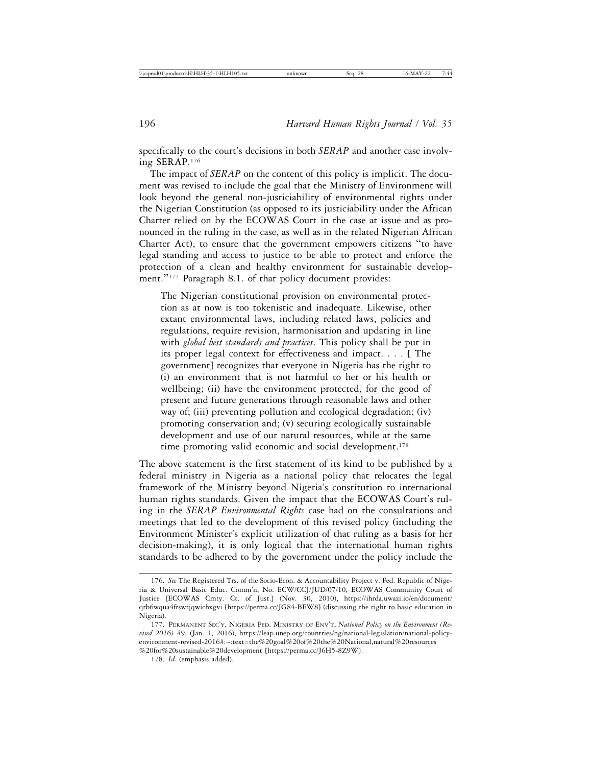specifically to the court's decisions in both *SERAP* and another case involving SERAP.[176]

The impact of *SERAP* on the content of this policy is implicit. The document was revised to include the goal that the Ministry of Environment will look beyond the general non-justiciability of environmental rights under the Nigerian Constitution (as opposed to its justiciability under the African Charter relied on by the ECOWAS Court in the case at issue and as pronounced in the ruling in the case, as well as in the related Nigerian African Charter Act), to ensure that the government empowers citizens "to have legal standing and access to justice to be able to protect and enforce the protection of a clean and healthy environment for sustainable development."[177] Paragraph 8.1. of that policy document provides:

> The Nigerian constitutional provision on environmental protection as at now is too tokenistic and inadequate. Likewise, other extant environmental laws, including related laws, policies and regulations, require revision, harmonisation and updating in line with *global best standards and practices*. This policy shall be put in its proper legal context for effectiveness and impact. . . . [ The government] recognizes that everyone in Nigeria has the right to (i) an environment that is not harmful to her or his health or wellbeing; (ii) have the environment protected, for the good of present and future generations through reasonable laws and other way of; (iii) preventing pollution and ecological degradation; (iv) promoting conservation and; (v) securing ecologically sustainable development and use of our natural resources, while at the same time promoting valid economic and social development.[178]

The above statement is the first statement of its kind to be published by a federal ministry in Nigeria as a national policy that relocates the legal framework of the Ministry beyond Nigeria's constitution to international human rights standards. Given the impact that the ECOWAS Court's ruling in the *SERAP Environmental Rights* case had on the consultations and meetings that led to the development of this revised policy (including the Environment Minister's explicit utilization of that ruling as a basis for her decision-making), it is only logical that the international human rights standards to be adhered to by the government under the policy include the

---

176. *See* The Registered Trs. of the Socio-Econ. & Accountability Project v. Fed. Republic of Nigeria & Universal Basic Educ. Comm'n, No. ECW/CCJ/JUD/07/10, ECOWAS Community Court of Justice [ECOWAS Cmty. Ct. of Just.] (Nov. 30, 2010), https://ihrda.uwazi.io/en/document/qrb6wqua4frswtjqwichxgvi [https://perma.cc/JG84-BEW8] (discussing the right to basic education in Nigeria).

177. Permanent Sec'y, Nigeria Fed. Ministry of Env't, *National Policy on the Environment (Revised 2016)* 49, (Jan. 1, 2016), https://leap.unep.org/countries/ng/national-legislation/national-policy-environment-revised-2016#:~:text=the%20goal%20of%20the%20National,natural%20resources%20for%20sustainable%20development [https://perma.cc/J6H5-8Z9W].

178. *Id.* (emphasis added).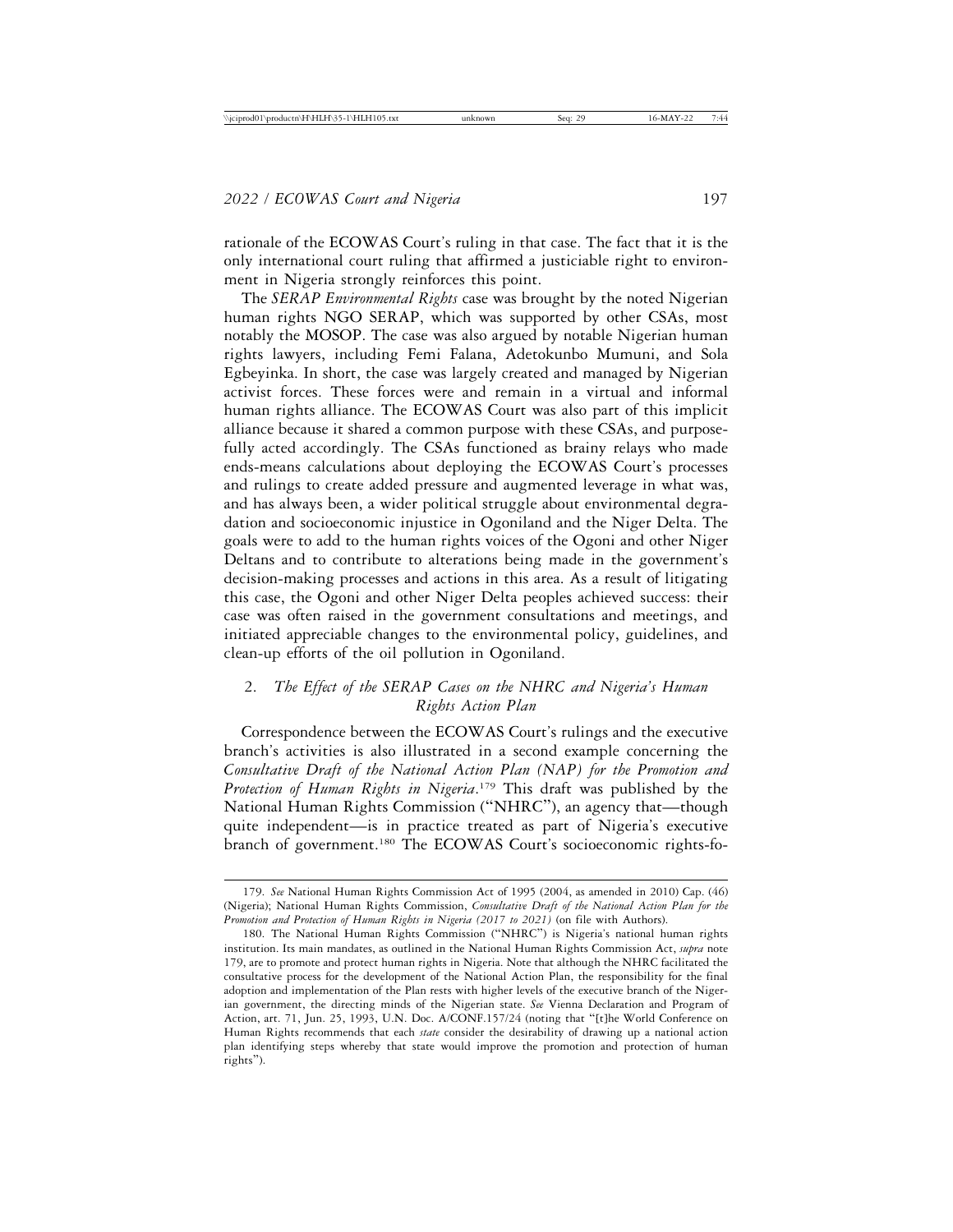rationale of the ECOWAS Court's ruling in that case. The fact that it is the only international court ruling that affirmed a justiciable right to environment in Nigeria strongly reinforces this point.

The *SERAP Environmental Rights* case was brought by the noted Nigerian human rights NGO SERAP, which was supported by other CSAs, most notably the MOSOP. The case was also argued by notable Nigerian human rights lawyers, including Femi Falana, Adetokunbo Mumuni, and Sola Egbeyinka. In short, the case was largely created and managed by Nigerian activist forces. These forces were and remain in a virtual and informal human rights alliance. The ECOWAS Court was also part of this implicit alliance because it shared a common purpose with these CSAs, and purposefully acted accordingly. The CSAs functioned as brainy relays who made ends-means calculations about deploying the ECOWAS Court's processes and rulings to create added pressure and augmented leverage in what was, and has always been, a wider political struggle about environmental degradation and socioeconomic injustice in Ogoniland and the Niger Delta. The goals were to add to the human rights voices of the Ogoni and other Niger Deltans and to contribute to alterations being made in the government's decision-making processes and actions in this area. As a result of litigating this case, the Ogoni and other Niger Delta peoples achieved success: their case was often raised in the government consultations and meetings, and initiated appreciable changes to the environmental policy, guidelines, and clean-up efforts of the oil pollution in Ogoniland.

### 2. *The Effect of the SERAP Cases on the NHRC and Nigeria's Human Rights Action Plan*

Correspondence between the ECOWAS Court's rulings and the executive branch's activities is also illustrated in a second example concerning the *Consultative Draft of the National Action Plan (NAP) for the Promotion and Protection of Human Rights in Nigeria*.[179] This draft was published by the National Human Rights Commission ("NHRC"), an agency that—though quite independent—is in practice treated as part of Nigeria's executive branch of government.[180] The ECOWAS Court's socioeconomic rights-fo-

---

179. *See* National Human Rights Commission Act of 1995 (2004, as amended in 2010) Cap. (46) (Nigeria); National Human Rights Commission, *Consultative Draft of the National Action Plan for the Promotion and Protection of Human Rights in Nigeria (2017 to 2021)* (on file with Authors).

180. The National Human Rights Commission ("NHRC") is Nigeria's national human rights institution. Its main mandates, as outlined in the National Human Rights Commission Act, *supra* note 179, are to promote and protect human rights in Nigeria. Note that although the NHRC facilitated the consultative process for the development of the National Action Plan, the responsibility for the final adoption and implementation of the Plan rests with higher levels of the executive branch of the Nigerian government, the directing minds of the Nigerian state. *See* Vienna Declaration and Program of Action, art. 71, Jun. 25, 1993, U.N. Doc. A/CONF.157/24 (noting that "[t]he World Conference on Human Rights recommends that each *state* consider the desirability of drawing up a national action plan identifying steps whereby that state would improve the promotion and protection of human rights").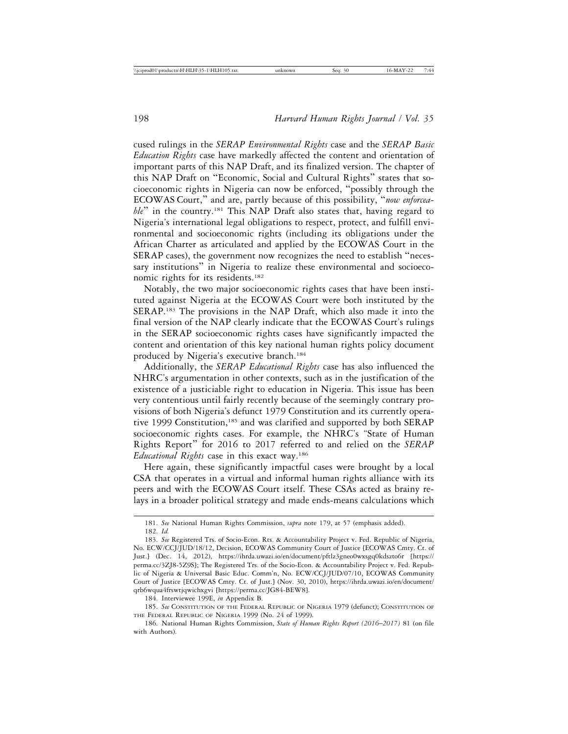cused rulings in the *SERAP Environmental Rights* case and the *SERAP Basic Education Rights* case have markedly affected the content and orientation of important parts of this NAP Draft, and its finalized version. The chapter of this NAP Draft on "Economic, Social and Cultural Rights" states that socioeconomic rights in Nigeria can now be enforced, "possibly through the ECOWAS Court," and are, partly because of this possibility, "*now enforceable*" in the country.[181] This NAP Draft also states that, having regard to Nigeria's international legal obligations to respect, protect, and fulfill environmental and socioeconomic rights (including its obligations under the African Charter as articulated and applied by the ECOWAS Court in the SERAP cases), the government now recognizes the need to establish "necessary institutions" in Nigeria to realize these environmental and socioeconomic rights for its residents.[182]

Notably, the two major socioeconomic rights cases that have been instituted against Nigeria at the ECOWAS Court were both instituted by the SERAP.[183] The provisions in the NAP Draft, which also made it into the final version of the NAP clearly indicate that the ECOWAS Court's rulings in the SERAP socioeconomic rights cases have significantly impacted the content and orientation of this key national human rights policy document produced by Nigeria's executive branch.[184]

Additionally, the *SERAP Educational Rights* case has also influenced the NHRC's argumentation in other contexts, such as in the justification of the existence of a justiciable right to education in Nigeria. This issue has been very contentious until fairly recently because of the seemingly contrary provisions of both Nigeria's defunct 1979 Constitution and its currently operative 1999 Constitution,[185] and was clarified and supported by both SERAP socioeconomic rights cases. For example, the NHRC's "State of Human Rights Report" for 2016 to 2017 referred to and relied on the *SERAP Educational Rights* case in this exact way.[186]

Here again, these significantly impactful cases were brought by a local CSA that operates in a virtual and informal human rights alliance with its peers and with the ECOWAS Court itself. These CSAs acted as brainy relays in a broader political strategy and made ends-means calculations which

---

181. *See* National Human Rights Commission, *supra* note 179, at 57 (emphasis added).

182. *Id.*

183. *See* Registered Trs. of Socio-Econ. Rts. & Accountability Project v. Fed. Republic of Nigeria, No. ECW/CCJ/JUD/18/12, Decision, ECOWAS Community Court of Justice [ECOWAS Cmty. Ct. of Just.] (Dec. 14, 2012), https://ihrda.uwazi.io/en/document/pftlz3gneo0wxsgq0kdszto6r [https://perma.cc/3ZJ8-5Z9S]; The Registered Trs. of the Socio-Econ. & Accountability Project v. Fed. Republic of Nigeria & Universal Basic Educ. Comm'n, No. ECW/CCJ/JUD/07/10, ECOWAS Community Court of Justice [ECOWAS Cmty. Ct. of Just.] (Nov. 30, 2010), https://ihrda.uwazi.io/en/document/qrb6wqua4frswtjqwichxgvi [https://perma.cc/JG84-BEW8].

184. Interviewee 199E, *in* Appendix B.

185. *See* Constitution of the Federal Republic of Nigeria 1979 (defunct); Constitution of the Federal Republic of Nigeria 1999 (No. 24 of 1999).

186. National Human Rights Commission, *State of Human Rights Report (2016–2017)* 81 (on file with Authors).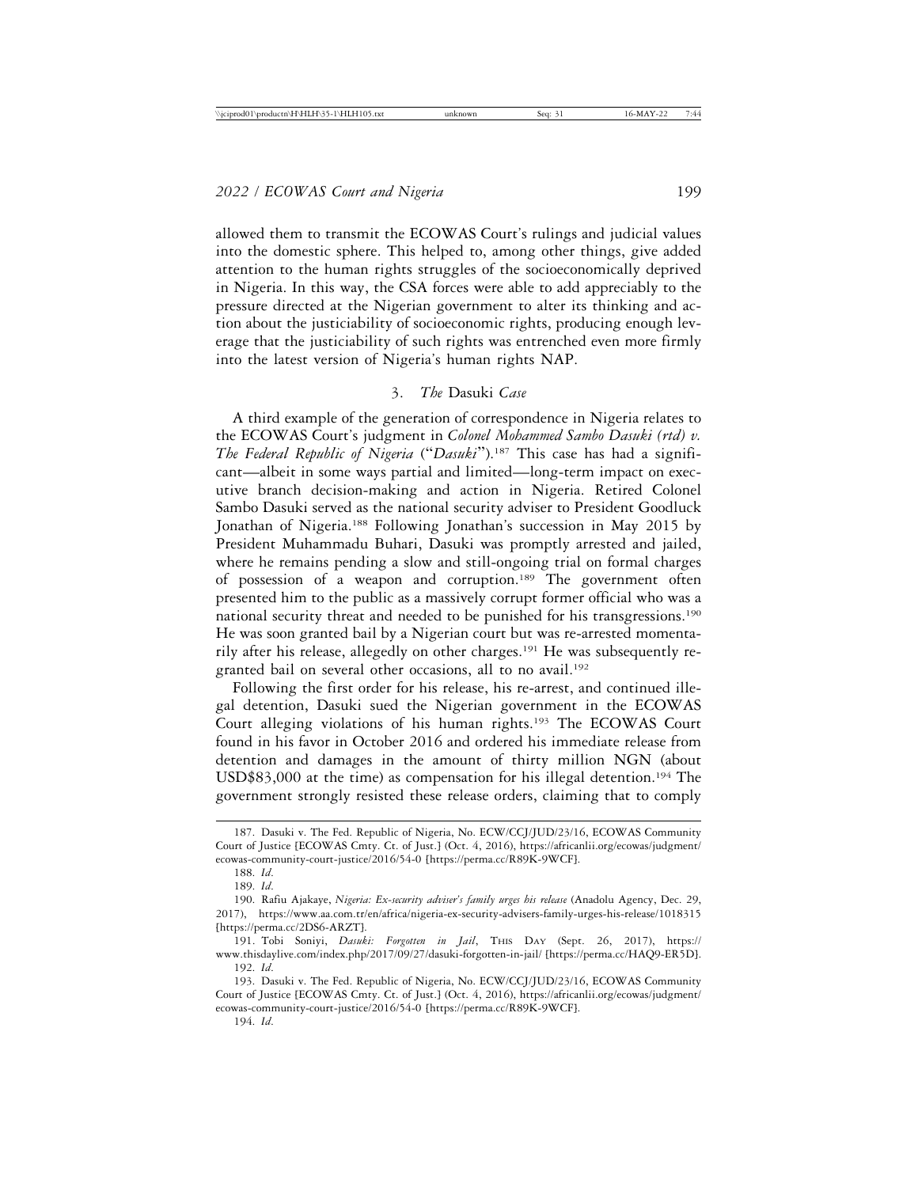allowed them to transmit the ECOWAS Court's rulings and judicial values into the domestic sphere. This helped to, among other things, give added attention to the human rights struggles of the socioeconomically deprived in Nigeria. In this way, the CSA forces were able to add appreciably to the pressure directed at the Nigerian government to alter its thinking and action about the justiciability of socioeconomic rights, producing enough leverage that the justiciability of such rights was entrenched even more firmly into the latest version of Nigeria's human rights NAP.

### 3. *The* Dasuki *Case*

A third example of the generation of correspondence in Nigeria relates to the ECOWAS Court's judgment in *Colonel Mohammed Sambo Dasuki (rtd) v. The Federal Republic of Nigeria* ("*Dasuki*").[187] This case has had a significant—albeit in some ways partial and limited—long-term impact on executive branch decision-making and action in Nigeria. Retired Colonel Sambo Dasuki served as the national security adviser to President Goodluck Jonathan of Nigeria.[188] Following Jonathan's succession in May 2015 by President Muhammadu Buhari, Dasuki was promptly arrested and jailed, where he remains pending a slow and still-ongoing trial on formal charges of possession of a weapon and corruption.[189] The government often presented him to the public as a massively corrupt former official who was a national security threat and needed to be punished for his transgressions.[190] He was soon granted bail by a Nigerian court but was re-arrested momentarily after his release, allegedly on other charges.[191] He was subsequently re-granted bail on several other occasions, all to no avail.[192]

Following the first order for his release, his re-arrest, and continued illegal detention, Dasuki sued the Nigerian government in the ECOWAS Court alleging violations of his human rights.[193] The ECOWAS Court found in his favor in October 2016 and ordered his immediate release from detention and damages in the amount of thirty million NGN (about USD$83,000 at the time) as compensation for his illegal detention.[194] The government strongly resisted these release orders, claiming that to comply

---

187. Dasuki v. The Fed. Republic of Nigeria, No. ECW/CCJ/JUD/23/16, ECOWAS Community Court of Justice [ECOWAS Cmty. Ct. of Just.] (Oct. 4, 2016), https://africanlii.org/ecowas/judgment/ecowas-community-court-justice/2016/54-0 [https://perma.cc/R89K-9WCF].

188. *Id.*

189. *Id.*

190. Rafiu Ajakaye, *Nigeria: Ex-security adviser's family urges his release* (Anadolu Agency, Dec. 29, 2017), https://www.aa.com.tr/en/africa/nigeria-ex-security-advisers-family-urges-his-release/1018315 [https://perma.cc/2DS6-ARZT].

191. Tobi Soniyi, *Dasuki: Forgotten in Jail*, THIS DAY (Sept. 26, 2017), https://www.thisdaylive.com/index.php/2017/09/27/dasuki-forgotten-in-jail/ [https://perma.cc/HAQ9-ER5D].

192. *Id.*

193. Dasuki v. The Fed. Republic of Nigeria, No. ECW/CCJ/JUD/23/16, ECOWAS Community Court of Justice [ECOWAS Cmty. Ct. of Just.] (Oct. 4, 2016), https://africanlii.org/ecowas/judgment/ecowas-community-court-justice/2016/54-0 [https://perma.cc/R89K-9WCF].

194. *Id.*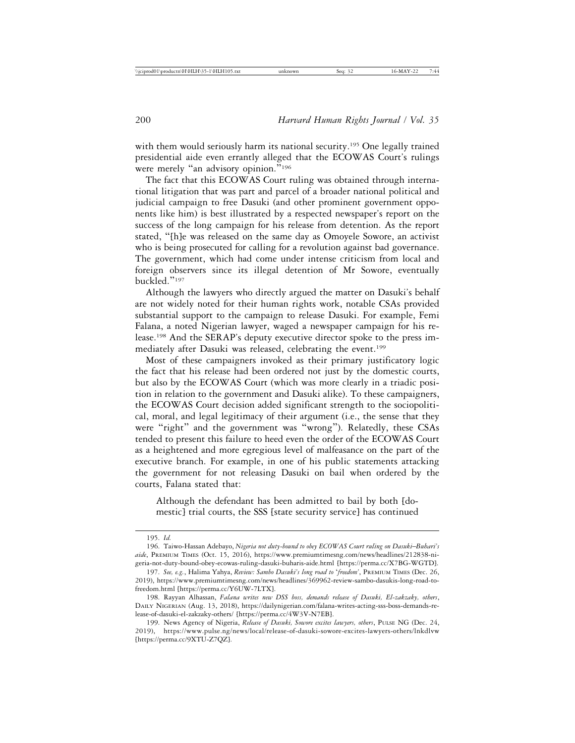with them would seriously harm its national security.[195] One legally trained presidential aide even errantly alleged that the ECOWAS Court's rulings were merely "an advisory opinion."[196]

The fact that this ECOWAS Court ruling was obtained through international litigation that was part and parcel of a broader national political and judicial campaign to free Dasuki (and other prominent government opponents like him) is best illustrated by a respected newspaper's report on the success of the long campaign for his release from detention. As the report stated, "[h]e was released on the same day as Omoyele Sowore, an activist who is being prosecuted for calling for a revolution against bad governance. The government, which had come under intense criticism from local and foreign observers since its illegal detention of Mr Sowore, eventually buckled."[197]

Although the lawyers who directly argued the matter on Dasuki's behalf are not widely noted for their human rights work, notable CSAs provided substantial support to the campaign to release Dasuki. For example, Femi Falana, a noted Nigerian lawyer, waged a newspaper campaign for his release.[198] And the SERAP's deputy executive director spoke to the press immediately after Dasuki was released, celebrating the event.[199]

Most of these campaigners invoked as their primary justificatory logic the fact that his release had been ordered not just by the domestic courts, but also by the ECOWAS Court (which was more clearly in a triadic position in relation to the government and Dasuki alike). To these campaigners, the ECOWAS Court decision added significant strength to the sociopolitical, moral, and legal legitimacy of their argument (i.e., the sense that they were "right" and the government was "wrong"). Relatedly, these CSAs tended to present this failure to heed even the order of the ECOWAS Court as a heightened and more egregious level of malfeasance on the part of the executive branch. For example, in one of his public statements attacking the government for not releasing Dasuki on bail when ordered by the courts, Falana stated that:

> Although the defendant has been admitted to bail by both [domestic] trial courts, the SSS [state security service] has continued

---

195. *Id.*

196. Taiwo-Hassan Adebayo, *Nigeria not duty-bound to obey ECOWAS Court ruling on Dasuki–Buhari's aide*, PREMIUM TIMES (Oct. 15, 2016), https://www.premiumtimesng.com/news/headlines/212838-nigeria-not-duty-bound-obey-ecowas-ruling-dasuki-buharis-aide.html [https://perma.cc/X7BG-WGTD].

197. *See, e.g.*, Halima Yahya, *Review: Sambo Dasuki's long road to 'freedom'*, PREMIUM TIMES (Dec. 26, 2019), https://www.premiumtimesng.com/news/headlines/369962-review-sambo-dasukis-long-road-to-freedom.html [https://perma.cc/Y6UW-7LTX].

198. Rayyan Alhassan, *Falana writes new DSS boss, demands release of Dasuki, El-zakzaky, others*, DAILY NIGERIAN (Aug. 13, 2018), https://dailynigerian.com/falana-writes-acting-sss-boss-demands-release-of-dasuki-el-zakzaky-others/ [https://perma.cc/4W3V-N7EB].

199. News Agency of Nigeria, *Release of Dasuki, Sowore excites lawyers, others*, PULSE NG (Dec. 24, 2019), https://www.pulse.ng/news/local/release-of-dasuki-sowore-excites-lawyers-others/lnkdlvw [https://perma.cc/9XTU-Z7QZ].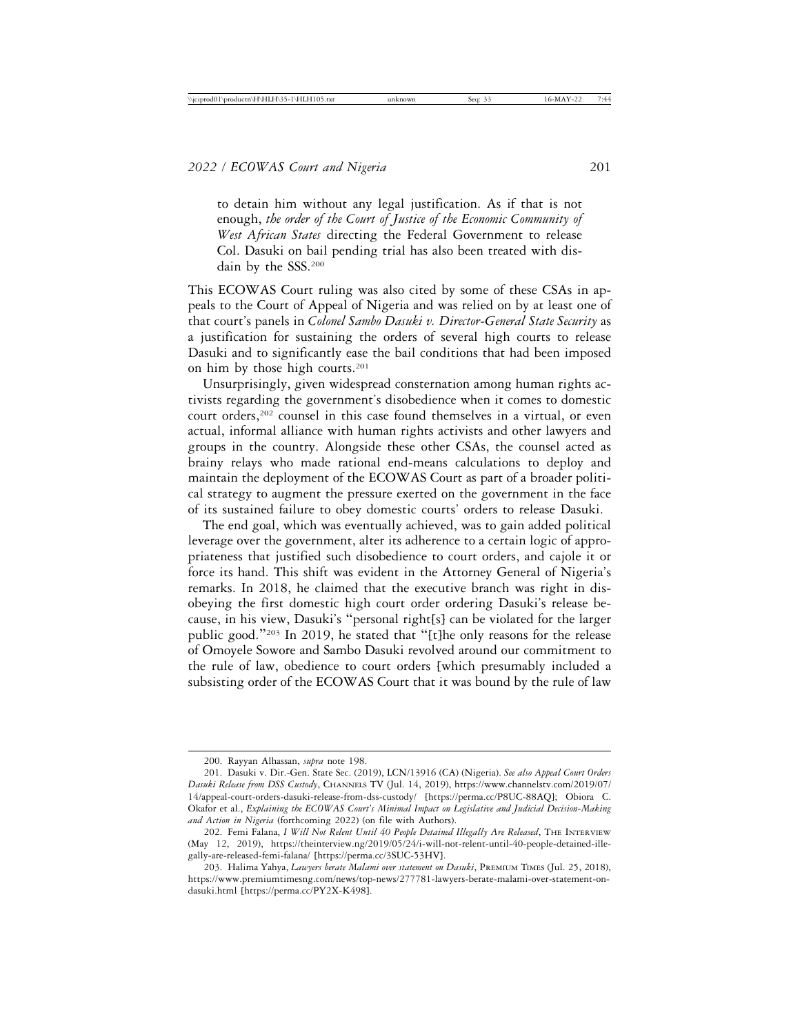to detain him without any legal justification. As if that is not enough, *the order of the Court of Justice of the Economic Community of West African States* directing the Federal Government to release Col. Dasuki on bail pending trial has also been treated with disdain by the SSS.[200]

This ECOWAS Court ruling was also cited by some of these CSAs in appeals to the Court of Appeal of Nigeria and was relied on by at least one of that court's panels in *Colonel Sambo Dasuki v. Director-General State Security* as a justification for sustaining the orders of several high courts to release Dasuki and to significantly ease the bail conditions that had been imposed on him by those high courts.[201]

Unsurprisingly, given widespread consternation among human rights activists regarding the government's disobedience when it comes to domestic court orders,[202] counsel in this case found themselves in a virtual, or even actual, informal alliance with human rights activists and other lawyers and groups in the country. Alongside these other CSAs, the counsel acted as brainy relays who made rational end-means calculations to deploy and maintain the deployment of the ECOWAS Court as part of a broader political strategy to augment the pressure exerted on the government in the face of its sustained failure to obey domestic courts' orders to release Dasuki.

The end goal, which was eventually achieved, was to gain added political leverage over the government, alter its adherence to a certain logic of appropriateness that justified such disobedience to court orders, and cajole it or force its hand. This shift was evident in the Attorney General of Nigeria's remarks. In 2018, he claimed that the executive branch was right in disobeying the first domestic high court order ordering Dasuki's release because, in his view, Dasuki's "personal right[s] can be violated for the larger public good."[203] In 2019, he stated that "[t]he only reasons for the release of Omoyele Sowore and Sambo Dasuki revolved around our commitment to the rule of law, obedience to court orders [which presumably included a subsisting order of the ECOWAS Court that it was bound by the rule of law

---

200. Rayyan Alhassan, *supra* note 198.

201. Dasuki v. Dir.-Gen. State Sec. (2019), LCN/13916 (CA) (Nigeria). *See also Appeal Court Orders Dasuki Release from DSS Custody*, CHANNELS TV (Jul. 14, 2019), https://www.channelstv.com/2019/07/14/appeal-court-orders-dasuki-release-from-dss-custody/ [https://perma.cc/P8UC-88AQ]; Obiora C. Okafor et al., *Explaining the ECOWAS Court's Minimal Impact on Legislative and Judicial Decision-Making and Action in Nigeria* (forthcoming 2022) (on file with Authors).

202. Femi Falana, *I Will Not Relent Until 40 People Detained Illegally Are Released*, THE INTERVIEW (May 12, 2019), https://theinterview.ng/2019/05/24/i-will-not-relent-until-40-people-detained-illegally-are-released-femi-falana/ [https://perma.cc/3SUC-53HV].

203. Halima Yahya, *Lawyers berate Malami over statement on Dasuki*, PREMIUM TIMES (Jul. 25, 2018), https://www.premiumtimesng.com/news/top-news/277781-lawyers-berate-malami-over-statement-on-dasuki.html [https://perma.cc/PY2X-K498].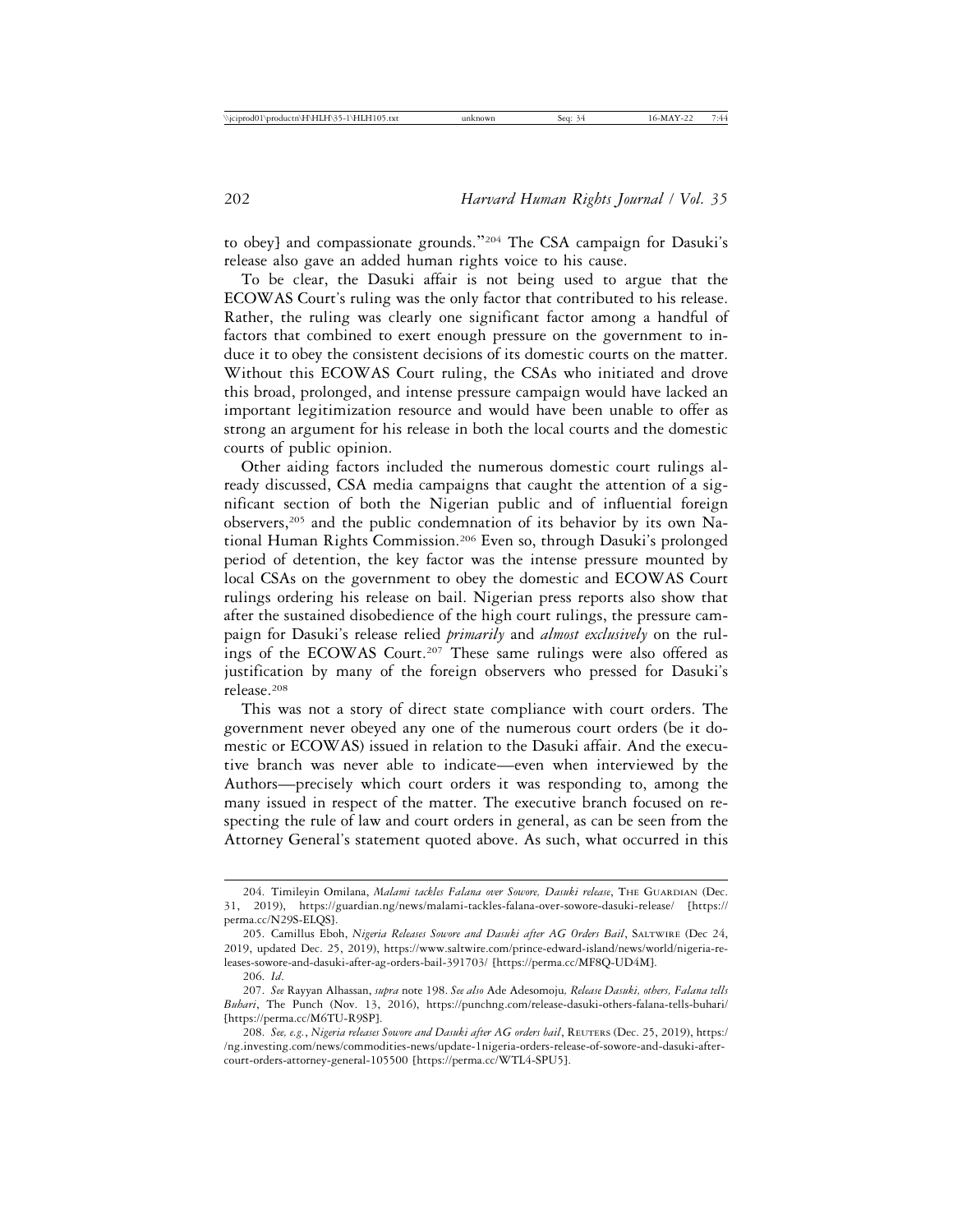to obey] and compassionate grounds."[204] The CSA campaign for Dasuki's release also gave an added human rights voice to his cause.

To be clear, the Dasuki affair is not being used to argue that the ECOWAS Court's ruling was the only factor that contributed to his release. Rather, the ruling was clearly one significant factor among a handful of factors that combined to exert enough pressure on the government to induce it to obey the consistent decisions of its domestic courts on the matter. Without this ECOWAS Court ruling, the CSAs who initiated and drove this broad, prolonged, and intense pressure campaign would have lacked an important legitimization resource and would have been unable to offer as strong an argument for his release in both the local courts and the domestic courts of public opinion.

Other aiding factors included the numerous domestic court rulings already discussed, CSA media campaigns that caught the attention of a significant section of both the Nigerian public and of influential foreign observers,[205] and the public condemnation of its behavior by its own National Human Rights Commission.[206] Even so, through Dasuki's prolonged period of detention, the key factor was the intense pressure mounted by local CSAs on the government to obey the domestic and ECOWAS Court rulings ordering his release on bail. Nigerian press reports also show that after the sustained disobedience of the high court rulings, the pressure campaign for Dasuki's release relied *primarily* and *almost exclusively* on the rulings of the ECOWAS Court.[207] These same rulings were also offered as justification by many of the foreign observers who pressed for Dasuki's release.[208]

This was not a story of direct state compliance with court orders. The government never obeyed any one of the numerous court orders (be it domestic or ECOWAS) issued in relation to the Dasuki affair. And the executive branch was never able to indicate—even when interviewed by the Authors—precisely which court orders it was responding to, among the many issued in respect of the matter. The executive branch focused on respecting the rule of law and court orders in general, as can be seen from the Attorney General's statement quoted above. As such, what occurred in this

---

204. Timileyin Omilana, *Malami tackles Falana over Sowore, Dasuki release*, The Guardian (Dec. 31, 2019), https://guardian.ng/news/malami-tackles-falana-over-sowore-dasuki-release/ [https://perma.cc/N29S-ELQS].

205. Camillus Eboh, *Nigeria Releases Sowore and Dasuki after AG Orders Bail*, Saltwire (Dec 24, 2019, updated Dec. 25, 2019), https://www.saltwire.com/prince-edward-island/news/world/nigeria-releases-sowore-and-dasuki-after-ag-orders-bail-391703/ [https://perma.cc/MF8Q-UD4M].

206. *Id*.

207. *See* Rayyan Alhassan, *supra* note 198. *See also* Ade Adesomoju, *Release Dasuki, others, Falana tells Buhari*, The Punch (Nov. 13, 2016), https://punchng.com/release-dasuki-others-falana-tells-buhari/ [https://perma.cc/M6TU-R9SP].

208. *See, e.g.*, *Nigeria releases Sowore and Dasuki after AG orders bail*, Reuters (Dec. 25, 2019), https://ng.investing.com/news/commodities-news/update-1nigeria-orders-release-of-sowore-and-dasuki-after-court-orders-attorney-general-105500 [https://perma.cc/WTL4-SPU5].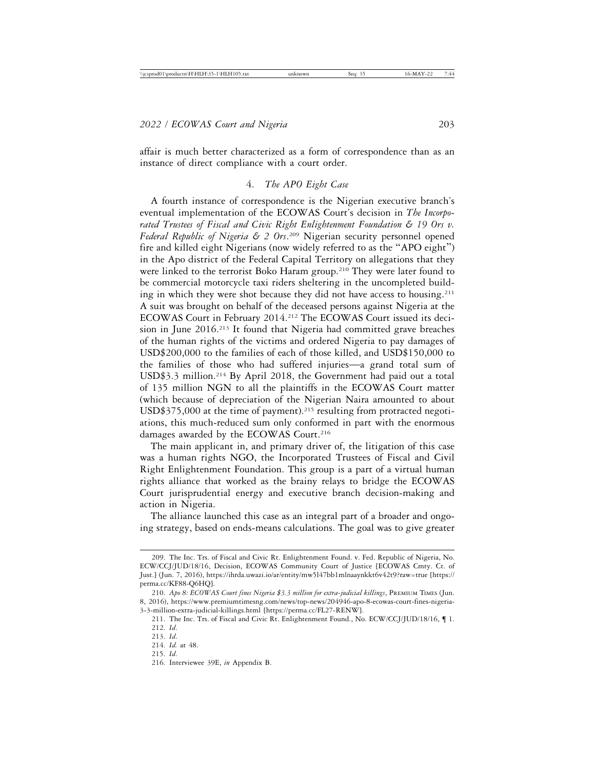affair is much better characterized as a form of correspondence than as an instance of direct compliance with a court order.

### 4. *The APO Eight Case*

A fourth instance of correspondence is the Nigerian executive branch's eventual implementation of the ECOWAS Court's decision in *The Incorporated Trustees of Fiscal and Civic Right Enlightenment Foundation & 19 Ors v. Federal Republic of Nigeria & 2 Ors*.[209] Nigerian security personnel opened fire and killed eight Nigerians (now widely referred to as the "APO eight") in the Apo district of the Federal Capital Territory on allegations that they were linked to the terrorist Boko Haram group.[210] They were later found to be commercial motorcycle taxi riders sheltering in the uncompleted building in which they were shot because they did not have access to housing.[211] A suit was brought on behalf of the deceased persons against Nigeria at the ECOWAS Court in February 2014.[212] The ECOWAS Court issued its decision in June 2016.[213] It found that Nigeria had committed grave breaches of the human rights of the victims and ordered Nigeria to pay damages of USD$200,000 to the families of each of those killed, and USD$150,000 to the families of those who had suffered injuries—a grand total sum of USD$3.3 million.[214] By April 2018, the Government had paid out a total of 135 million NGN to all the plaintiffs in the ECOWAS Court matter (which because of depreciation of the Nigerian Naira amounted to about USD$375,000 at the time of payment).[215] resulting from protracted negotiations, this much-reduced sum only conformed in part with the enormous damages awarded by the ECOWAS Court.[216]

The main applicant in, and primary driver of, the litigation of this case was a human rights NGO, the Incorporated Trustees of Fiscal and Civil Right Enlightenment Foundation. This group is a part of a virtual human rights alliance that worked as the brainy relays to bridge the ECOWAS Court jurisprudential energy and executive branch decision-making and action in Nigeria.

The alliance launched this case as an integral part of a broader and ongoing strategy, based on ends-means calculations. The goal was to give greater

---

209. The Inc. Trs. of Fiscal and Civic Rt. Enlightenment Found. v. Fed. Republic of Nigeria, No. ECW/CCJ/JUD/18/16, Decision, ECOWAS Community Court of Justice [ECOWAS Cmty. Ct. of Just.] (Jun. 7, 2016), https://ihrda.uwazi.io/ar/entity/mw5l47bb1mlnaaynkkt6v42t9?raw=true [https://perma.cc/KF88-Q6HQ].

210. *Apo 8: ECOWAS Court fines Nigeria $3.3 million for extra-judicial killings*, Premium Times (Jun. 8, 2016), https://www.premiumtimesng.com/news/top-news/204946-apo-8-ecowas-court-fines-nigeria-3-3-million-extra-judicial-killings.html [https://perma.cc/FL27-RENW].

211. The Inc. Trs. of Fiscal and Civic Rt. Enlightenment Found., No. ECW/CCJ/JUD/18/16, ¶ 1.

212. *Id*.

213. *Id*.

214. *Id.* at 48.

215. *Id*.

216. Interviewee 39E, *in* Appendix B.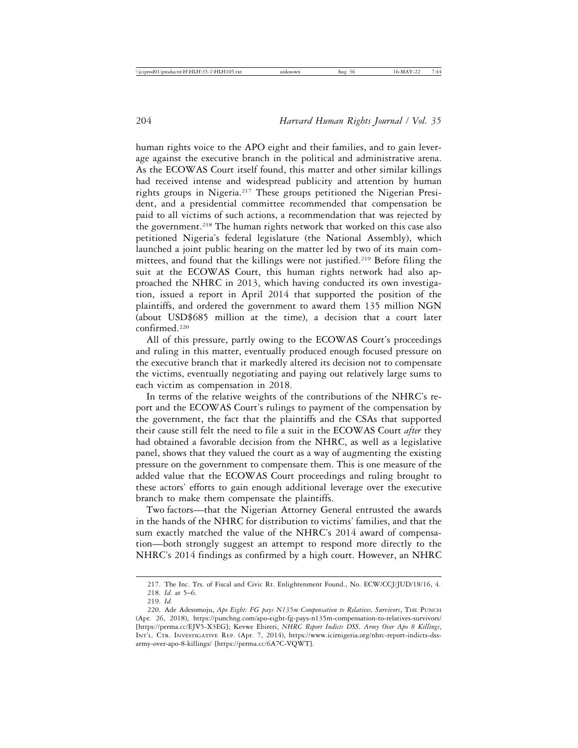human rights voice to the APO eight and their families, and to gain leverage against the executive branch in the political and administrative arena. As the ECOWAS Court itself found, this matter and other similar killings had received intense and widespread publicity and attention by human rights groups in Nigeria.[217] These groups petitioned the Nigerian President, and a presidential committee recommended that compensation be paid to all victims of such actions, a recommendation that was rejected by the government.[218] The human rights network that worked on this case also petitioned Nigeria's federal legislature (the National Assembly), which launched a joint public hearing on the matter led by two of its main committees, and found that the killings were not justified.[219] Before filing the suit at the ECOWAS Court, this human rights network had also approached the NHRC in 2013, which having conducted its own investigation, issued a report in April 2014 that supported the position of the plaintiffs, and ordered the government to award them 135 million NGN (about USD$685 million at the time), a decision that a court later confirmed.[220]

All of this pressure, partly owing to the ECOWAS Court's proceedings and ruling in this matter, eventually produced enough focused pressure on the executive branch that it markedly altered its decision not to compensate the victims, eventually negotiating and paying out relatively large sums to each victim as compensation in 2018.

In terms of the relative weights of the contributions of the NHRC's report and the ECOWAS Court's rulings to payment of the compensation by the government, the fact that the plaintiffs and the CSAs that supported their cause still felt the need to file a suit in the ECOWAS Court *after* they had obtained a favorable decision from the NHRC, as well as a legislative panel, shows that they valued the court as a way of augmenting the existing pressure on the government to compensate them. This is one measure of the added value that the ECOWAS Court proceedings and ruling brought to these actors' efforts to gain enough additional leverage over the executive branch to make them compensate the plaintiffs.

Two factors—that the Nigerian Attorney General entrusted the awards in the hands of the NHRC for distribution to victims' families, and that the sum exactly matched the value of the NHRC's 2014 award of compensation—both strongly suggest an attempt to respond more directly to the NHRC's 2014 findings as confirmed by a high court. However, an NHRC

---

217. The Inc. Trs. of Fiscal and Civic Rt. Enlightenment Found., No. ECW/CCJ/JUD/18/16, 4.

218. *Id.* at 5–6.

219. *Id.*

220. Ade Adesomoju, *Apo Eight: FG pays N135m Compensation to Relatives, Survivors*, The Punch (Apr. 26, 2018), https://punchng.com/apo-eight-fg-pays-n135m-compensation-to-relatives-survivors/ [https://perma.cc/EJV5-X3EG]; Kevwe Ebireri, *NHRC Report Indicts DSS, Army Over Apo 8 Killings*, Int'l. Ctr. Investigative Rep. (Apr. 7, 2014), https://www.icirnigeria.org/nhrc-report-indicts-dss-army-over-apo-8-killings/ [https://perma.cc/6A7C-VQWT].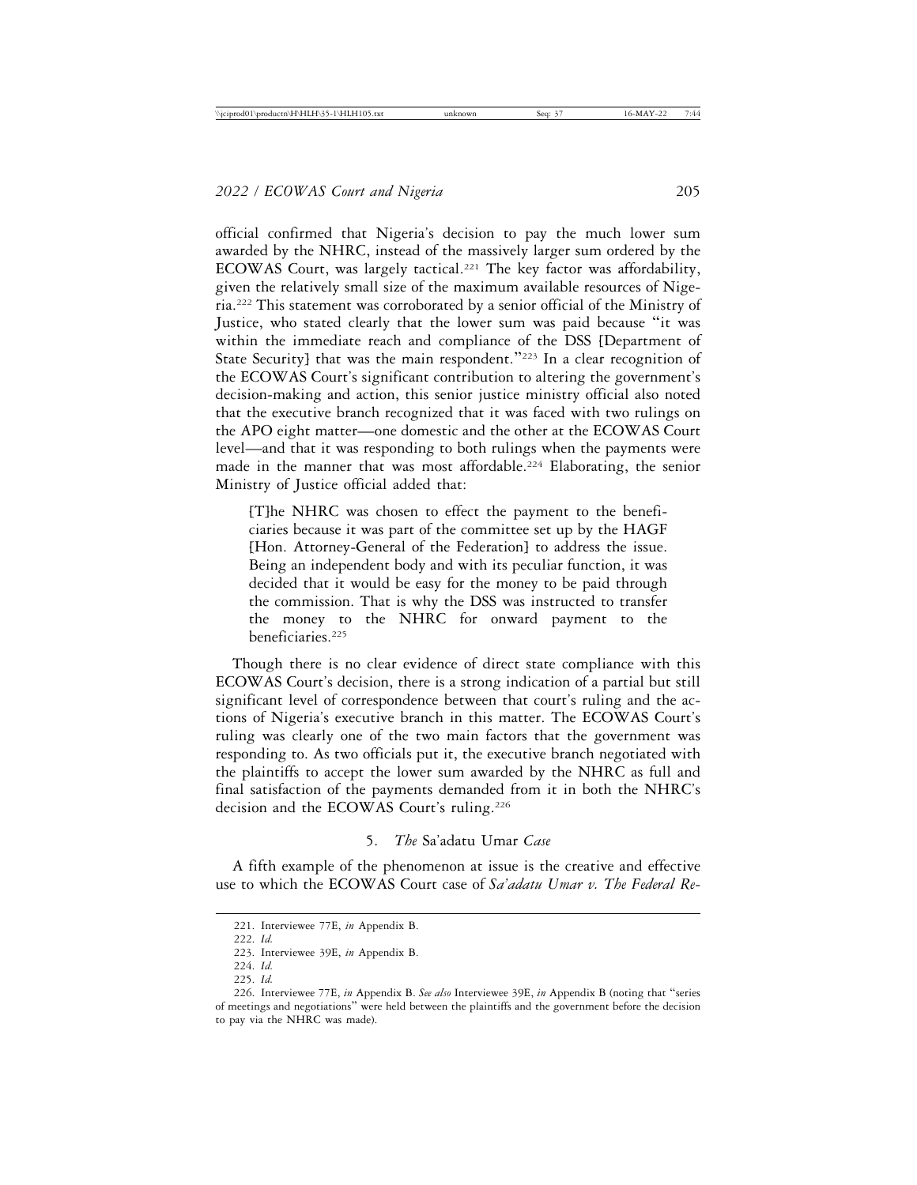official confirmed that Nigeria's decision to pay the much lower sum awarded by the NHRC, instead of the massively larger sum ordered by the ECOWAS Court, was largely tactical.[221] The key factor was affordability, given the relatively small size of the maximum available resources of Nigeria.[222] This statement was corroborated by a senior official of the Ministry of Justice, who stated clearly that the lower sum was paid because "it was within the immediate reach and compliance of the DSS [Department of State Security] that was the main respondent."[223] In a clear recognition of the ECOWAS Court's significant contribution to altering the government's decision-making and action, this senior justice ministry official also noted that the executive branch recognized that it was faced with two rulings on the APO eight matter—one domestic and the other at the ECOWAS Court level—and that it was responding to both rulings when the payments were made in the manner that was most affordable.[224] Elaborating, the senior Ministry of Justice official added that:

> [T]he NHRC was chosen to effect the payment to the beneficiaries because it was part of the committee set up by the HAGF [Hon. Attorney-General of the Federation] to address the issue. Being an independent body and with its peculiar function, it was decided that it would be easy for the money to be paid through the commission. That is why the DSS was instructed to transfer the money to the NHRC for onward payment to the beneficiaries.[225]

Though there is no clear evidence of direct state compliance with this ECOWAS Court's decision, there is a strong indication of a partial but still significant level of correspondence between that court's ruling and the actions of Nigeria's executive branch in this matter. The ECOWAS Court's ruling was clearly one of the two main factors that the government was responding to. As two officials put it, the executive branch negotiated with the plaintiffs to accept the lower sum awarded by the NHRC as full and final satisfaction of the payments demanded from it in both the NHRC's decision and the ECOWAS Court's ruling.[226]

### 5. *The* Sa'adatu Umar *Case*

A fifth example of the phenomenon at issue is the creative and effective use to which the ECOWAS Court case of *Sa'adatu Umar v. The Federal Re-*

---

221. Interviewee 77E, *in* Appendix B.

222. *Id.*

223. Interviewee 39E, *in* Appendix B.

224. *Id.*

225. *Id.*

226. Interviewee 77E, *in* Appendix B. *See also* Interviewee 39E, *in* Appendix B (noting that "series of meetings and negotiations" were held between the plaintiffs and the government before the decision to pay via the NHRC was made).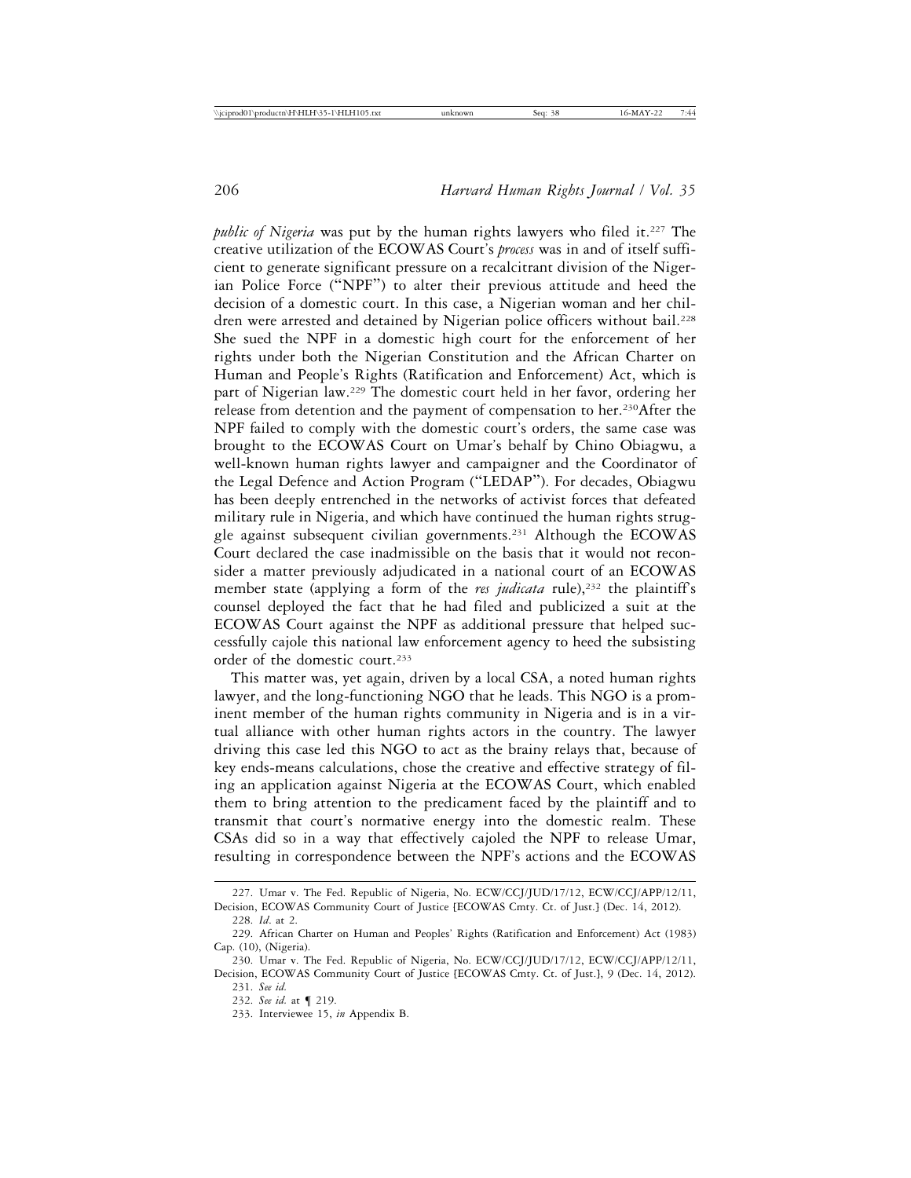*public of Nigeria* was put by the human rights lawyers who filed it.[227] The creative utilization of the ECOWAS Court's *process* was in and of itself sufficient to generate significant pressure on a recalcitrant division of the Nigerian Police Force ("NPF") to alter their previous attitude and heed the decision of a domestic court. In this case, a Nigerian woman and her children were arrested and detained by Nigerian police officers without bail.[228] She sued the NPF in a domestic high court for the enforcement of her rights under both the Nigerian Constitution and the African Charter on Human and People's Rights (Ratification and Enforcement) Act, which is part of Nigerian law.[229] The domestic court held in her favor, ordering her release from detention and the payment of compensation to her.[230]After the NPF failed to comply with the domestic court's orders, the same case was brought to the ECOWAS Court on Umar's behalf by Chino Obiagwu, a well-known human rights lawyer and campaigner and the Coordinator of the Legal Defence and Action Program ("LEDAP"). For decades, Obiagwu has been deeply entrenched in the networks of activist forces that defeated military rule in Nigeria, and which have continued the human rights struggle against subsequent civilian governments.[231] Although the ECOWAS Court declared the case inadmissible on the basis that it would not reconsider a matter previously adjudicated in a national court of an ECOWAS member state (applying a form of the *res judicata* rule),[232] the plaintiff's counsel deployed the fact that he had filed and publicized a suit at the ECOWAS Court against the NPF as additional pressure that helped successfully cajole this national law enforcement agency to heed the subsisting order of the domestic court.[233]

This matter was, yet again, driven by a local CSA, a noted human rights lawyer, and the long-functioning NGO that he leads. This NGO is a prominent member of the human rights community in Nigeria and is in a virtual alliance with other human rights actors in the country. The lawyer driving this case led this NGO to act as the brainy relays that, because of key ends-means calculations, chose the creative and effective strategy of filing an application against Nigeria at the ECOWAS Court, which enabled them to bring attention to the predicament faced by the plaintiff and to transmit that court's normative energy into the domestic realm. These CSAs did so in a way that effectively cajoled the NPF to release Umar, resulting in correspondence between the NPF's actions and the ECOWAS

227. Umar v. The Fed. Republic of Nigeria, No. ECW/CCJ/JUD/17/12, ECW/CCJ/APP/12/11, Decision, ECOWAS Community Court of Justice [ECOWAS Cmty. Ct. of Just.] (Dec. 14, 2012).

228. *Id*. at 2.

229. African Charter on Human and Peoples' Rights (Ratification and Enforcement) Act (1983) Cap. (10), (Nigeria).

230. Umar v. The Fed. Republic of Nigeria, No. ECW/CCJ/JUD/17/12, ECW/CCJ/APP/12/11, Decision, ECOWAS Community Court of Justice [ECOWAS Cmty. Ct. of Just.], 9 (Dec. 14, 2012).

231. *See id.*

232. *See id.* at ¶ 219.

233. Interviewee 15, *in* Appendix B.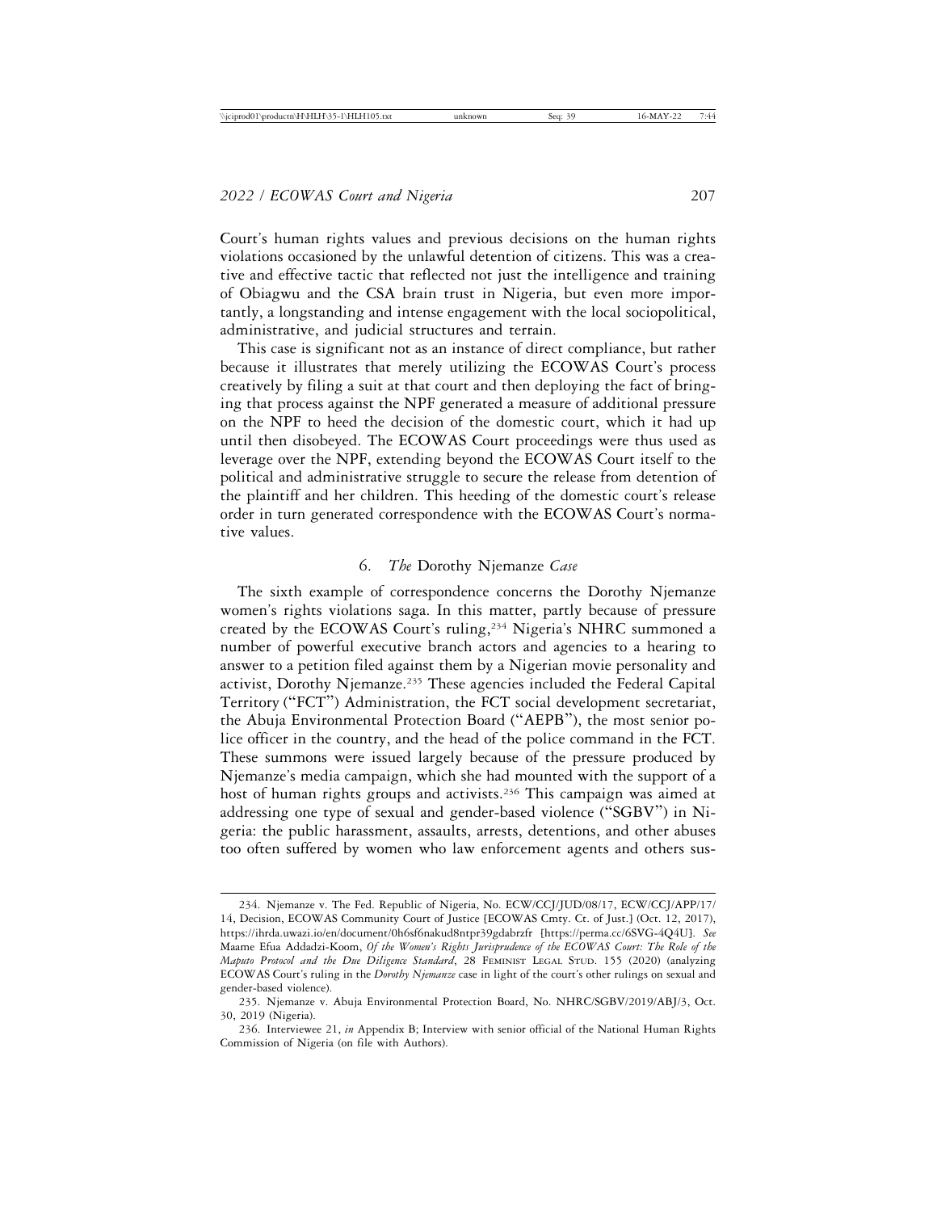Court's human rights values and previous decisions on the human rights violations occasioned by the unlawful detention of citizens. This was a creative and effective tactic that reflected not just the intelligence and training of Obiagwu and the CSA brain trust in Nigeria, but even more importantly, a longstanding and intense engagement with the local sociopolitical, administrative, and judicial structures and terrain.

This case is significant not as an instance of direct compliance, but rather because it illustrates that merely utilizing the ECOWAS Court's process creatively by filing a suit at that court and then deploying the fact of bringing that process against the NPF generated a measure of additional pressure on the NPF to heed the decision of the domestic court, which it had up until then disobeyed. The ECOWAS Court proceedings were thus used as leverage over the NPF, extending beyond the ECOWAS Court itself to the political and administrative struggle to secure the release from detention of the plaintiff and her children. This heeding of the domestic court's release order in turn generated correspondence with the ECOWAS Court's normative values.

### 6. *The* Dorothy Njemanze *Case*

The sixth example of correspondence concerns the Dorothy Njemanze women's rights violations saga. In this matter, partly because of pressure created by the ECOWAS Court's ruling,[234] Nigeria's NHRC summoned a number of powerful executive branch actors and agencies to a hearing to answer to a petition filed against them by a Nigerian movie personality and activist, Dorothy Njemanze.[235] These agencies included the Federal Capital Territory ("FCT") Administration, the FCT social development secretariat, the Abuja Environmental Protection Board ("AEPB"), the most senior police officer in the country, and the head of the police command in the FCT. These summons were issued largely because of the pressure produced by Njemanze's media campaign, which she had mounted with the support of a host of human rights groups and activists.[236] This campaign was aimed at addressing one type of sexual and gender-based violence ("SGBV") in Nigeria: the public harassment, assaults, arrests, detentions, and other abuses too often suffered by women who law enforcement agents and others sus-

---

234. Njemanze v. The Fed. Republic of Nigeria, No. ECW/CCJ/JUD/08/17, ECW/CCJ/APP/17/14, Decision, ECOWAS Community Court of Justice [ECOWAS Cmty. Ct. of Just.] (Oct. 12, 2017), https://ihrda.uwazi.io/en/document/0h6sf6nakud8ntpr39gdabrzfr [https://perma.cc/6SVG-4Q4U]. *See* Maame Efua Addadzi-Koom, *Of the Women's Rights Jurisprudence of the ECOWAS Court: The Role of the Maputo Protocol and the Due Diligence Standard*, 28 Feminist Legal Stud. 155 (2020) (analyzing ECOWAS Court's ruling in the *Dorothy Njemanze* case in light of the court's other rulings on sexual and gender-based violence).

235. Njemanze v. Abuja Environmental Protection Board, No. NHRC/SGBV/2019/ABJ/3, Oct. 30, 2019 (Nigeria).

236. Interviewee 21, *in* Appendix B; Interview with senior official of the National Human Rights Commission of Nigeria (on file with Authors).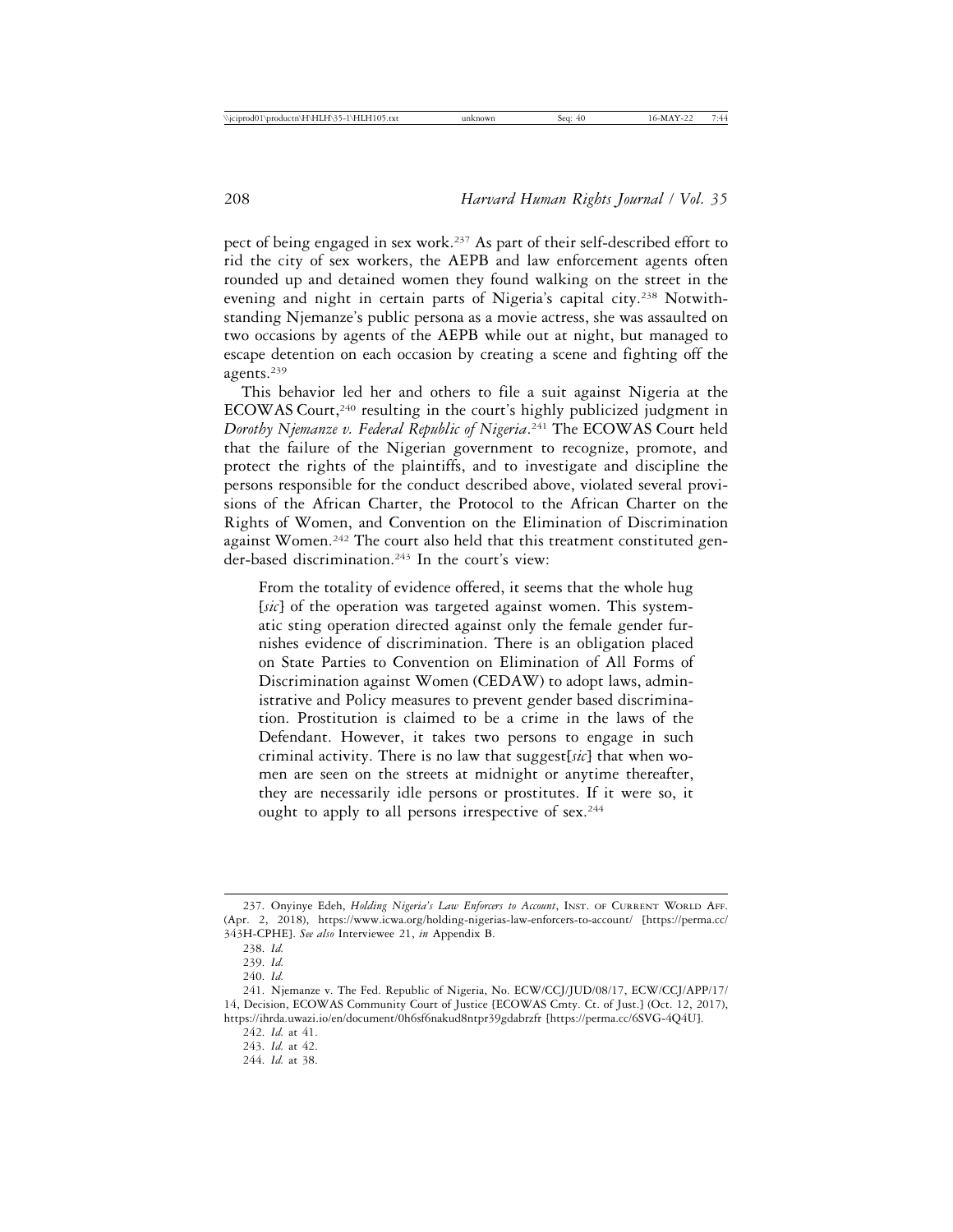pect of being engaged in sex work.[237] As part of their self-described effort to rid the city of sex workers, the AEPB and law enforcement agents often rounded up and detained women they found walking on the street in the evening and night in certain parts of Nigeria's capital city.[238] Notwithstanding Njemanze's public persona as a movie actress, she was assaulted on two occasions by agents of the AEPB while out at night, but managed to escape detention on each occasion by creating a scene and fighting off the agents.[239]

This behavior led her and others to file a suit against Nigeria at the ECOWAS Court,[240] resulting in the court's highly publicized judgment in *Dorothy Njemanze v. Federal Republic of Nigeria*.[241] The ECOWAS Court held that the failure of the Nigerian government to recognize, promote, and protect the rights of the plaintiffs, and to investigate and discipline the persons responsible for the conduct described above, violated several provisions of the African Charter, the Protocol to the African Charter on the Rights of Women, and Convention on the Elimination of Discrimination against Women.[242] The court also held that this treatment constituted gender-based discrimination.[243] In the court's view:

> From the totality of evidence offered, it seems that the whole hug [*sic*] of the operation was targeted against women. This systematic sting operation directed against only the female gender furnishes evidence of discrimination. There is an obligation placed on State Parties to Convention on Elimination of All Forms of Discrimination against Women (CEDAW) to adopt laws, administrative and Policy measures to prevent gender based discrimination. Prostitution is claimed to be a crime in the laws of the Defendant. However, it takes two persons to engage in such criminal activity. There is no law that suggest[*sic*] that when women are seen on the streets at midnight or anytime thereafter, they are necessarily idle persons or prostitutes. If it were so, it ought to apply to all persons irrespective of sex.[244]

---

237. Onyinye Edeh, *Holding Nigeria's Law Enforcers to Account*, Inst. of Current World Aff. (Apr. 2, 2018), https://www.icwa.org/holding-nigerias-law-enforcers-to-account/ [https://perma.cc/343H-CPHE]. *See also* Interviewee 21, *in* Appendix B.

238. *Id.*

239. *Id.*

240. *Id.*

241. Njemanze v. The Fed. Republic of Nigeria, No. ECW/CCJ/JUD/08/17, ECW/CCJ/APP/17/14, Decision, ECOWAS Community Court of Justice [ECOWAS Cmty. Ct. of Just.] (Oct. 12, 2017), https://ihrda.uwazi.io/en/document/0h6sf6nakud8ntpr39gdabrzfr [https://perma.cc/6SVG-4Q4U].

242. *Id.* at 41.

243. *Id.* at 42.

244. *Id.* at 38.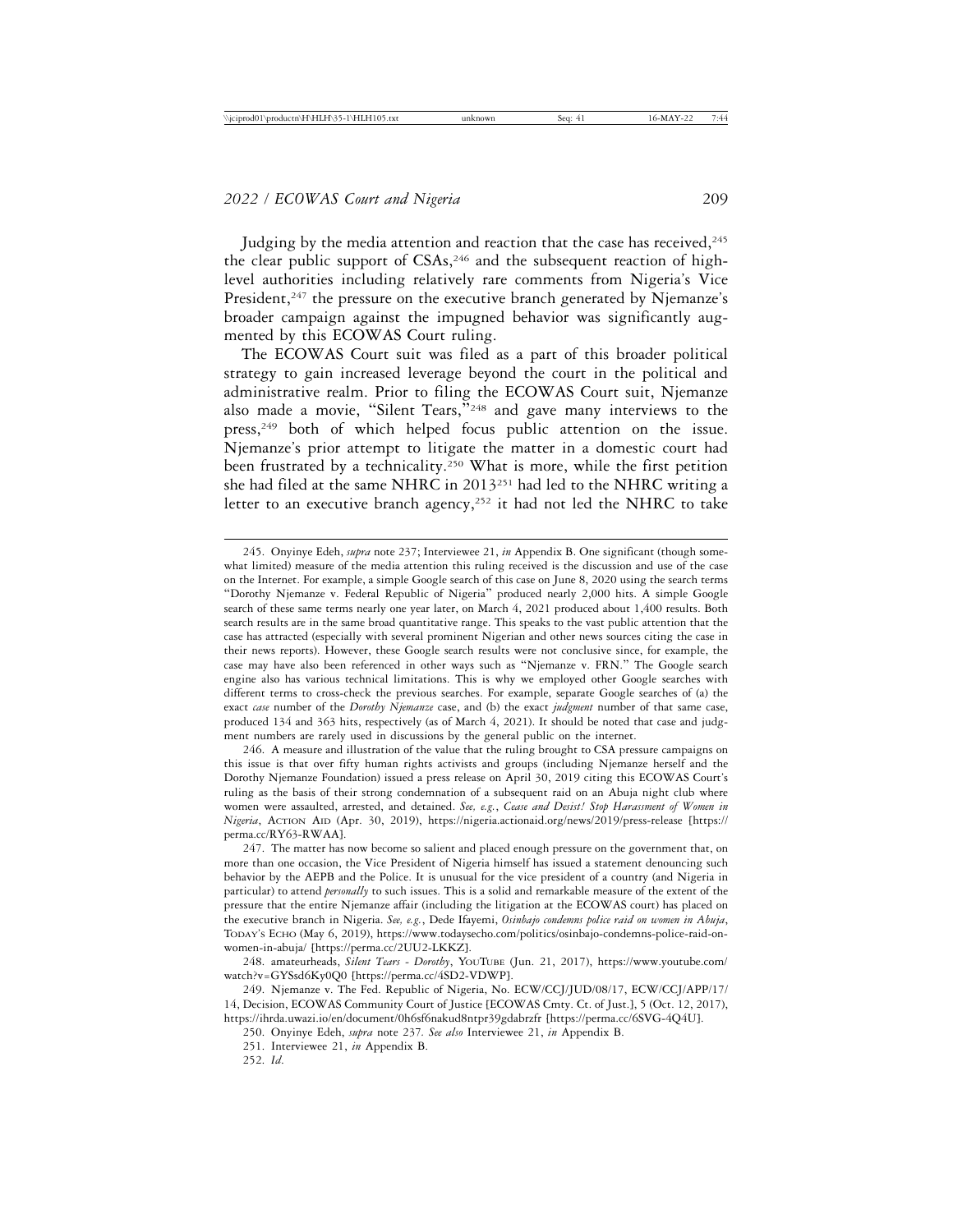Judging by the media attention and reaction that the case has received,[245] the clear public support of CSAs,[246] and the subsequent reaction of high-level authorities including relatively rare comments from Nigeria's Vice President,[247] the pressure on the executive branch generated by Njemanze's broader campaign against the impugned behavior was significantly augmented by this ECOWAS Court ruling.

The ECOWAS Court suit was filed as a part of this broader political strategy to gain increased leverage beyond the court in the political and administrative realm. Prior to filing the ECOWAS Court suit, Njemanze also made a movie, "Silent Tears,"[248] and gave many interviews to the press,[249] both of which helped focus public attention on the issue. Njemanze's prior attempt to litigate the matter in a domestic court had been frustrated by a technicality.[250] What is more, while the first petition she had filed at the same NHRC in 2013[251] had led to the NHRC writing a letter to an executive branch agency,[252] it had not led the NHRC to take

---

245. Onyinye Edeh, *supra* note 237; Interviewee 21, *in* Appendix B. One significant (though somewhat limited) measure of the media attention this ruling received is the discussion and use of the case on the Internet. For example, a simple Google search of this case on June 8, 2020 using the search terms "Dorothy Njemanze v. Federal Republic of Nigeria" produced nearly 2,000 hits. A simple Google search of these same terms nearly one year later, on March 4, 2021 produced about 1,400 results. Both search results are in the same broad quantitative range. This speaks to the vast public attention that the case has attracted (especially with several prominent Nigerian and other news sources citing the case in their news reports). However, these Google search results were not conclusive since, for example, the case may have also been referenced in other ways such as "Njemanze v. FRN." The Google search engine also has various technical limitations. This is why we employed other Google searches with different terms to cross-check the previous searches. For example, separate Google searches of (a) the exact *case* number of the *Dorothy Njemanze* case, and (b) the exact *judgment* number of that same case, produced 134 and 363 hits, respectively (as of March 4, 2021). It should be noted that case and judgment numbers are rarely used in discussions by the general public on the internet.

246. A measure and illustration of the value that the ruling brought to CSA pressure campaigns on this issue is that over fifty human rights activists and groups (including Njemanze herself and the Dorothy Njemanze Foundation) issued a press release on April 30, 2019 citing this ECOWAS Court's ruling as the basis of their strong condemnation of a subsequent raid on an Abuja night club where women were assaulted, arrested, and detained. *See, e.g.*, *Cease and Desist! Stop Harassment of Women in Nigeria*, Action Aid (Apr. 30, 2019), https://nigeria.actionaid.org/news/2019/press-release [https://perma.cc/RY63-RWAA].

247. The matter has now become so salient and placed enough pressure on the government that, on more than one occasion, the Vice President of Nigeria himself has issued a statement denouncing such behavior by the AEPB and the Police. It is unusual for the vice president of a country (and Nigeria in particular) to attend *personally* to such issues. This is a solid and remarkable measure of the extent of the pressure that the entire Njemanze affair (including the litigation at the ECOWAS court) has placed on the executive branch in Nigeria. *See, e.g.*, Dede Ifayemi, *Osinbajo condemns police raid on women in Abuja*, Today's Echo (May 6, 2019), https://www.todaysecho.com/politics/osinbajo-condemns-police-raid-on-women-in-abuja/ [https://perma.cc/2UU2-LKKZ].

248. amateurheads, *Silent Tears - Dorothy*, YouTube (Jun. 21, 2017), https://www.youtube.com/watch?v=GYSsd6Ky0Q0 [https://perma.cc/4SD2-VDWP].

249. Njemanze v. The Fed. Republic of Nigeria, No. ECW/CCJ/JUD/08/17, ECW/CCJ/APP/17/14, Decision, ECOWAS Community Court of Justice [ECOWAS Cmty. Ct. of Just.], 5 (Oct. 12, 2017), https://ihrda.uwazi.io/en/document/0h6sf6nakud8ntpr39gdabrzfr [https://perma.cc/6SVG-4Q4U].

250. Onyinye Edeh, *supra* note 237. *See also* Interviewee 21, *in* Appendix B.

251. Interviewee 21, *in* Appendix B.

252. *Id.*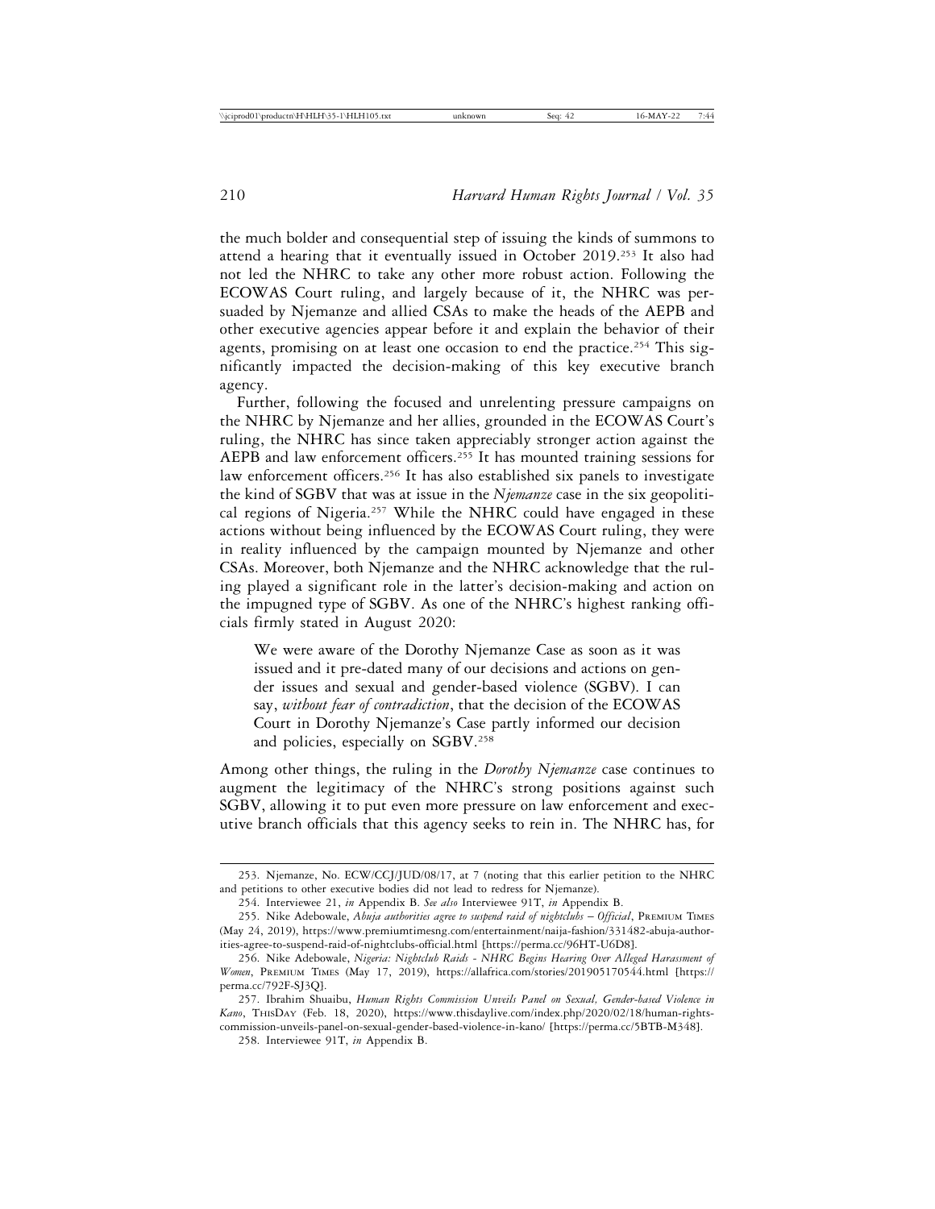the much bolder and consequential step of issuing the kinds of summons to attend a hearing that it eventually issued in October 2019.[253] It also had not led the NHRC to take any other more robust action. Following the ECOWAS Court ruling, and largely because of it, the NHRC was persuaded by Njemanze and allied CSAs to make the heads of the AEPB and other executive agencies appear before it and explain the behavior of their agents, promising on at least one occasion to end the practice.[254] This significantly impacted the decision-making of this key executive branch agency.

Further, following the focused and unrelenting pressure campaigns on the NHRC by Njemanze and her allies, grounded in the ECOWAS Court's ruling, the NHRC has since taken appreciably stronger action against the AEPB and law enforcement officers.[255] It has mounted training sessions for law enforcement officers.[256] It has also established six panels to investigate the kind of SGBV that was at issue in the *Njemanze* case in the six geopolitical regions of Nigeria.[257] While the NHRC could have engaged in these actions without being influenced by the ECOWAS Court ruling, they were in reality influenced by the campaign mounted by Njemanze and other CSAs. Moreover, both Njemanze and the NHRC acknowledge that the ruling played a significant role in the latter's decision-making and action on the impugned type of SGBV. As one of the NHRC's highest ranking officials firmly stated in August 2020:

> We were aware of the Dorothy Njemanze Case as soon as it was issued and it pre-dated many of our decisions and actions on gender issues and sexual and gender-based violence (SGBV). I can say, *without fear of contradiction*, that the decision of the ECOWAS Court in Dorothy Njemanze's Case partly informed our decision and policies, especially on SGBV.[258]

Among other things, the ruling in the *Dorothy Njemanze* case continues to augment the legitimacy of the NHRC's strong positions against such SGBV, allowing it to put even more pressure on law enforcement and executive branch officials that this agency seeks to rein in. The NHRC has, for

---

253. Njemanze, No. ECW/CCJ/JUD/08/17, at 7 (noting that this earlier petition to the NHRC and petitions to other executive bodies did not lead to redress for Njemanze).

254. Interviewee 21, *in* Appendix B. *See also* Interviewee 91T, *in* Appendix B.

255. Nike Adebowale, *Abuja authorities agree to suspend raid of nightclubs – Official*, PREMIUM TIMES (May 24, 2019), https://www.premiumtimesng.com/entertainment/naija-fashion/331482-abuja-authorities-agree-to-suspend-raid-of-nightclubs-official.html [https://perma.cc/96HT-U6D8].

256. Nike Adebowale, *Nigeria: Nightclub Raids - NHRC Begins Hearing Over Alleged Harassment of Women*, PREMIUM TIMES (May 17, 2019), https://allafrica.com/stories/201905170544.html [https://perma.cc/792F-SJ3Q].

257. Ibrahim Shuaibu, *Human Rights Commission Unveils Panel on Sexual, Gender-based Violence in Kano*, THISDAY (Feb. 18, 2020), https://www.thisdaylive.com/index.php/2020/02/18/human-rights-commission-unveils-panel-on-sexual-gender-based-violence-in-kano/ [https://perma.cc/5BTB-M348].

258. Interviewee 91T, *in* Appendix B.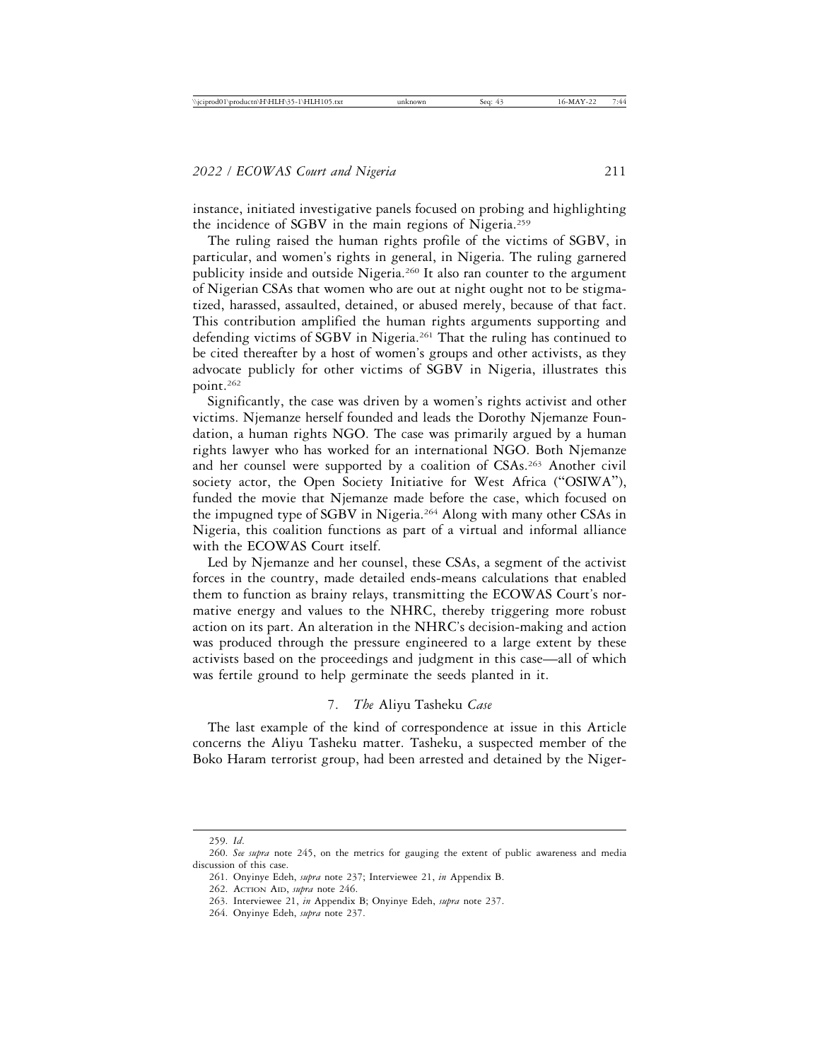instance, initiated investigative panels focused on probing and highlighting the incidence of SGBV in the main regions of Nigeria.[259]

The ruling raised the human rights profile of the victims of SGBV, in particular, and women's rights in general, in Nigeria. The ruling garnered publicity inside and outside Nigeria.[260] It also ran counter to the argument of Nigerian CSAs that women who are out at night ought not to be stigmatized, harassed, assaulted, detained, or abused merely, because of that fact. This contribution amplified the human rights arguments supporting and defending victims of SGBV in Nigeria.[261] That the ruling has continued to be cited thereafter by a host of women's groups and other activists, as they advocate publicly for other victims of SGBV in Nigeria, illustrates this point.[262]

Significantly, the case was driven by a women's rights activist and other victims. Njemanze herself founded and leads the Dorothy Njemanze Foundation, a human rights NGO. The case was primarily argued by a human rights lawyer who has worked for an international NGO. Both Njemanze and her counsel were supported by a coalition of CSAs.[263] Another civil society actor, the Open Society Initiative for West Africa ("OSIWA"), funded the movie that Njemanze made before the case, which focused on the impugned type of SGBV in Nigeria.[264] Along with many other CSAs in Nigeria, this coalition functions as part of a virtual and informal alliance with the ECOWAS Court itself.

Led by Njemanze and her counsel, these CSAs, a segment of the activist forces in the country, made detailed ends-means calculations that enabled them to function as brainy relays, transmitting the ECOWAS Court's normative energy and values to the NHRC, thereby triggering more robust action on its part. An alteration in the NHRC's decision-making and action was produced through the pressure engineered to a large extent by these activists based on the proceedings and judgment in this case—all of which was fertile ground to help germinate the seeds planted in it.

### 7. *The* Aliyu Tasheku *Case*

The last example of the kind of correspondence at issue in this Article concerns the Aliyu Tasheku matter. Tasheku, a suspected member of the Boko Haram terrorist group, had been arrested and detained by the Niger-

---

259. *Id.*

260. *See supra* note 245, on the metrics for gauging the extent of public awareness and media discussion of this case.

261. Onyinye Edeh, *supra* note 237; Interviewee 21, *in* Appendix B.

262. Action Aid, *supra* note 246.

263. Interviewee 21, *in* Appendix B; Onyinye Edeh, *supra* note 237.

264. Onyinye Edeh, *supra* note 237.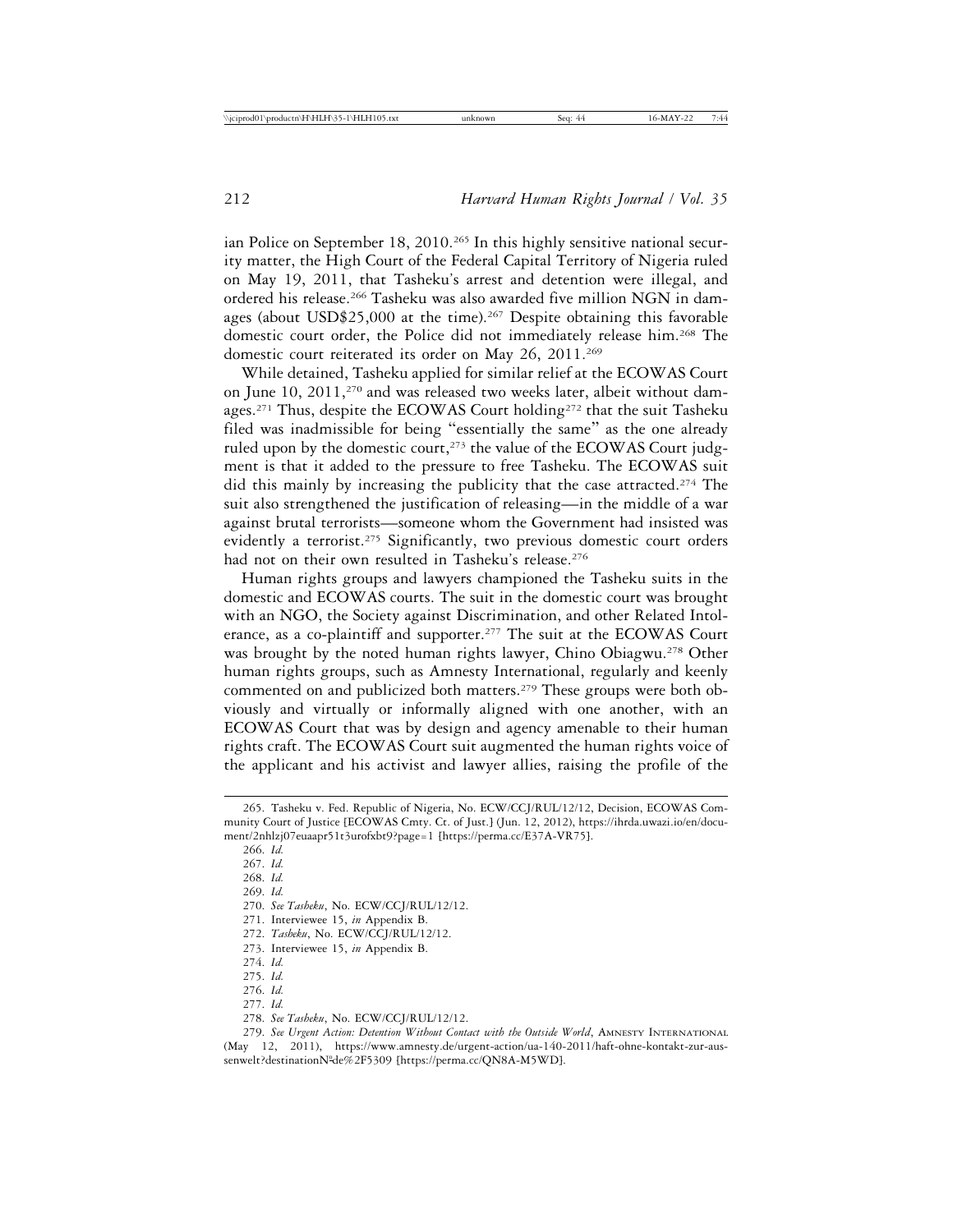ian Police on September 18, 2010.[265] In this highly sensitive national security matter, the High Court of the Federal Capital Territory of Nigeria ruled on May 19, 2011, that Tasheku's arrest and detention were illegal, and ordered his release.[266] Tasheku was also awarded five million NGN in damages (about USD$25,000 at the time).[267] Despite obtaining this favorable domestic court order, the Police did not immediately release him.[268] The domestic court reiterated its order on May 26, 2011.[269]

While detained, Tasheku applied for similar relief at the ECOWAS Court on June 10, 2011,[270] and was released two weeks later, albeit without damages.[271] Thus, despite the ECOWAS Court holding[272] that the suit Tasheku filed was inadmissible for being "essentially the same" as the one already ruled upon by the domestic court,[273] the value of the ECOWAS Court judgment is that it added to the pressure to free Tasheku. The ECOWAS suit did this mainly by increasing the publicity that the case attracted.[274] The suit also strengthened the justification of releasing—in the middle of a war against brutal terrorists—someone whom the Government had insisted was evidently a terrorist.[275] Significantly, two previous domestic court orders had not on their own resulted in Tasheku's release.[276]

Human rights groups and lawyers championed the Tasheku suits in the domestic and ECOWAS courts. The suit in the domestic court was brought with an NGO, the Society against Discrimination, and other Related Intolerance, as a co-plaintiff and supporter.[277] The suit at the ECOWAS Court was brought by the noted human rights lawyer, Chino Obiagwu.[278] Other human rights groups, such as Amnesty International, regularly and keenly commented on and publicized both matters.[279] These groups were both obviously and virtually or informally aligned with one another, with an ECOWAS Court that was by design and agency amenable to their human rights craft. The ECOWAS Court suit augmented the human rights voice of the applicant and his activist and lawyer allies, raising the profile of the

---

265. Tasheku v. Fed. Republic of Nigeria, No. ECW/CCJ/RUL/12/12, Decision, ECOWAS Community Court of Justice [ECOWAS Cmty. Ct. of Just.] (Jun. 12, 2012), https://ihrda.uwazi.io/en/document/2nhlzj07euaapr51t3urofxbt9?page=1 [https://perma.cc/E37A-VR75].

266. *Id.*

267. *Id.*

268. *Id.*

269. *Id.*

270. *See Tasheku*, No. ECW/CCJ/RUL/12/12.

271. Interviewee 15, *in* Appendix B.

272. *Tasheku*, No. ECW/CCJ/RUL/12/12.

273. Interviewee 15, *in* Appendix B.

274. *Id.*

275. *Id.*

276. *Id.*

277. *Id.*

278. *See Tasheku*, No. ECW/CCJ/RUL/12/12.

279. *See Urgent Action: Detention Without Contact with the Outside World*, AMNESTY INTERNATIONAL (May 12, 2011), https://www.amnesty.de/urgent-action/ua-140-2011/haft-ohne-kontakt-zur-aussenwelt?destinationN°de%2F5309 [https://perma.cc/QN8A-M5WD].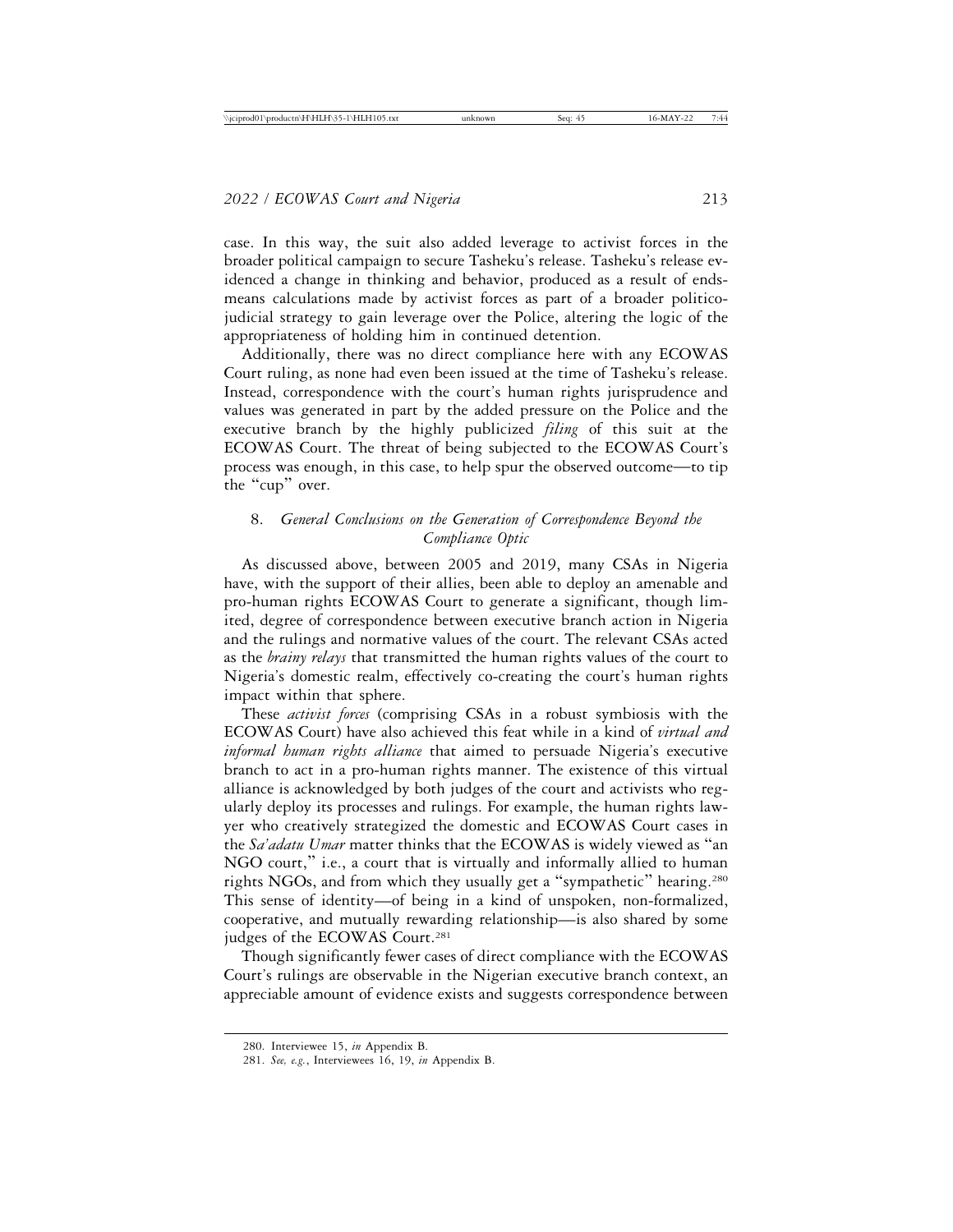case. In this way, the suit also added leverage to activist forces in the broader political campaign to secure Tasheku's release. Tasheku's release evidenced a change in thinking and behavior, produced as a result of ends-means calculations made by activist forces as part of a broader politico-judicial strategy to gain leverage over the Police, altering the logic of the appropriateness of holding him in continued detention.

Additionally, there was no direct compliance here with any ECOWAS Court ruling, as none had even been issued at the time of Tasheku's release. Instead, correspondence with the court's human rights jurisprudence and values was generated in part by the added pressure on the Police and the executive branch by the highly publicized *filing* of this suit at the ECOWAS Court. The threat of being subjected to the ECOWAS Court's process was enough, in this case, to help spur the observed outcome—to tip the "cup" over.

### 8. *General Conclusions on the Generation of Correspondence Beyond the Compliance Optic*

As discussed above, between 2005 and 2019, many CSAs in Nigeria have, with the support of their allies, been able to deploy an amenable and pro-human rights ECOWAS Court to generate a significant, though limited, degree of correspondence between executive branch action in Nigeria and the rulings and normative values of the court. The relevant CSAs acted as the *brainy relays* that transmitted the human rights values of the court to Nigeria's domestic realm, effectively co-creating the court's human rights impact within that sphere.

These *activist forces* (comprising CSAs in a robust symbiosis with the ECOWAS Court) have also achieved this feat while in a kind of *virtual and informal human rights alliance* that aimed to persuade Nigeria's executive branch to act in a pro-human rights manner. The existence of this virtual alliance is acknowledged by both judges of the court and activists who regularly deploy its processes and rulings. For example, the human rights lawyer who creatively strategized the domestic and ECOWAS Court cases in the *Sa'adatu Umar* matter thinks that the ECOWAS is widely viewed as "an NGO court," i.e., a court that is virtually and informally allied to human rights NGOs, and from which they usually get a "sympathetic" hearing.[280] This sense of identity—of being in a kind of unspoken, non-formalized, cooperative, and mutually rewarding relationship—is also shared by some judges of the ECOWAS Court.[281]

Though significantly fewer cases of direct compliance with the ECOWAS Court's rulings are observable in the Nigerian executive branch context, an appreciable amount of evidence exists and suggests correspondence between

---

280. Interviewee 15, *in* Appendix B.

281. *See, e.g.*, Interviewees 16, 19, *in* Appendix B.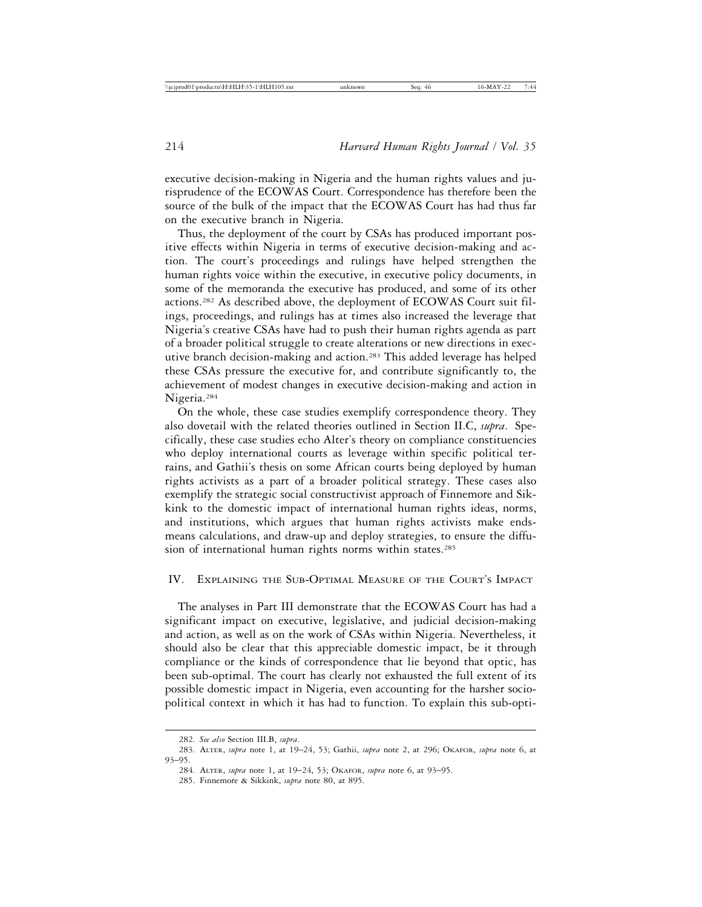executive decision-making in Nigeria and the human rights values and jurisprudence of the ECOWAS Court. Correspondence has therefore been the source of the bulk of the impact that the ECOWAS Court has had thus far on the executive branch in Nigeria.

Thus, the deployment of the court by CSAs has produced important positive effects within Nigeria in terms of executive decision-making and action. The court's proceedings and rulings have helped strengthen the human rights voice within the executive, in executive policy documents, in some of the memoranda the executive has produced, and some of its other actions.[282] As described above, the deployment of ECOWAS Court suit filings, proceedings, and rulings has at times also increased the leverage that Nigeria's creative CSAs have had to push their human rights agenda as part of a broader political struggle to create alterations or new directions in executive branch decision-making and action.[283] This added leverage has helped these CSAs pressure the executive for, and contribute significantly to, the achievement of modest changes in executive decision-making and action in Nigeria.[284]

On the whole, these case studies exemplify correspondence theory. They also dovetail with the related theories outlined in Section II.C, *supra*. Specifically, these case studies echo Alter's theory on compliance constituencies who deploy international courts as leverage within specific political terrains, and Gathii's thesis on some African courts being deployed by human rights activists as a part of a broader political strategy. These cases also exemplify the strategic social constructivist approach of Finnemore and Sikkink to the domestic impact of international human rights ideas, norms, and institutions, which argues that human rights activists make ends-means calculations, and draw-up and deploy strategies, to ensure the diffusion of international human rights norms within states.[285]

## IV. Explaining the Sub-Optimal Measure of the Court's Impact

The analyses in Part III demonstrate that the ECOWAS Court has had a significant impact on executive, legislative, and judicial decision-making and action, as well as on the work of CSAs within Nigeria. Nevertheless, it should also be clear that this appreciable domestic impact, be it through compliance or the kinds of correspondence that lie beyond that optic, has been sub-optimal. The court has clearly not exhausted the full extent of its possible domestic impact in Nigeria, even accounting for the harsher socio-political context in which it has had to function. To explain this sub-opti-

---

282. *See also* Section III.B, *supra*.

283. Alter, *supra* note 1, at 19–24, 53; Gathii, *supra* note 2, at 296; Okafor, *supra* note 6, at 93–95.

284. Alter, *supra* note 1, at 19–24, 53; Okafor, *supra* note 6, at 93–95.

285. Finnemore & Sikkink, *supra* note 80, at 895.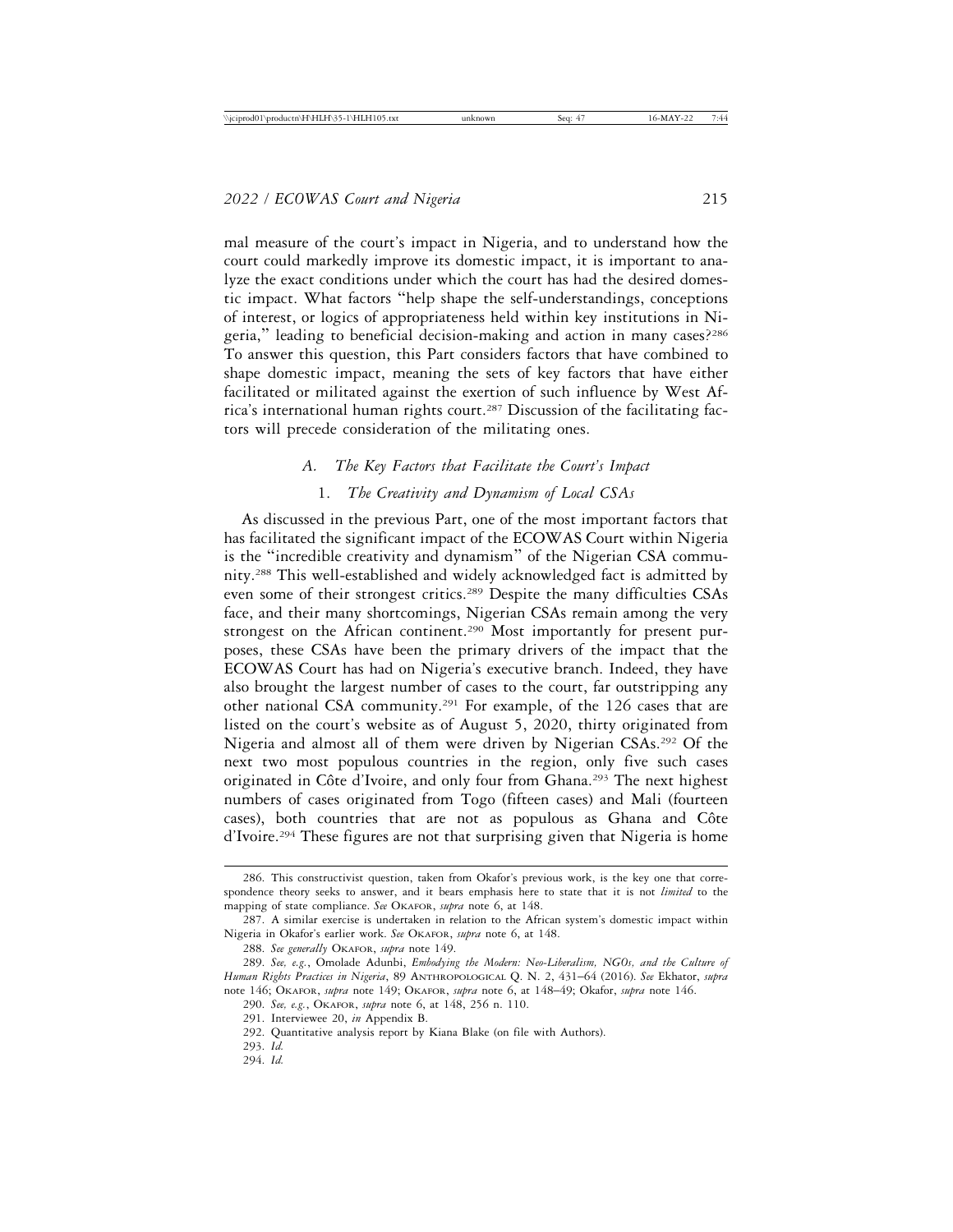mal measure of the court's impact in Nigeria, and to understand how the court could markedly improve its domestic impact, it is important to analyze the exact conditions under which the court has had the desired domestic impact. What factors "help shape the self-understandings, conceptions of interest, or logics of appropriateness held within key institutions in Nigeria," leading to beneficial decision-making and action in many cases?[286] To answer this question, this Part considers factors that have combined to shape domestic impact, meaning the sets of key factors that have either facilitated or militated against the exertion of such influence by West Africa's international human rights court.[287] Discussion of the facilitating factors will precede consideration of the militating ones.

### *A. The Key Factors that Facilitate the Court's Impact*

#### 1. *The Creativity and Dynamism of Local CSAs*

As discussed in the previous Part, one of the most important factors that has facilitated the significant impact of the ECOWAS Court within Nigeria is the "incredible creativity and dynamism" of the Nigerian CSA community.[288] This well-established and widely acknowledged fact is admitted by even some of their strongest critics.[289] Despite the many difficulties CSAs face, and their many shortcomings, Nigerian CSAs remain among the very strongest on the African continent.[290] Most importantly for present purposes, these CSAs have been the primary drivers of the impact that the ECOWAS Court has had on Nigeria's executive branch. Indeed, they have also brought the largest number of cases to the court, far outstripping any other national CSA community.[291] For example, of the 126 cases that are listed on the court's website as of August 5, 2020, thirty originated from Nigeria and almost all of them were driven by Nigerian CSAs.[292] Of the next two most populous countries in the region, only five such cases originated in Côte d'Ivoire, and only four from Ghana.[293] The next highest numbers of cases originated from Togo (fifteen cases) and Mali (fourteen cases), both countries that are not as populous as Ghana and Côte d'Ivoire.[294] These figures are not that surprising given that Nigeria is home

---

286. This constructivist question, taken from Okafor's previous work, is the key one that correspondence theory seeks to answer, and it bears emphasis here to state that it is not *limited* to the mapping of state compliance. *See* OKAFOR, *supra* note 6, at 148.

287. A similar exercise is undertaken in relation to the African system's domestic impact within Nigeria in Okafor's earlier work. *See* OKAFOR, *supra* note 6, at 148.

288. *See generally* OKAFOR, *supra* note 149.

289. *See, e.g.*, Omolade Adunbi, *Embodying the Modern: Neo-Liberalism, NGOs, and the Culture of Human Rights Practices in Nigeria*, 89 ANTHROPOLOGICAL Q. N. 2, 431–64 (2016). *See* Ekhator, *supra* note 146; OKAFOR, *supra* note 149; OKAFOR, *supra* note 6, at 148–49; Okafor, *supra* note 146.

290. *See, e.g.*, OKAFOR, *supra* note 6, at 148, 256 n. 110.

291. Interviewee 20, *in* Appendix B.

292. Quantitative analysis report by Kiana Blake (on file with Authors).

293. *Id.*

294. *Id.*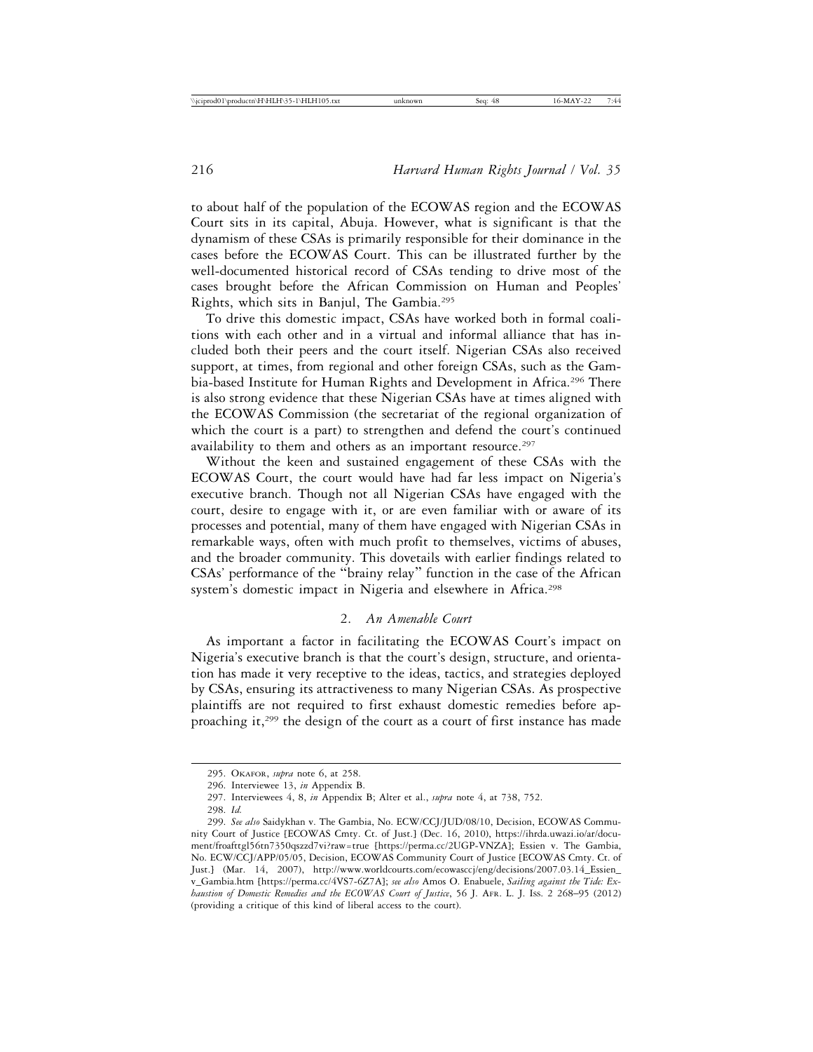to about half of the population of the ECOWAS region and the ECOWAS Court sits in its capital, Abuja. However, what is significant is that the dynamism of these CSAs is primarily responsible for their dominance in the cases before the ECOWAS Court. This can be illustrated further by the well-documented historical record of CSAs tending to drive most of the cases brought before the African Commission on Human and Peoples' Rights, which sits in Banjul, The Gambia.[295]

To drive this domestic impact, CSAs have worked both in formal coalitions with each other and in a virtual and informal alliance that has included both their peers and the court itself. Nigerian CSAs also received support, at times, from regional and other foreign CSAs, such as the Gambia-based Institute for Human Rights and Development in Africa.[296] There is also strong evidence that these Nigerian CSAs have at times aligned with the ECOWAS Commission (the secretariat of the regional organization of which the court is a part) to strengthen and defend the court's continued availability to them and others as an important resource.[297]

Without the keen and sustained engagement of these CSAs with the ECOWAS Court, the court would have had far less impact on Nigeria's executive branch. Though not all Nigerian CSAs have engaged with the court, desire to engage with it, or are even familiar with or aware of its processes and potential, many of them have engaged with Nigerian CSAs in remarkable ways, often with much profit to themselves, victims of abuses, and the broader community. This dovetails with earlier findings related to CSAs' performance of the "brainy relay" function in the case of the African system's domestic impact in Nigeria and elsewhere in Africa.[298]

### 2. *An Amenable Court*

As important a factor in facilitating the ECOWAS Court's impact on Nigeria's executive branch is that the court's design, structure, and orientation has made it very receptive to the ideas, tactics, and strategies deployed by CSAs, ensuring its attractiveness to many Nigerian CSAs. As prospective plaintiffs are not required to first exhaust domestic remedies before approaching it,[299] the design of the court as a court of first instance has made

---

295. Okafor, *supra* note 6, at 258.

296. Interviewee 13, *in* Appendix B.

297. Interviewees 4, 8, *in* Appendix B; Alter et al., *supra* note 4, at 738, 752.

298. *Id.*

299. *See also* Saidykhan v. The Gambia, No. ECW/CCJ/JUD/08/10, Decision, ECOWAS Community Court of Justice [ECOWAS Cmty. Ct. of Just.] (Dec. 16, 2010), https://ihrda.uwazi.io/ar/document/froafttgl56tn7350qszzd7vi?raw=true [https://perma.cc/2UGP-VNZA]; Essien v. The Gambia, No. ECW/CCJ/APP/05/05, Decision, ECOWAS Community Court of Justice [ECOWAS Cmty. Ct. of Just.] (Mar. 14, 2007), http://www.worldcourts.com/ecowasccj/eng/decisions/2007.03.14_Essien_v_Gambia.htm [https://perma.cc/4VS7-6Z7A]; *see also* Amos O. Enabuele, *Sailing against the Tide: Exhaustion of Domestic Remedies and the ECOWAS Court of Justice*, 56 J. Afr. L. J. Iss. 2 268–95 (2012) (providing a critique of this kind of liberal access to the court).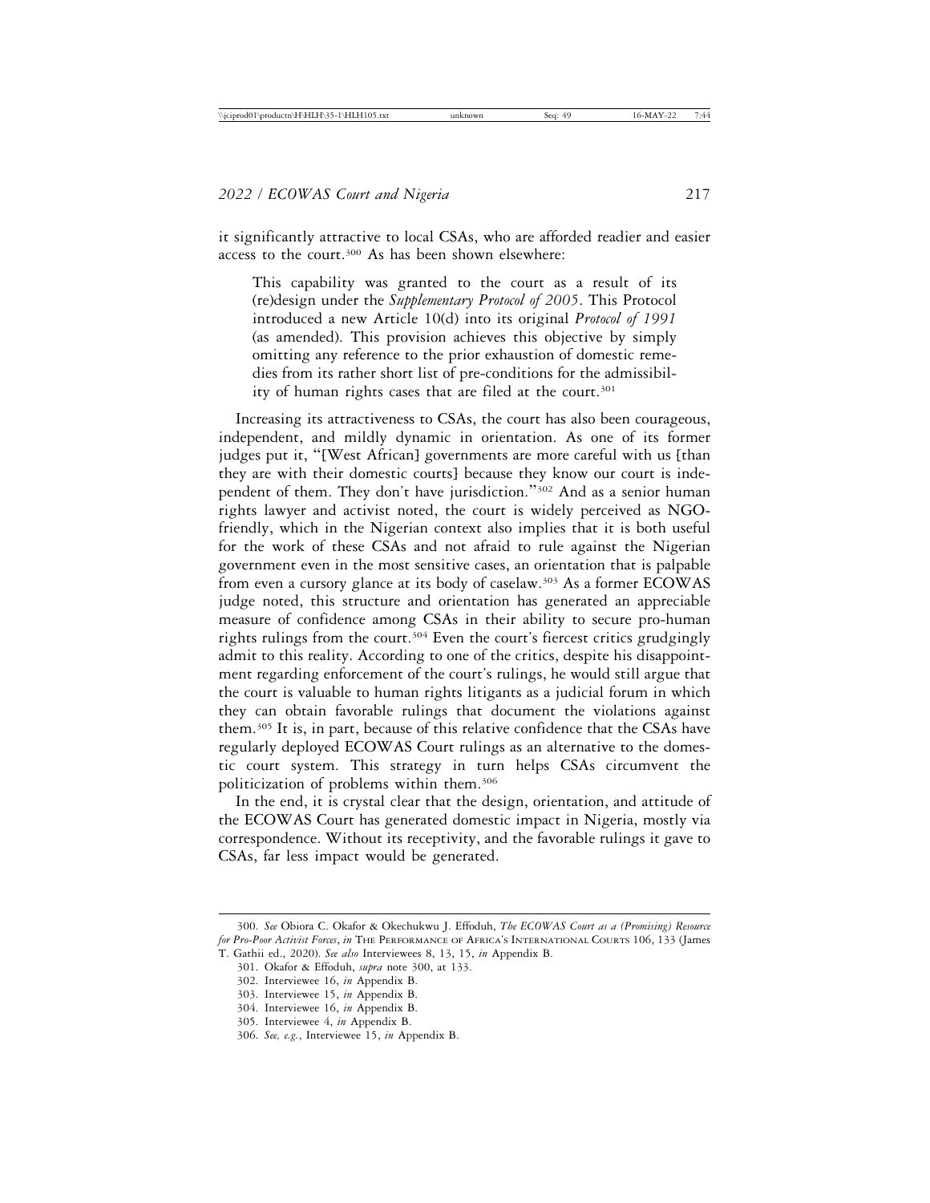it significantly attractive to local CSAs, who are afforded readier and easier access to the court.[300] As has been shown elsewhere:

> This capability was granted to the court as a result of its (re)design under the *Supplementary Protocol of 2005*. This Protocol introduced a new Article 10(d) into its original *Protocol of 1991* (as amended). This provision achieves this objective by simply omitting any reference to the prior exhaustion of domestic remedies from its rather short list of pre-conditions for the admissibility of human rights cases that are filed at the court.[301]

Increasing its attractiveness to CSAs, the court has also been courageous, independent, and mildly dynamic in orientation. As one of its former judges put it, "[West African] governments are more careful with us [than they are with their domestic courts] because they know our court is independent of them. They don't have jurisdiction."[302] And as a senior human rights lawyer and activist noted, the court is widely perceived as NGO-friendly, which in the Nigerian context also implies that it is both useful for the work of these CSAs and not afraid to rule against the Nigerian government even in the most sensitive cases, an orientation that is palpable from even a cursory glance at its body of caselaw.[303] As a former ECOWAS judge noted, this structure and orientation has generated an appreciable measure of confidence among CSAs in their ability to secure pro-human rights rulings from the court.[304] Even the court's fiercest critics grudgingly admit to this reality. According to one of the critics, despite his disappointment regarding enforcement of the court's rulings, he would still argue that the court is valuable to human rights litigants as a judicial forum in which they can obtain favorable rulings that document the violations against them.[305] It is, in part, because of this relative confidence that the CSAs have regularly deployed ECOWAS Court rulings as an alternative to the domestic court system. This strategy in turn helps CSAs circumvent the politicization of problems within them.[306]

In the end, it is crystal clear that the design, orientation, and attitude of the ECOWAS Court has generated domestic impact in Nigeria, mostly via correspondence. Without its receptivity, and the favorable rulings it gave to CSAs, far less impact would be generated.

---

300. *See* Obiora C. Okafor & Okechukwu J. Effoduh, *The ECOWAS Court as a (Promising) Resource for Pro-Poor Activist Forces*, *in* The Performance of Africa's International Courts 106, 133 (James T. Gathii ed., 2020). *See also* Interviewees 8, 13, 15, *in* Appendix B.

301. Okafor & Effoduh, *supra* note 300, at 133.

302. Interviewee 16, *in* Appendix B.

303. Interviewee 15, *in* Appendix B.

304. Interviewee 16, *in* Appendix B.

305. Interviewee 4, *in* Appendix B.

306. *See, e.g.*, Interviewee 15, *in* Appendix B.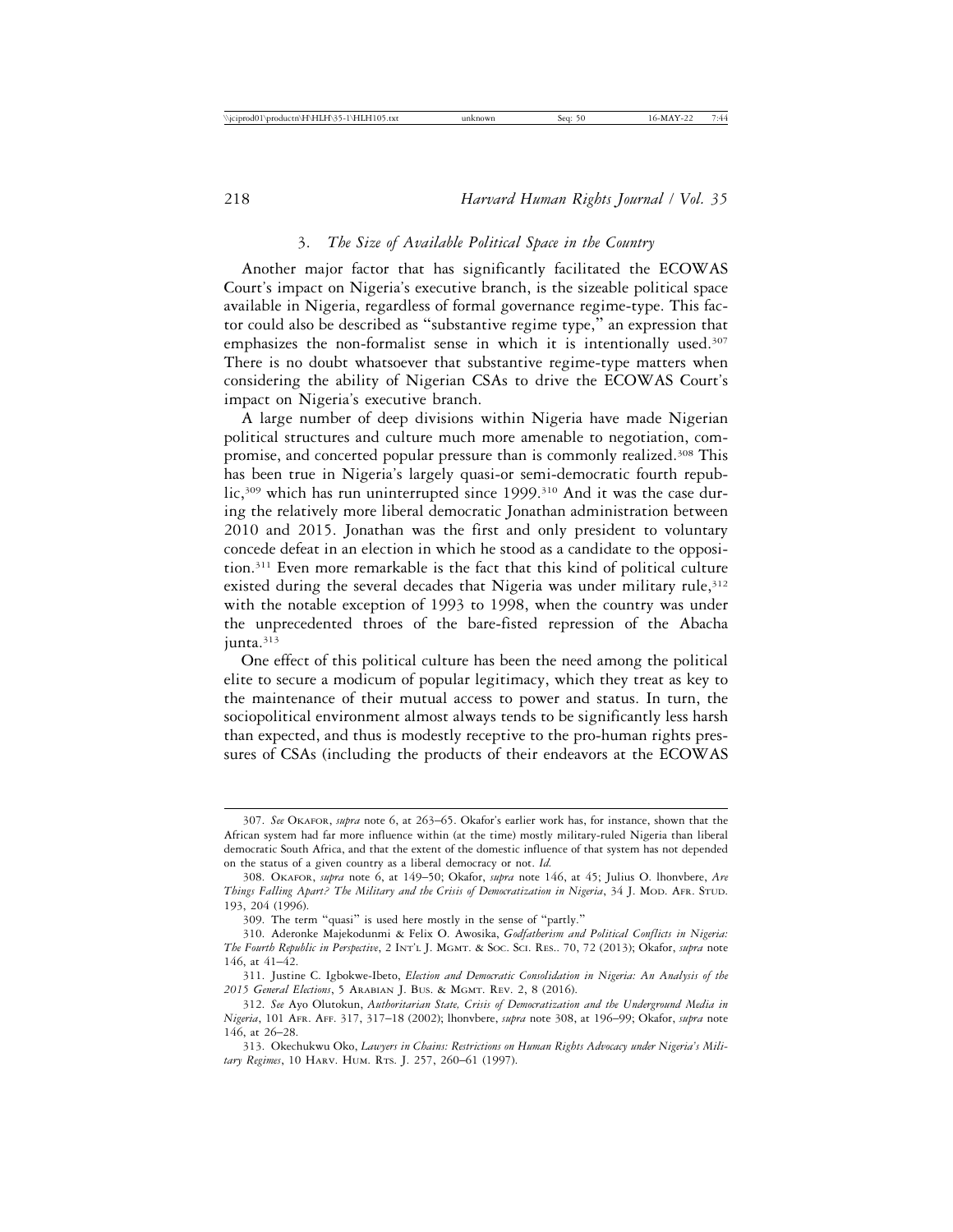### 3. *The Size of Available Political Space in the Country*

Another major factor that has significantly facilitated the ECOWAS Court's impact on Nigeria's executive branch, is the sizeable political space available in Nigeria, regardless of formal governance regime-type. This factor could also be described as "substantive regime type," an expression that emphasizes the non-formalist sense in which it is intentionally used.[307] There is no doubt whatsoever that substantive regime-type matters when considering the ability of Nigerian CSAs to drive the ECOWAS Court's impact on Nigeria's executive branch.

A large number of deep divisions within Nigeria have made Nigerian political structures and culture much more amenable to negotiation, compromise, and concerted popular pressure than is commonly realized.[308] This has been true in Nigeria's largely quasi-or semi-democratic fourth republic,[309] which has run uninterrupted since 1999.[310] And it was the case during the relatively more liberal democratic Jonathan administration between 2010 and 2015. Jonathan was the first and only president to voluntary concede defeat in an election in which he stood as a candidate to the opposition.[311] Even more remarkable is the fact that this kind of political culture existed during the several decades that Nigeria was under military rule,[312] with the notable exception of 1993 to 1998, when the country was under the unprecedented throes of the bare-fisted repression of the Abacha junta.[313]

One effect of this political culture has been the need among the political elite to secure a modicum of popular legitimacy, which they treat as key to the maintenance of their mutual access to power and status. In turn, the sociopolitical environment almost always tends to be significantly less harsh than expected, and thus is modestly receptive to the pro-human rights pressures of CSAs (including the products of their endeavors at the ECOWAS

---

307. *See* Okafor, *supra* note 6, at 263–65. Okafor's earlier work has, for instance, shown that the African system had far more influence within (at the time) mostly military-ruled Nigeria than liberal democratic South Africa, and that the extent of the domestic influence of that system has not depended on the status of a given country as a liberal democracy or not. *Id.*

308. Okafor, *supra* note 6, at 149–50; Okafor, *supra* note 146, at 45; Julius O. lhonvbere, *Are Things Falling Apart? The Military and the Crisis of Democratization in Nigeria*, 34 J. Mod. Afr. Stud. 193, 204 (1996).

309. The term "quasi" is used here mostly in the sense of "partly."

310. Aderonke Majekodunmi & Felix O. Awosika, *Godfatherism and Political Conflicts in Nigeria: The Fourth Republic in Perspective*, 2 Int'l J. Mgmt. & Soc. Sci. Res.. 70, 72 (2013); Okafor, *supra* note 146, at 41–42.

311. Justine C. Igbokwe-Ibeto, *Election and Democratic Consolidation in Nigeria: An Analysis of the 2015 General Elections*, 5 Arabian J. Bus. & Mgmt. Rev. 2, 8 (2016).

312. *See* Ayo Olutokun, *Authoritarian State, Crisis of Democratization and the Underground Media in Nigeria*, 101 Afr. Aff. 317, 317–18 (2002); lhonvbere, *supra* note 308, at 196–99; Okafor, *supra* note 146, at 26–28.

313. Okechukwu Oko, *Lawyers in Chains: Restrictions on Human Rights Advocacy under Nigeria's Military Regimes*, 10 Harv. Hum. Rts. J. 257, 260–61 (1997).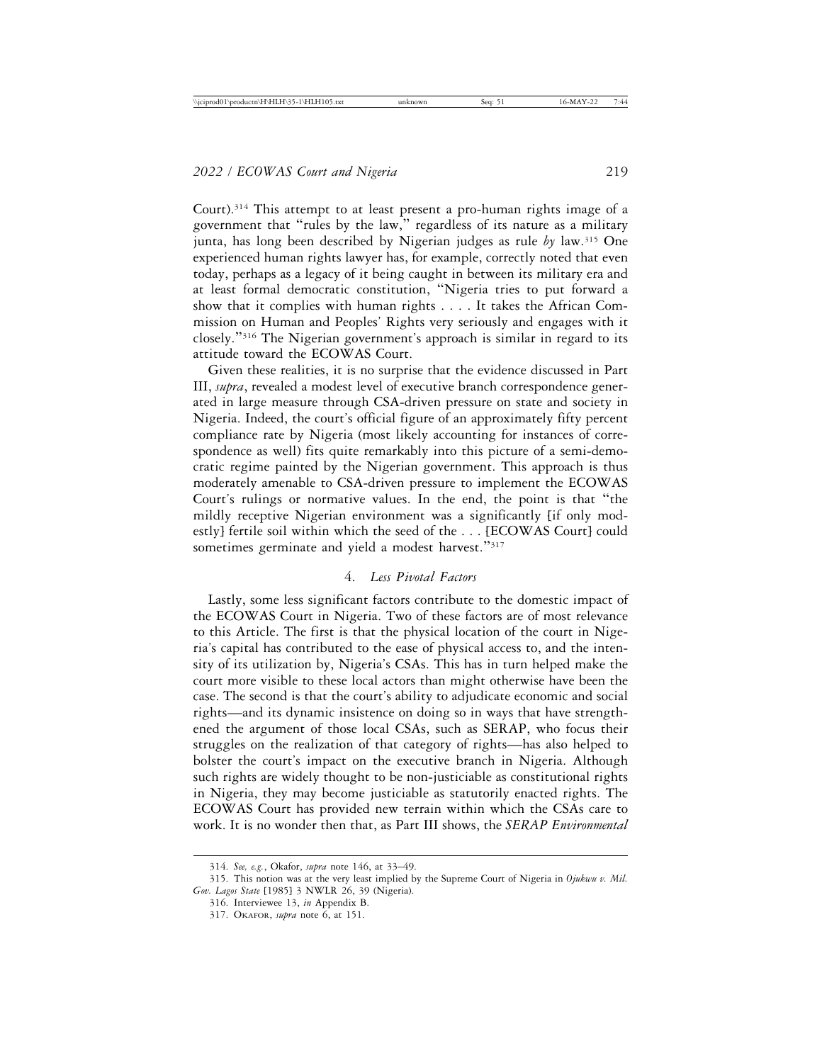Court).[314] This attempt to at least present a pro-human rights image of a government that "rules by the law," regardless of its nature as a military junta, has long been described by Nigerian judges as rule *by* law.[315] One experienced human rights lawyer has, for example, correctly noted that even today, perhaps as a legacy of it being caught in between its military era and at least formal democratic constitution, "Nigeria tries to put forward a show that it complies with human rights . . . . It takes the African Commission on Human and Peoples' Rights very seriously and engages with it closely."[316] The Nigerian government's approach is similar in regard to its attitude toward the ECOWAS Court.

Given these realities, it is no surprise that the evidence discussed in Part III, *supra*, revealed a modest level of executive branch correspondence generated in large measure through CSA-driven pressure on state and society in Nigeria. Indeed, the court's official figure of an approximately fifty percent compliance rate by Nigeria (most likely accounting for instances of correspondence as well) fits quite remarkably into this picture of a semi-democratic regime painted by the Nigerian government. This approach is thus moderately amenable to CSA-driven pressure to implement the ECOWAS Court's rulings or normative values. In the end, the point is that "the mildly receptive Nigerian environment was a significantly [if only modestly] fertile soil within which the seed of the . . . [ECOWAS Court] could sometimes germinate and yield a modest harvest."[317]

#### 4. *Less Pivotal Factors*

Lastly, some less significant factors contribute to the domestic impact of the ECOWAS Court in Nigeria. Two of these factors are of most relevance to this Article. The first is that the physical location of the court in Nigeria's capital has contributed to the ease of physical access to, and the intensity of its utilization by, Nigeria's CSAs. This has in turn helped make the court more visible to these local actors than might otherwise have been the case. The second is that the court's ability to adjudicate economic and social rights—and its dynamic insistence on doing so in ways that have strengthened the argument of those local CSAs, such as SERAP, who focus their struggles on the realization of that category of rights—has also helped to bolster the court's impact on the executive branch in Nigeria. Although such rights are widely thought to be non-justiciable as constitutional rights in Nigeria, they may become justiciable as statutorily enacted rights. The ECOWAS Court has provided new terrain within which the CSAs care to work. It is no wonder then that, as Part III shows, the *SERAP Environmental*

---

314. *See, e.g.*, Okafor, *supra* note 146, at 33–49.

315. This notion was at the very least implied by the Supreme Court of Nigeria in *Ojukwu v. Mil. Gov. Lagos State* [1985] 3 NWLR 26, 39 (Nigeria).

316. Interviewee 13, *in* Appendix B.

317. OKAFOR, *supra* note 6, at 151.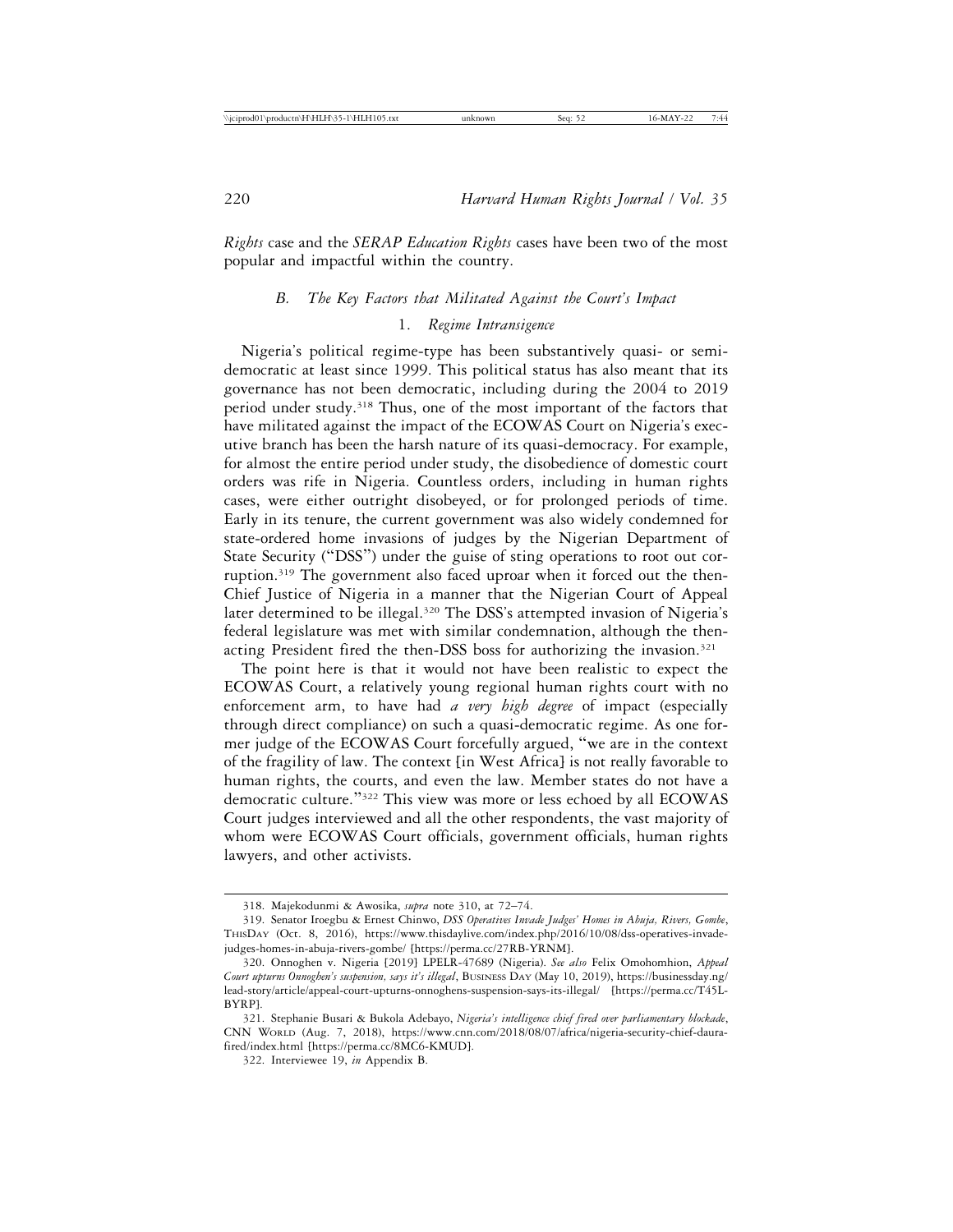*Rights* case and the *SERAP Education Rights* cases have been two of the most popular and impactful within the country.

### *B. The Key Factors that Militated Against the Court's Impact*

#### 1. *Regime Intransigence*

Nigeria's political regime-type has been substantively quasi- or semi-democratic at least since 1999. This political status has also meant that its governance has not been democratic, including during the 2004 to 2019 period under study.[318] Thus, one of the most important of the factors that have militated against the impact of the ECOWAS Court on Nigeria's executive branch has been the harsh nature of its quasi-democracy. For example, for almost the entire period under study, the disobedience of domestic court orders was rife in Nigeria. Countless orders, including in human rights cases, were either outright disobeyed, or for prolonged periods of time. Early in its tenure, the current government was also widely condemned for state-ordered home invasions of judges by the Nigerian Department of State Security ("DSS") under the guise of sting operations to root out corruption.[319] The government also faced uproar when it forced out the then-Chief Justice of Nigeria in a manner that the Nigerian Court of Appeal later determined to be illegal.[320] The DSS's attempted invasion of Nigeria's federal legislature was met with similar condemnation, although the then-acting President fired the then-DSS boss for authorizing the invasion.[321]

The point here is that it would not have been realistic to expect the ECOWAS Court, a relatively young regional human rights court with no enforcement arm, to have had *a very high degree* of impact (especially through direct compliance) on such a quasi-democratic regime. As one former judge of the ECOWAS Court forcefully argued, "we are in the context of the fragility of law. The context [in West Africa] is not really favorable to human rights, the courts, and even the law. Member states do not have a democratic culture."[322] This view was more or less echoed by all ECOWAS Court judges interviewed and all the other respondents, the vast majority of whom were ECOWAS Court officials, government officials, human rights lawyers, and other activists.

---

318. Majekodunmi & Awosika, *supra* note 310, at 72–74.

319. Senator Iroegbu & Ernest Chinwo, *DSS Operatives Invade Judges' Homes in Abuja, Rivers, Gombe*, ThisDay (Oct. 8, 2016), https://www.thisdaylive.com/index.php/2016/10/08/dss-operatives-invade-judges-homes-in-abuja-rivers-gombe/ [https://perma.cc/27RB-YRNM].

320. Onnoghen v. Nigeria [2019] LPELR-47689 (Nigeria). *See also* Felix Omohomhion, *Appeal Court upturns Onnoghen's suspension, says it's illegal*, Business Day (May 10, 2019), https://businessday.ng/lead-story/article/appeal-court-upturns-onnoghens-suspension-says-its-illegal/ [https://perma.cc/T45L-BYRP].

321. Stephanie Busari & Bukola Adebayo, *Nigeria's intelligence chief fired over parliamentary blockade*, CNN World (Aug. 7, 2018), https://www.cnn.com/2018/08/07/africa/nigeria-security-chief-daura-fired/index.html [https://perma.cc/8MC6-KMUD].

322. Interviewee 19, *in* Appendix B.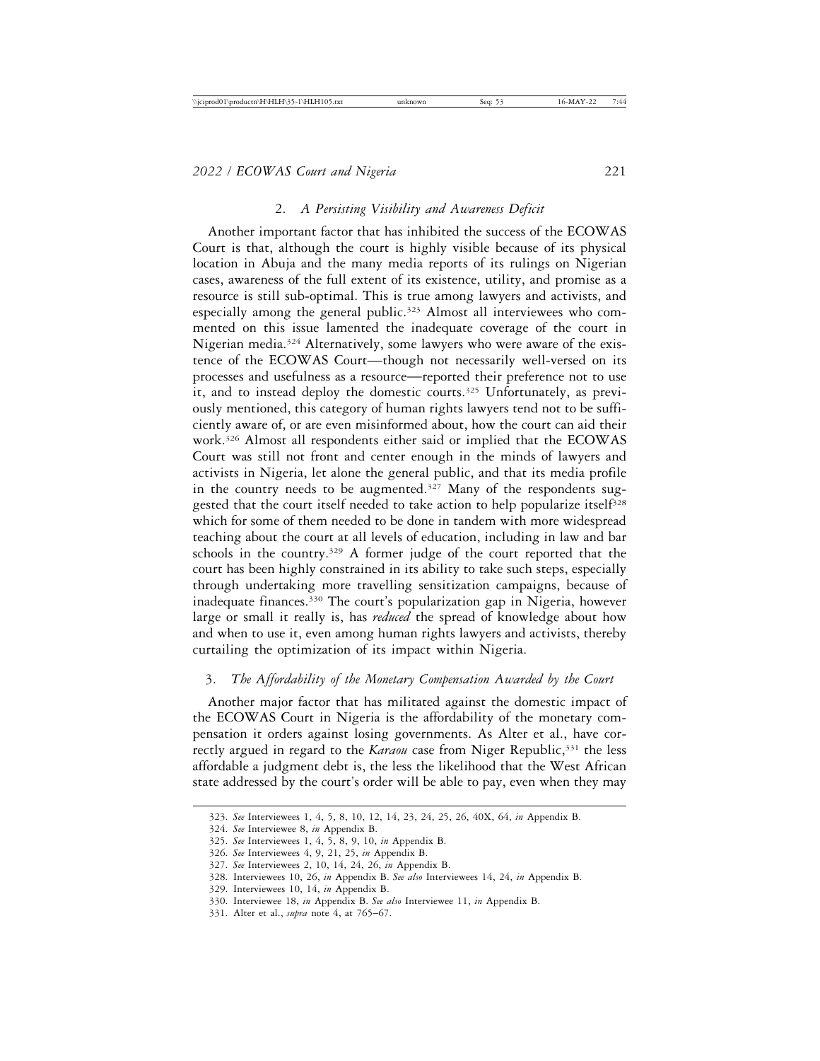### 2. *A Persisting Visibility and Awareness Deficit*

Another important factor that has inhibited the success of the ECOWAS Court is that, although the court is highly visible because of its physical location in Abuja and the many media reports of its rulings on Nigerian cases, awareness of the full extent of its existence, utility, and promise as a resource is still sub-optimal. This is true among lawyers and activists, and especially among the general public.[323] Almost all interviewees who commented on this issue lamented the inadequate coverage of the court in Nigerian media.[324] Alternatively, some lawyers who were aware of the existence of the ECOWAS Court—though not necessarily well-versed on its processes and usefulness as a resource—reported their preference not to use it, and to instead deploy the domestic courts.[325] Unfortunately, as previously mentioned, this category of human rights lawyers tend not to be sufficiently aware of, or are even misinformed about, how the court can aid their work.[326] Almost all respondents either said or implied that the ECOWAS Court was still not front and center enough in the minds of lawyers and activists in Nigeria, let alone the general public, and that its media profile in the country needs to be augmented.[327] Many of the respondents suggested that the court itself needed to take action to help popularize itself[328] which for some of them needed to be done in tandem with more widespread teaching about the court at all levels of education, including in law and bar schools in the country.[329] A former judge of the court reported that the court has been highly constrained in its ability to take such steps, especially through undertaking more travelling sensitization campaigns, because of inadequate finances.[330] The court's popularization gap in Nigeria, however large or small it really is, has *reduced* the spread of knowledge about how and when to use it, even among human rights lawyers and activists, thereby curtailing the optimization of its impact within Nigeria.

### 3. *The Affordability of the Monetary Compensation Awarded by the Court*

Another major factor that has militated against the domestic impact of the ECOWAS Court in Nigeria is the affordability of the monetary compensation it orders against losing governments. As Alter et al., have correctly argued in regard to the *Karaou* case from Niger Republic,[331] the less affordable a judgment debt is, the less the likelihood that the West African state addressed by the court's order will be able to pay, even when they may

---

323. *See* Interviewees 1, 4, 5, 8, 10, 12, 14, 23, 24, 25, 26, 40X, 64, *in* Appendix B.

324. *See* Interviewee 8, *in* Appendix B.

325. *See* Interviewees 1, 4, 5, 8, 9, 10, *in* Appendix B.

326. *See* Interviewees 4, 9, 21, 25, *in* Appendix B.

327. *See* Interviewees 2, 10, 14, 24, 26, *in* Appendix B.

328. Interviewees 10, 26, *in* Appendix B. *See also* Interviewees 14, 24, *in* Appendix B.

329. Interviewees 10, 14, *in* Appendix B.

330. Interviewee 18, *in* Appendix B. *See also* Interviewee 11, *in* Appendix B.

331. Alter et al., *supra* note 4, at 765–67.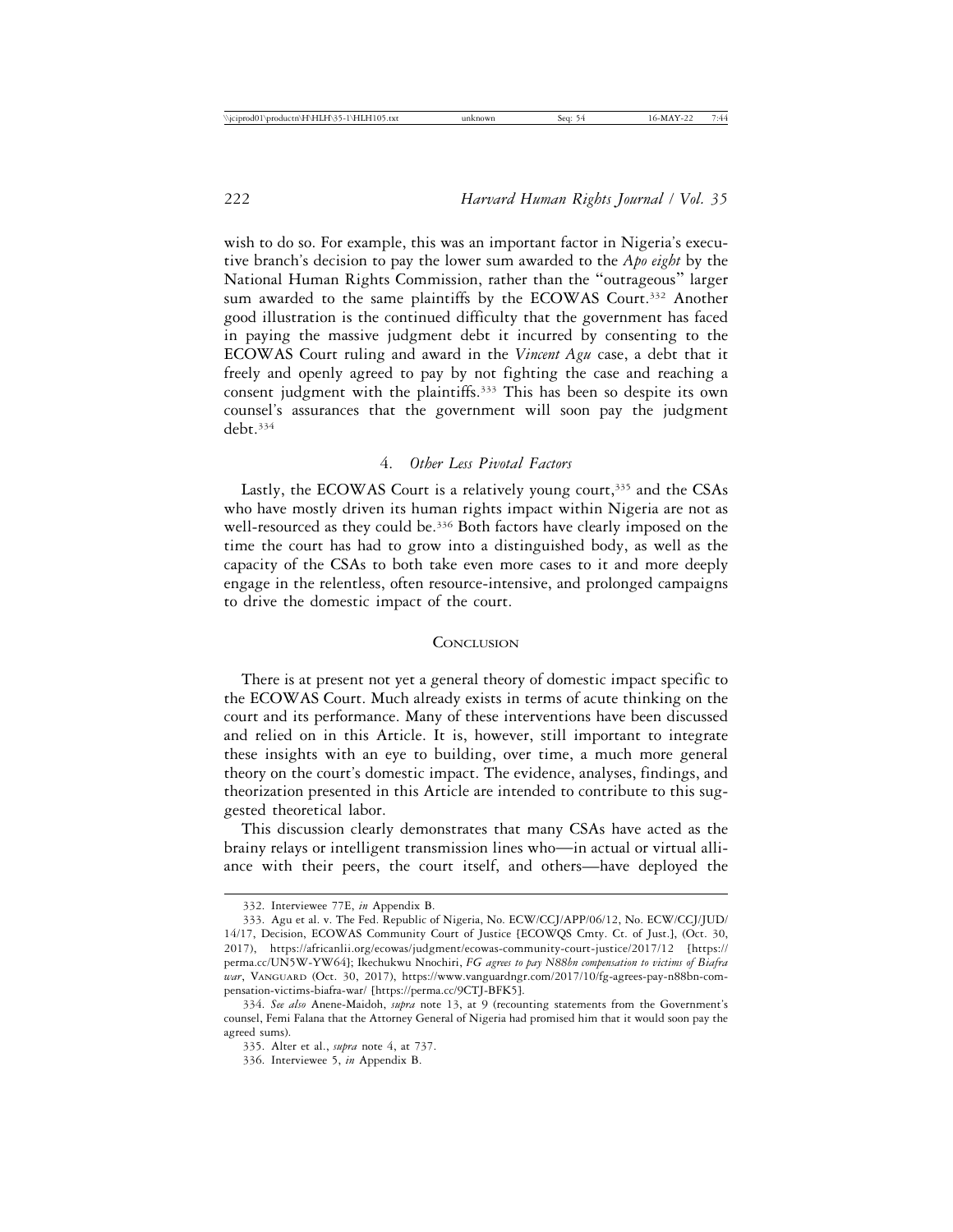wish to do so. For example, this was an important factor in Nigeria's executive branch's decision to pay the lower sum awarded to the *Apo eight* by the National Human Rights Commission, rather than the "outrageous" larger sum awarded to the same plaintiffs by the ECOWAS Court.[332] Another good illustration is the continued difficulty that the government has faced in paying the massive judgment debt it incurred by consenting to the ECOWAS Court ruling and award in the *Vincent Agu* case, a debt that it freely and openly agreed to pay by not fighting the case and reaching a consent judgment with the plaintiffs.[333] This has been so despite its own counsel's assurances that the government will soon pay the judgment debt.[334]

### 4. *Other Less Pivotal Factors*

Lastly, the ECOWAS Court is a relatively young court,[335] and the CSAs who have mostly driven its human rights impact within Nigeria are not as well-resourced as they could be.[336] Both factors have clearly imposed on the time the court has had to grow into a distinguished body, as well as the capacity of the CSAs to both take even more cases to it and more deeply engage in the relentless, often resource-intensive, and prolonged campaigns to drive the domestic impact of the court.

## Conclusion

There is at present not yet a general theory of domestic impact specific to the ECOWAS Court. Much already exists in terms of acute thinking on the court and its performance. Many of these interventions have been discussed and relied on in this Article. It is, however, still important to integrate these insights with an eye to building, over time, a much more general theory on the court's domestic impact. The evidence, analyses, findings, and theorization presented in this Article are intended to contribute to this suggested theoretical labor.

This discussion clearly demonstrates that many CSAs have acted as the brainy relays or intelligent transmission lines who—in actual or virtual alliance with their peers, the court itself, and others—have deployed the

---

332. Interviewee 77E, *in* Appendix B.

333. Agu et al. v. The Fed. Republic of Nigeria, No. ECW/CCJ/APP/06/12, No. ECW/CCJ/JUD/14/17, Decision, ECOWAS Community Court of Justice [ECOWQS Cmty. Ct. of Just.], (Oct. 30, 2017), https://africanlii.org/ecowas/judgment/ecowas-community-court-justice/2017/12 [https://perma.cc/UN5W-YW64]; Ikechukwu Nnochiri, *FG agrees to pay N88bn compensation to victims of Biafra war*, Vanguard (Oct. 30, 2017), https://www.vanguardngr.com/2017/10/fg-agrees-pay-n88bn-compensation-victims-biafra-war/ [https://perma.cc/9CTJ-BFK5].

334. *See also* Anene-Maidoh, *supra* note 13, at 9 (recounting statements from the Government's counsel, Femi Falana that the Attorney General of Nigeria had promised him that it would soon pay the agreed sums).

335. Alter et al., *supra* note 4, at 737.

336. Interviewee 5, *in* Appendix B.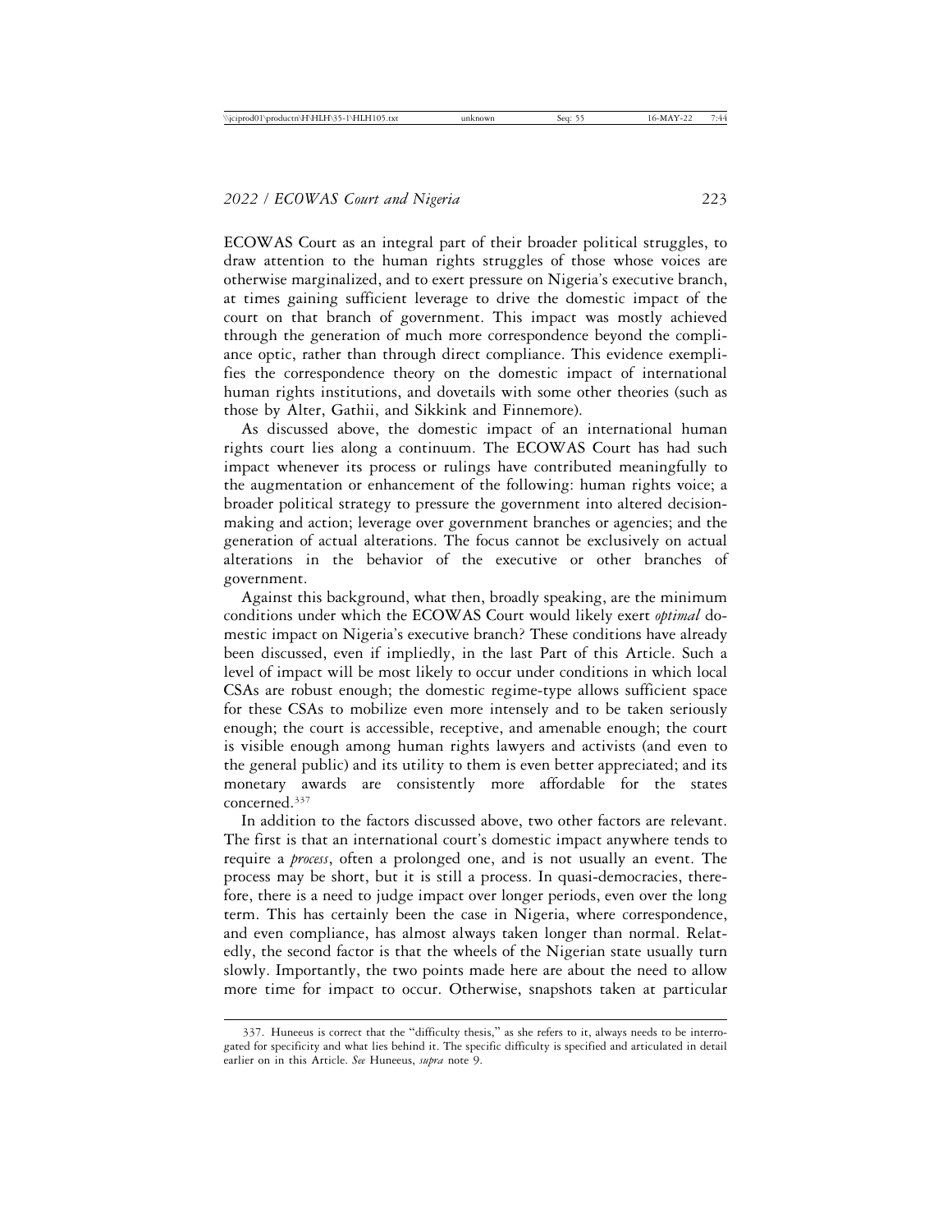ECOWAS Court as an integral part of their broader political struggles, to draw attention to the human rights struggles of those whose voices are otherwise marginalized, and to exert pressure on Nigeria's executive branch, at times gaining sufficient leverage to drive the domestic impact of the court on that branch of government. This impact was mostly achieved through the generation of much more correspondence beyond the compliance optic, rather than through direct compliance. This evidence exemplifies the correspondence theory on the domestic impact of international human rights institutions, and dovetails with some other theories (such as those by Alter, Gathii, and Sikkink and Finnemore).

As discussed above, the domestic impact of an international human rights court lies along a continuum. The ECOWAS Court has had such impact whenever its process or rulings have contributed meaningfully to the augmentation or enhancement of the following: human rights voice; a broader political strategy to pressure the government into altered decision-making and action; leverage over government branches or agencies; and the generation of actual alterations. The focus cannot be exclusively on actual alterations in the behavior of the executive or other branches of government.

Against this background, what then, broadly speaking, are the minimum conditions under which the ECOWAS Court would likely exert *optimal* domestic impact on Nigeria's executive branch? These conditions have already been discussed, even if impliedly, in the last Part of this Article. Such a level of impact will be most likely to occur under conditions in which local CSAs are robust enough; the domestic regime-type allows sufficient space for these CSAs to mobilize even more intensely and to be taken seriously enough; the court is accessible, receptive, and amenable enough; the court is visible enough among human rights lawyers and activists (and even to the general public) and its utility to them is even better appreciated; and its monetary awards are consistently more affordable for the states concerned.[337]

In addition to the factors discussed above, two other factors are relevant. The first is that an international court's domestic impact anywhere tends to require a *process*, often a prolonged one, and is not usually an event. The process may be short, but it is still a process. In quasi-democracies, therefore, there is a need to judge impact over longer periods, even over the long term. This has certainly been the case in Nigeria, where correspondence, and even compliance, has almost always taken longer than normal. Relatedly, the second factor is that the wheels of the Nigerian state usually turn slowly. Importantly, the two points made here are about the need to allow more time for impact to occur. Otherwise, snapshots taken at particular

---

337. Huneeus is correct that the "difficulty thesis," as she refers to it, always needs to be interrogated for specificity and what lies behind it. The specific difficulty is specified and articulated in detail earlier on in this Article. *See* Huneeus, *supra* note 9.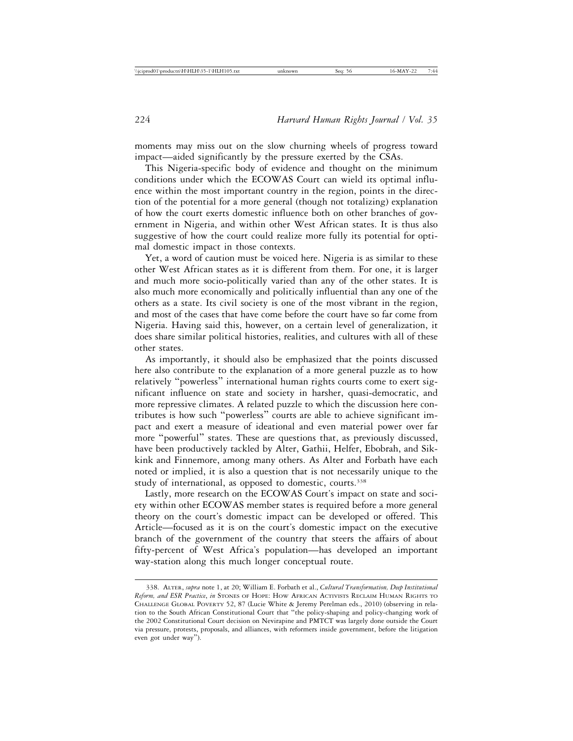moments may miss out on the slow churning wheels of progress toward impact—aided significantly by the pressure exerted by the CSAs.

This Nigeria-specific body of evidence and thought on the minimum conditions under which the ECOWAS Court can wield its optimal influence within the most important country in the region, points in the direction of the potential for a more general (though not totalizing) explanation of how the court exerts domestic influence both on other branches of government in Nigeria, and within other West African states. It is thus also suggestive of how the court could realize more fully its potential for optimal domestic impact in those contexts.

Yet, a word of caution must be voiced here. Nigeria is as similar to these other West African states as it is different from them. For one, it is larger and much more socio-politically varied than any of the other states. It is also much more economically and politically influential than any one of the others as a state. Its civil society is one of the most vibrant in the region, and most of the cases that have come before the court have so far come from Nigeria. Having said this, however, on a certain level of generalization, it does share similar political histories, realities, and cultures with all of these other states.

As importantly, it should also be emphasized that the points discussed here also contribute to the explanation of a more general puzzle as to how relatively "powerless" international human rights courts come to exert significant influence on state and society in harsher, quasi-democratic, and more repressive climates. A related puzzle to which the discussion here contributes is how such "powerless" courts are able to achieve significant impact and exert a measure of ideational and even material power over far more "powerful" states. These are questions that, as previously discussed, have been productively tackled by Alter, Gathii, Helfer, Ebobrah, and Sikkink and Finnemore, among many others. As Alter and Forbath have each noted or implied, it is also a question that is not necessarily unique to the study of international, as opposed to domestic, courts.[338]

Lastly, more research on the ECOWAS Court's impact on state and society within other ECOWAS member states is required before a more general theory on the court's domestic impact can be developed or offered. This Article—focused as it is on the court's domestic impact on the executive branch of the government of the country that steers the affairs of about fifty-percent of West Africa's population—has developed an important way-station along this much longer conceptual route.

---

338. ALTER, *supra* note 1, at 20; William E. Forbath et al., *Cultural Transformation, Deep Institutional Reform, and ESR Practice*, *in* STONES OF HOPE: HOW AFRICAN ACTIVISTS RECLAIM HUMAN RIGHTS TO CHALLENGE GLOBAL POVERTY 52, 87 (Lucie White & Jeremy Perelman eds., 2010) (observing in relation to the South African Constitutional Court that "the policy-shaping and policy-changing work of the 2002 Constitutional Court decision on Nevirapine and PMTCT was largely done outside the Court via pressure, protests, proposals, and alliances, with reformers inside government, before the litigation even got under way").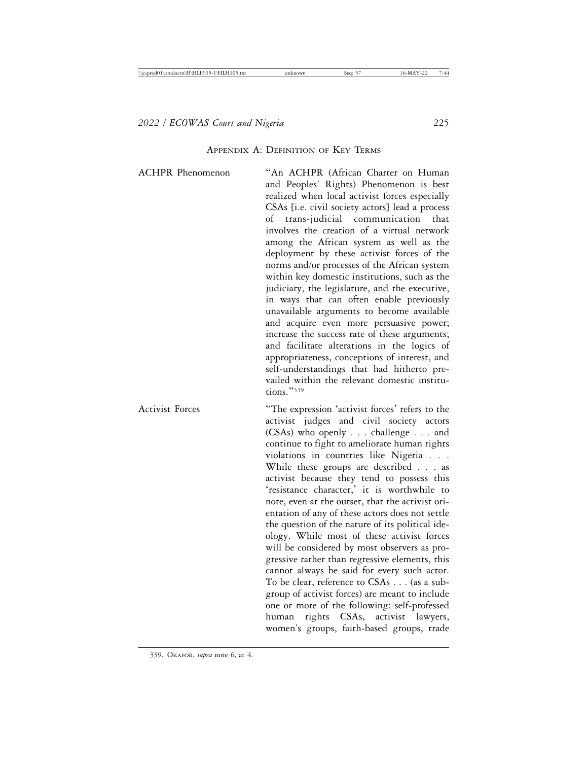## Appendix A: Definition of Key Terms

| | |
|---|---|
| ACHPR Phenomenon | "An ACHPR (African Charter on Human and Peoples' Rights) Phenomenon is best realized when local activist forces especially CSAs [i.e. civil society actors] lead a process of trans-judicial communication that involves the creation of a virtual network among the African system as well as the deployment by these activist forces of the norms and/or processes of the African system within key domestic institutions, such as the judiciary, the legislature, and the executive, in ways that can often enable previously unavailable arguments to become available and acquire even more persuasive power; increase the success rate of these arguments; and facilitate alterations in the logics of appropriateness, conceptions of interest, and self-understandings that had hitherto prevailed within the relevant domestic institutions."[339] |
| Activist Forces | "The expression 'activist forces' refers to the activist judges and civil society actors (CSAs) who openly . . . challenge . . . and continue to fight to ameliorate human rights violations in countries like Nigeria . . . While these groups are described . . . as activist because they tend to possess this 'resistance character,' it is worthwhile to note, even at the outset, that the activist orientation of any of these actors does not settle the question of the nature of its political ideology. While most of these activist forces will be considered by most observers as progressive rather than regressive elements, this cannot always be said for every such actor. To be clear, reference to CSAs . . . (as a subgroup of activist forces) are meant to include one or more of the following: self-professed human rights CSAs, activist lawyers, women's groups, faith-based groups, trade |

339. Okafor, *supra* note 6, at 4.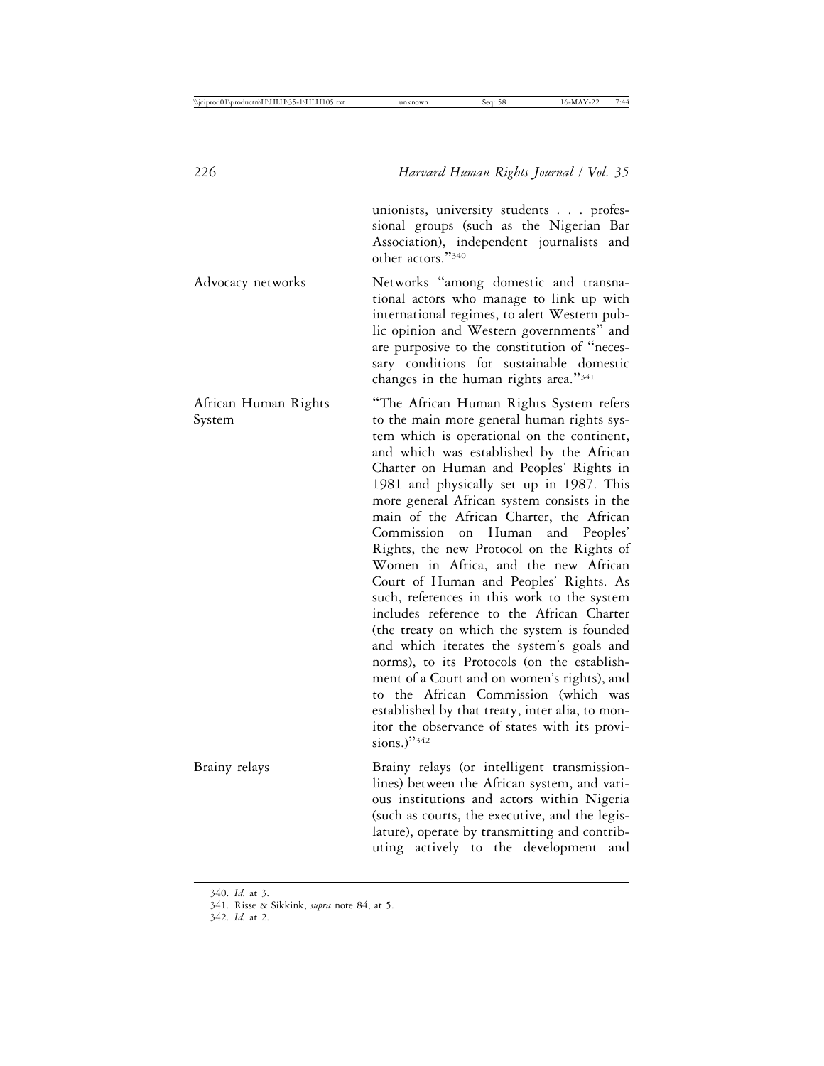| | |
|---|---|
| | unionists, university students . . . professional groups (such as the Nigerian Bar Association), independent journalists and other actors."[340] |
| Advocacy networks | Networks "among domestic and transnational actors who manage to link up with international regimes, to alert Western public opinion and Western governments" and are purposive to the constitution of "necessary conditions for sustainable domestic changes in the human rights area."[341] |
| African Human Rights System | "The African Human Rights System refers to the main more general human rights system which is operational on the continent, and which was established by the African Charter on Human and Peoples' Rights in 1981 and physically set up in 1987. This more general African system consists in the main of the African Charter, the African Commission on Human and Peoples' Rights, the new Protocol on the Rights of Women in Africa, and the new African Court of Human and Peoples' Rights. As such, references in this work to the system includes reference to the African Charter (the treaty on which the system is founded and which iterates the system's goals and norms), to its Protocols (on the establishment of a Court and on women's rights), and to the African Commission (which was established by that treaty, inter alia, to monitor the observance of states with its provisions.)"[342] |
| Brainy relays | Brainy relays (or intelligent transmission-lines) between the African system, and various institutions and actors within Nigeria (such as courts, the executive, and the legislature), operate by transmitting and contributing actively to the development and |

340. *Id.* at 3.

341. Risse & Sikkink, *supra* note 84, at 5.

342. *Id.* at 2.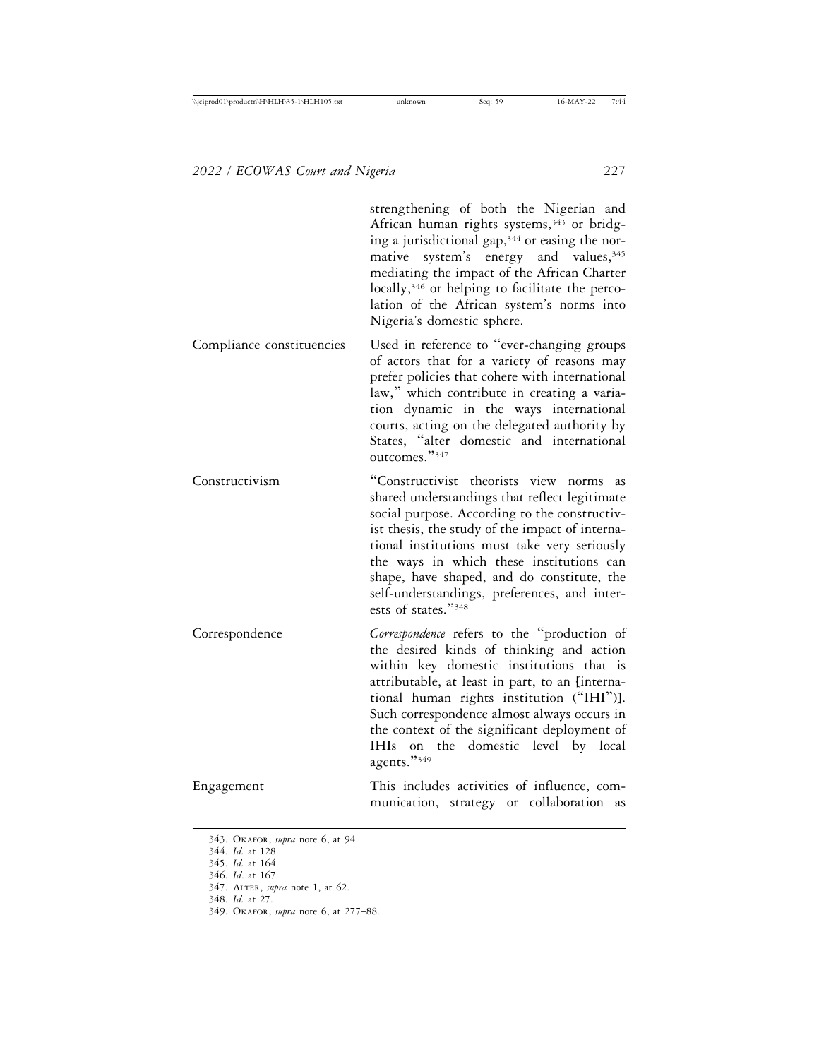| | |
|---|---|
| | strengthening of both the Nigerian and African human rights systems,[343] or bridging a jurisdictional gap,[344] or easing the normative system's energy and values,[345] mediating the impact of the African Charter locally,[346] or helping to facilitate the percolation of the African system's norms into Nigeria's domestic sphere. |
| Compliance constituencies | Used in reference to "ever-changing groups of actors that for a variety of reasons may prefer policies that cohere with international law," which contribute in creating a variation dynamic in the ways international courts, acting on the delegated authority by States, "alter domestic and international outcomes."[347] |
| Constructivism | "Constructivist theorists view norms as shared understandings that reflect legitimate social purpose. According to the constructivist thesis, the study of the impact of international institutions must take very seriously the ways in which these institutions can shape, have shaped, and do constitute, the self-understandings, preferences, and interests of states."[348] |
| Correspondence | *Correspondence* refers to the "production of the desired kinds of thinking and action within key domestic institutions that is attributable, at least in part, to an [international human rights institution ("IHI")]. Such correspondence almost always occurs in the context of the significant deployment of IHIs on the domestic level by local agents."[349] |
| Engagement | This includes activities of influence, communication, strategy or collaboration as |

343. Okafor, *supra* note 6, at 94.

344. *Id.* at 128.

345. *Id.* at 164.

346. *Id*. at 167.

347. Alter, *supra* note 1, at 62.

348. *Id.* at 27.

349. Okafor, *supra* note 6, at 277–88.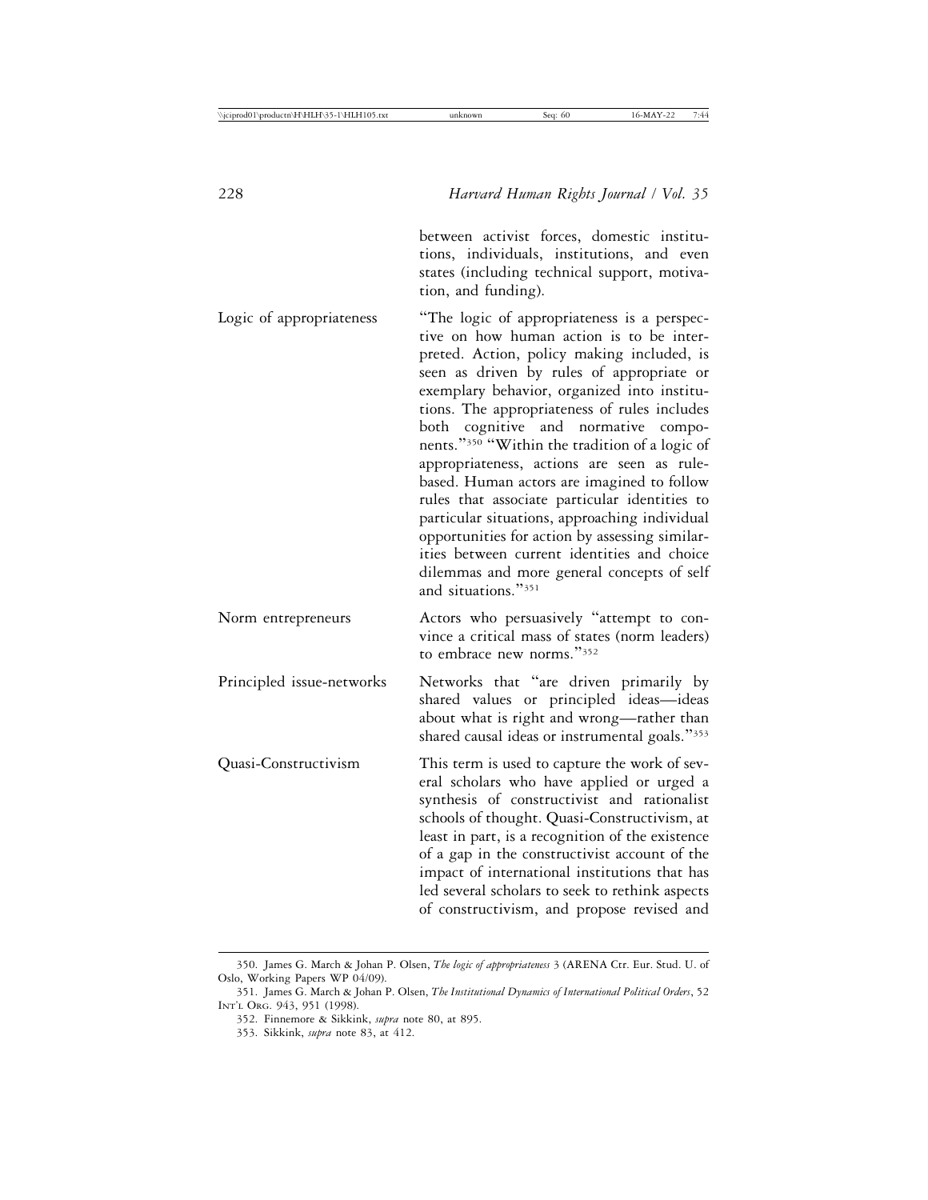| | |
|---|---|
| | between activist forces, domestic institutions, individuals, institutions, and even states (including technical support, motivation, and funding). |
| Logic of appropriateness | "The logic of appropriateness is a perspective on how human action is to be interpreted. Action, policy making included, is seen as driven by rules of appropriate or exemplary behavior, organized into institutions. The appropriateness of rules includes both cognitive and normative components."[350] "Within the tradition of a logic of appropriateness, actions are seen as rule-based. Human actors are imagined to follow rules that associate particular identities to particular situations, approaching individual opportunities for action by assessing similarities between current identities and choice dilemmas and more general concepts of self and situations."[351] |
| Norm entrepreneurs | Actors who persuasively "attempt to convince a critical mass of states (norm leaders) to embrace new norms."[352] |
| Principled issue-networks | Networks that "are driven primarily by shared values or principled ideas—ideas about what is right and wrong—rather than shared causal ideas or instrumental goals."[353] |
| Quasi-Constructivism | This term is used to capture the work of several scholars who have applied or urged a synthesis of constructivist and rationalist schools of thought. Quasi-Constructivism, at least in part, is a recognition of the existence of a gap in the constructivist account of the impact of international institutions that has led several scholars to seek to rethink aspects of constructivism, and propose revised and |

350. James G. March & Johan P. Olsen, *The logic of appropriateness* 3 (ARENA Ctr. Eur. Stud. U. of Oslo, Working Papers WP 04/09).

351. James G. March & Johan P. Olsen, *The Institutional Dynamics of International Political Orders*, 52 Int'l Org. 943, 951 (1998).

352. Finnemore & Sikkink, *supra* note 80, at 895.

353. Sikkink, *supra* note 83, at 412.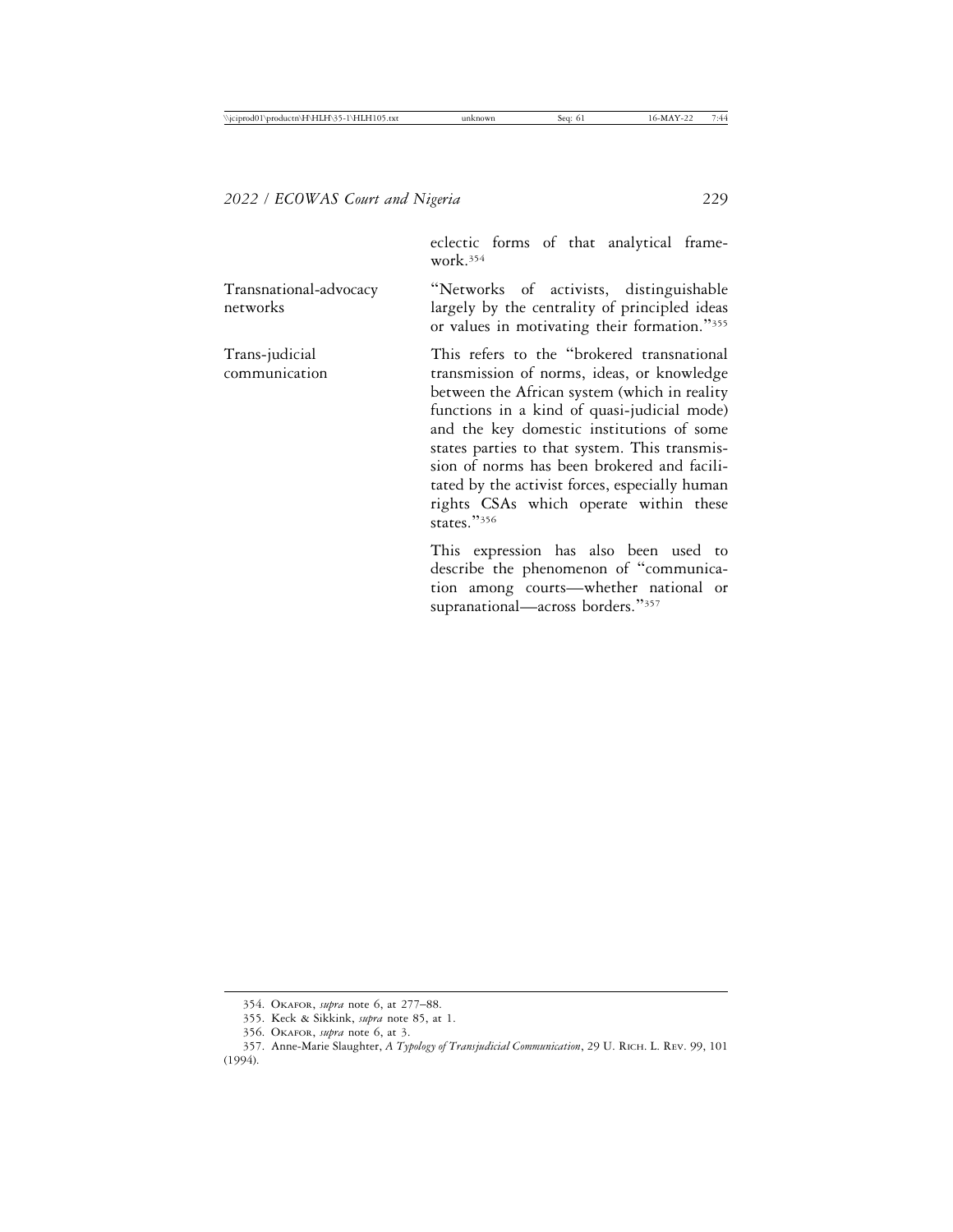| | |
|---|---|
| | eclectic forms of that analytical framework.[354] |
| Transnational-advocacy networks | "Networks of activists, distinguishable largely by the centrality of principled ideas or values in motivating their formation."[355] |
| Trans-judicial communication | This refers to the "brokered transnational transmission of norms, ideas, or knowledge between the African system (which in reality functions in a kind of quasi-judicial mode) and the key domestic institutions of some states parties to that system. This transmission of norms has been brokered and facilitated by the activist forces, especially human rights CSAs which operate within these states."[356]<br><br>This expression has also been used to describe the phenomenon of "communication among courts—whether national or supranational—across borders."[357] |

---

354. OKAFOR, *supra* note 6, at 277–88.

355. Keck & Sikkink, *supra* note 85, at 1.

356. OKAFOR, *supra* note 6, at 3.

357. Anne-Marie Slaughter, *A Typology of Transjudicial Communication*, 29 U. RICH. L. REV. 99, 101 (1994).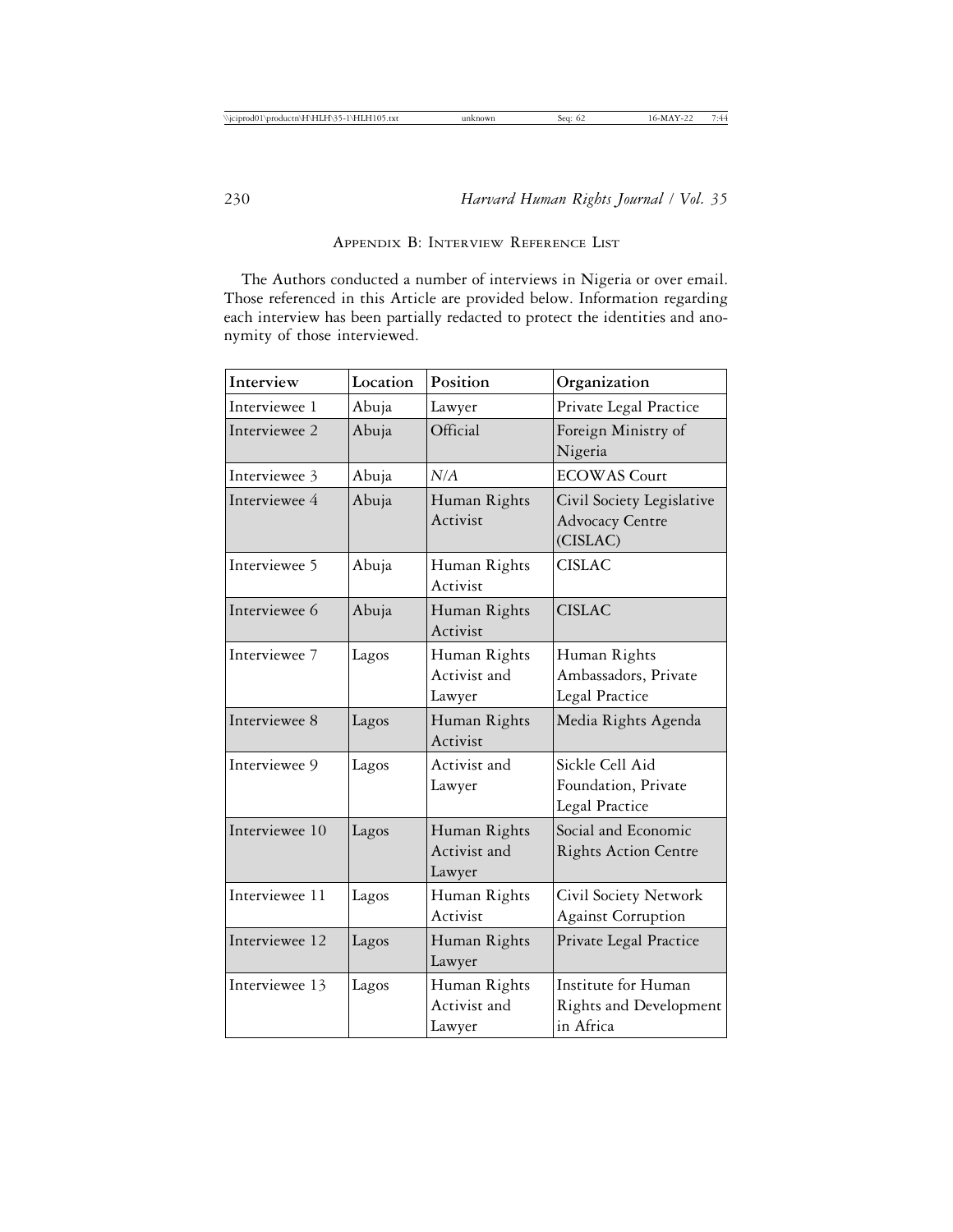## Appendix B: Interview Reference List

The Authors conducted a number of interviews in Nigeria or over email. Those referenced in this Article are provided below. Information regarding each interview has been partially redacted to protect the identities and anonymity of those interviewed.

| Interview | Location | Position | Organization |
|---|---|---|---|
| Interviewee 1 | Abuja | Lawyer | Private Legal Practice |
| Interviewee 2 | Abuja | Official | Foreign Ministry of Nigeria |
| Interviewee 3 | Abuja | *N/A* | ECOWAS Court |
| Interviewee 4 | Abuja | Human Rights Activist | Civil Society Legislative Advocacy Centre (CISLAC) |
| Interviewee 5 | Abuja | Human Rights Activist | CISLAC |
| Interviewee 6 | Abuja | Human Rights Activist | CISLAC |
| Interviewee 7 | Lagos | Human Rights Activist and Lawyer | Human Rights Ambassadors, Private Legal Practice |
| Interviewee 8 | Lagos | Human Rights Activist | Media Rights Agenda |
| Interviewee 9 | Lagos | Activist and Lawyer | Sickle Cell Aid Foundation, Private Legal Practice |
| Interviewee 10 | Lagos | Human Rights Activist and Lawyer | Social and Economic Rights Action Centre |
| Interviewee 11 | Lagos | Human Rights Activist | Civil Society Network Against Corruption |
| Interviewee 12 | Lagos | Human Rights Lawyer | Private Legal Practice |
| Interviewee 13 | Lagos | Human Rights Activist and Lawyer | Institute for Human Rights and Development in Africa |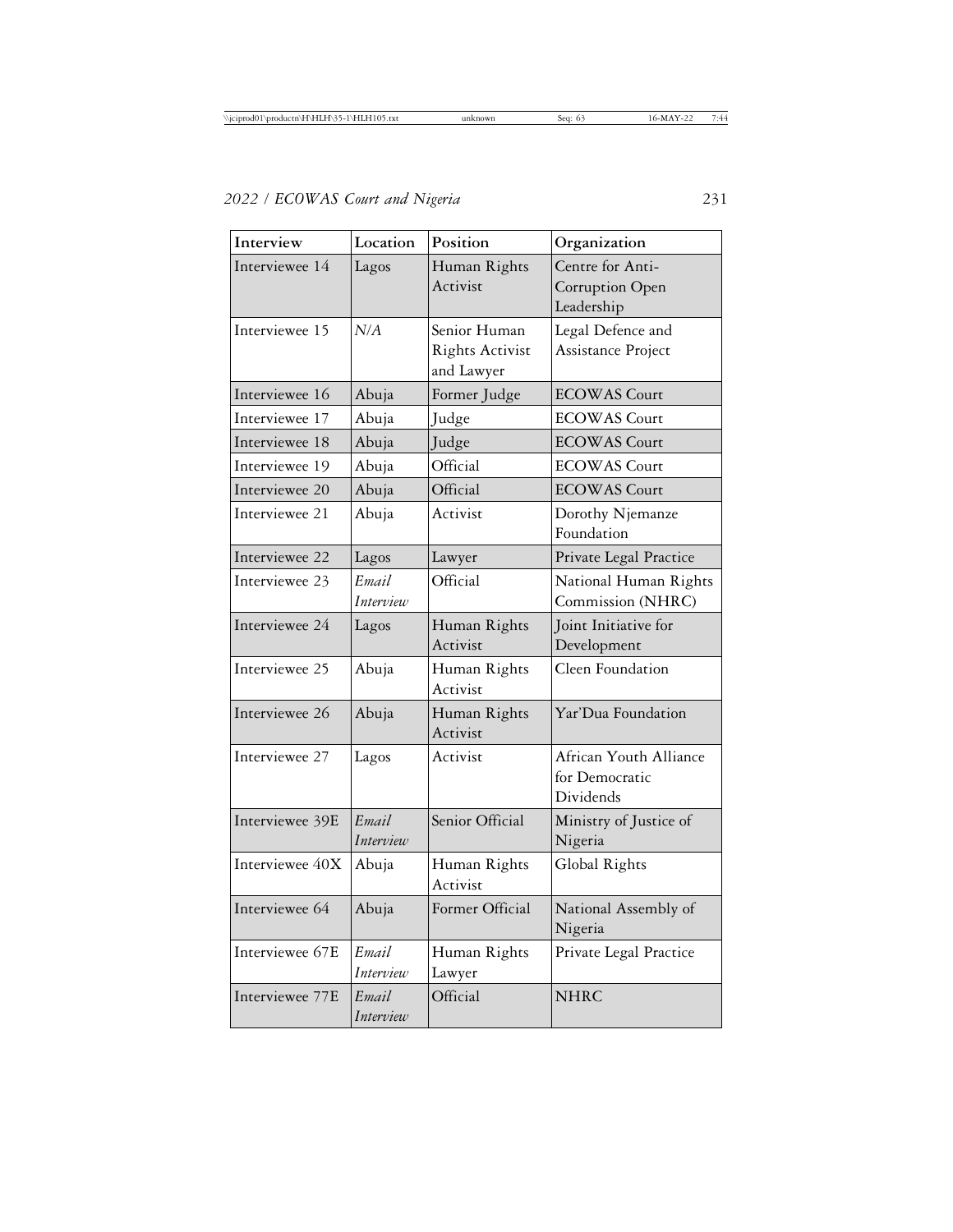| Interview | Location | Position | Organization |
|---|---|---|---|
| Interviewee 14 | Lagos | Human Rights Activist | Centre for Anti-Corruption Open Leadership |
| Interviewee 15 | *N/A* | Senior Human Rights Activist and Lawyer | Legal Defence and Assistance Project |
| Interviewee 16 | Abuja | Former Judge | ECOWAS Court |
| Interviewee 17 | Abuja | Judge | ECOWAS Court |
| Interviewee 18 | Abuja | Judge | ECOWAS Court |
| Interviewee 19 | Abuja | Official | ECOWAS Court |
| Interviewee 20 | Abuja | Official | ECOWAS Court |
| Interviewee 21 | Abuja | Activist | Dorothy Njemanze Foundation |
| Interviewee 22 | Lagos | Lawyer | Private Legal Practice |
| Interviewee 23 | *Email Interview* | Official | National Human Rights Commission (NHRC) |
| Interviewee 24 | Lagos | Human Rights Activist | Joint Initiative for Development |
| Interviewee 25 | Abuja | Human Rights Activist | Cleen Foundation |
| Interviewee 26 | Abuja | Human Rights Activist | Yar'Dua Foundation |
| Interviewee 27 | Lagos | Activist | African Youth Alliance for Democratic Dividends |
| Interviewee 39E | *Email Interview* | Senior Official | Ministry of Justice of Nigeria |
| Interviewee 40X | Abuja | Human Rights Activist | Global Rights |
| Interviewee 64 | Abuja | Former Official | National Assembly of Nigeria |
| Interviewee 67E | *Email Interview* | Human Rights Lawyer | Private Legal Practice |
| Interviewee 77E | *Email Interview* | Official | NHRC |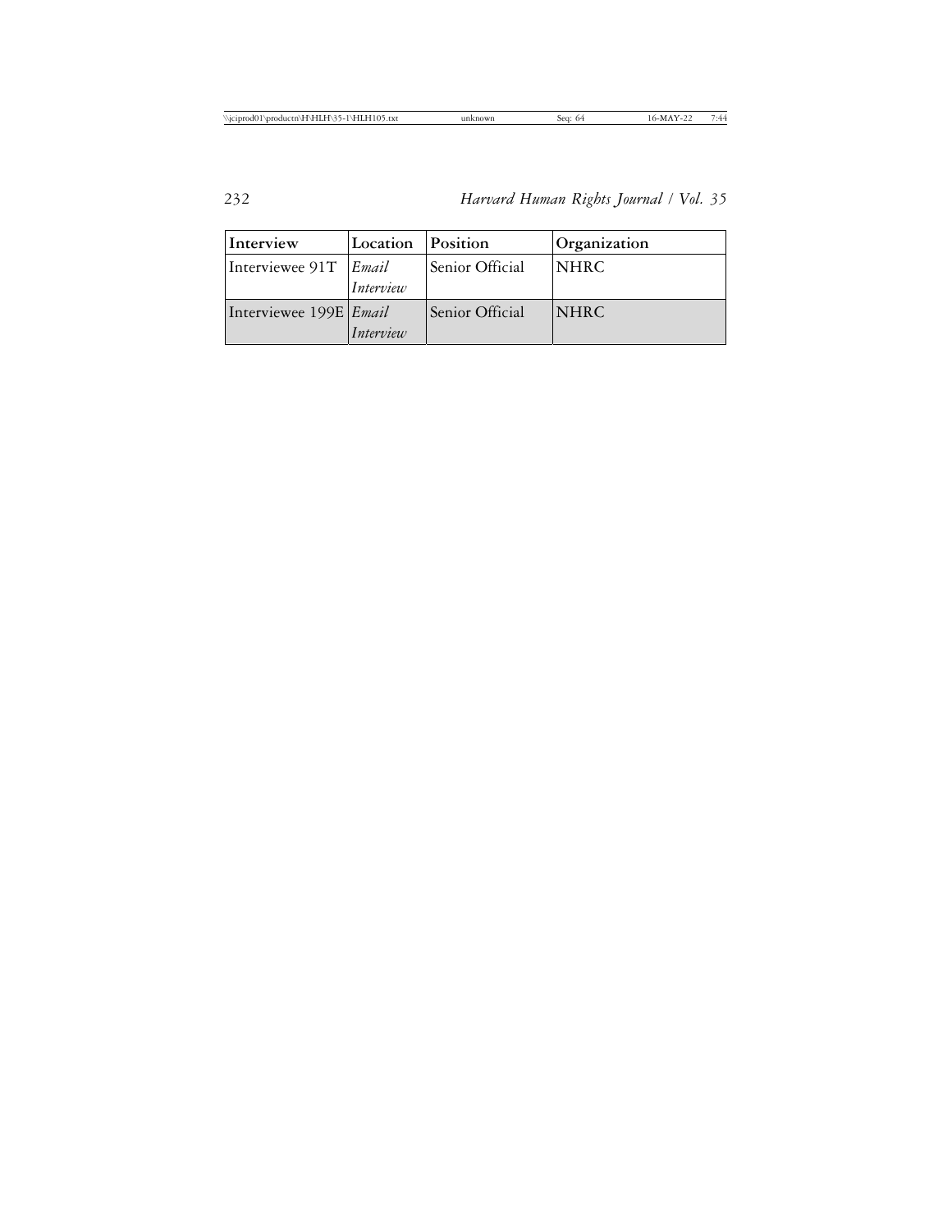| Interview | Location | Position | Organization |
|---|---|---|---|
| Interviewee 91T | *Email Interview* | Senior Official | NHRC |
| Interviewee 199E | *Email Interview* | Senior Official | NHRC |